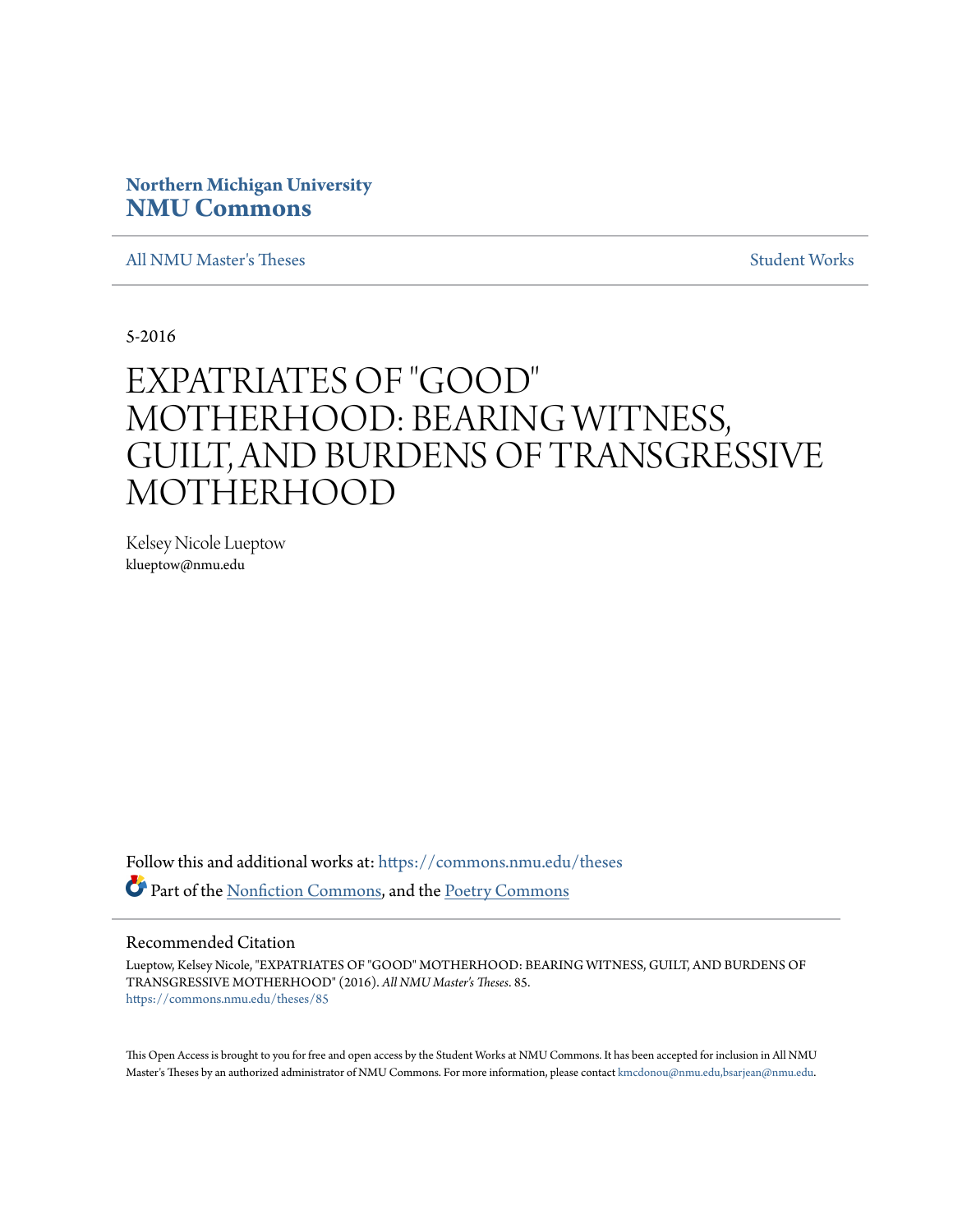Northern Michigan University
**NMU Commons**

All NMU Master's Theses | Student Works

5-2016

# EXPATRIATES OF "GOOD" MOTHERHOOD: BEARING WITNESS, GUILT, AND BURDENS OF TRANSGRESSIVE MOTHERHOOD

Kelsey Nicole Lueptow
klueptow@nmu.edu

Follow this and additional works at: https://commons.nmu.edu/theses

Part of the Nonfiction Commons, and the Poetry Commons

## Recommended Citation

Lueptow, Kelsey Nicole, "EXPATRIATES OF "GOOD" MOTHERHOOD: BEARING WITNESS, GUILT, AND BURDENS OF TRANSGRESSIVE MOTHERHOOD" (2016). *All NMU Master's Theses*. 85.
https://commons.nmu.edu/theses/85

This Open Access is brought to you for free and open access by the Student Works at NMU Commons. It has been accepted for inclusion in All NMU Master's Theses by an authorized administrator of NMU Commons. For more information, please contact kmcdonou@nmu.edu,bsarjean@nmu.edu.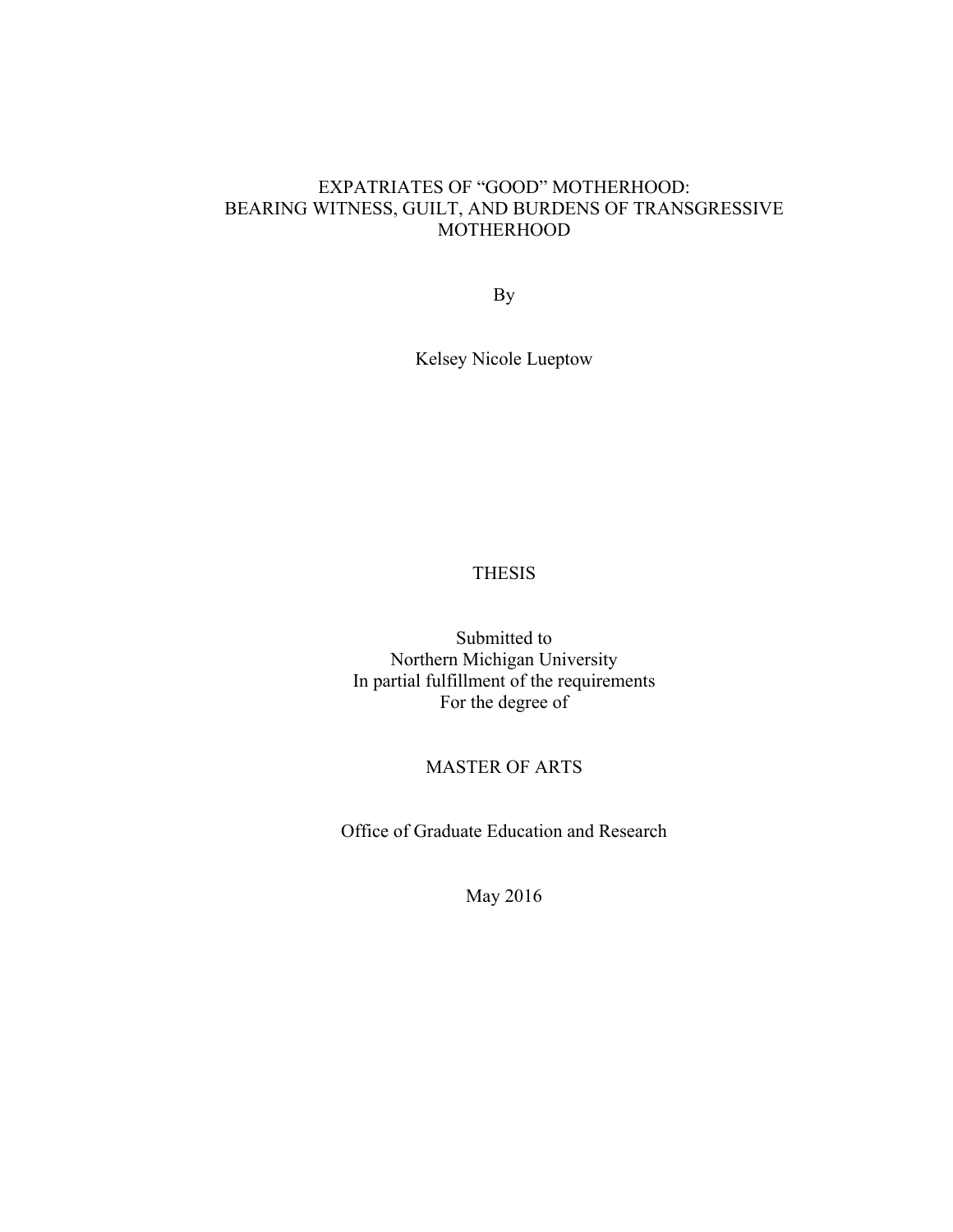# EXPATRIATES OF "GOOD" MOTHERHOOD: BEARING WITNESS, GUILT, AND BURDENS OF TRANSGRESSIVE MOTHERHOOD

By

Kelsey Nicole Lueptow

THESIS

Submitted to
Northern Michigan University
In partial fulfillment of the requirements
For the degree of

MASTER OF ARTS

Office of Graduate Education and Research

May 2016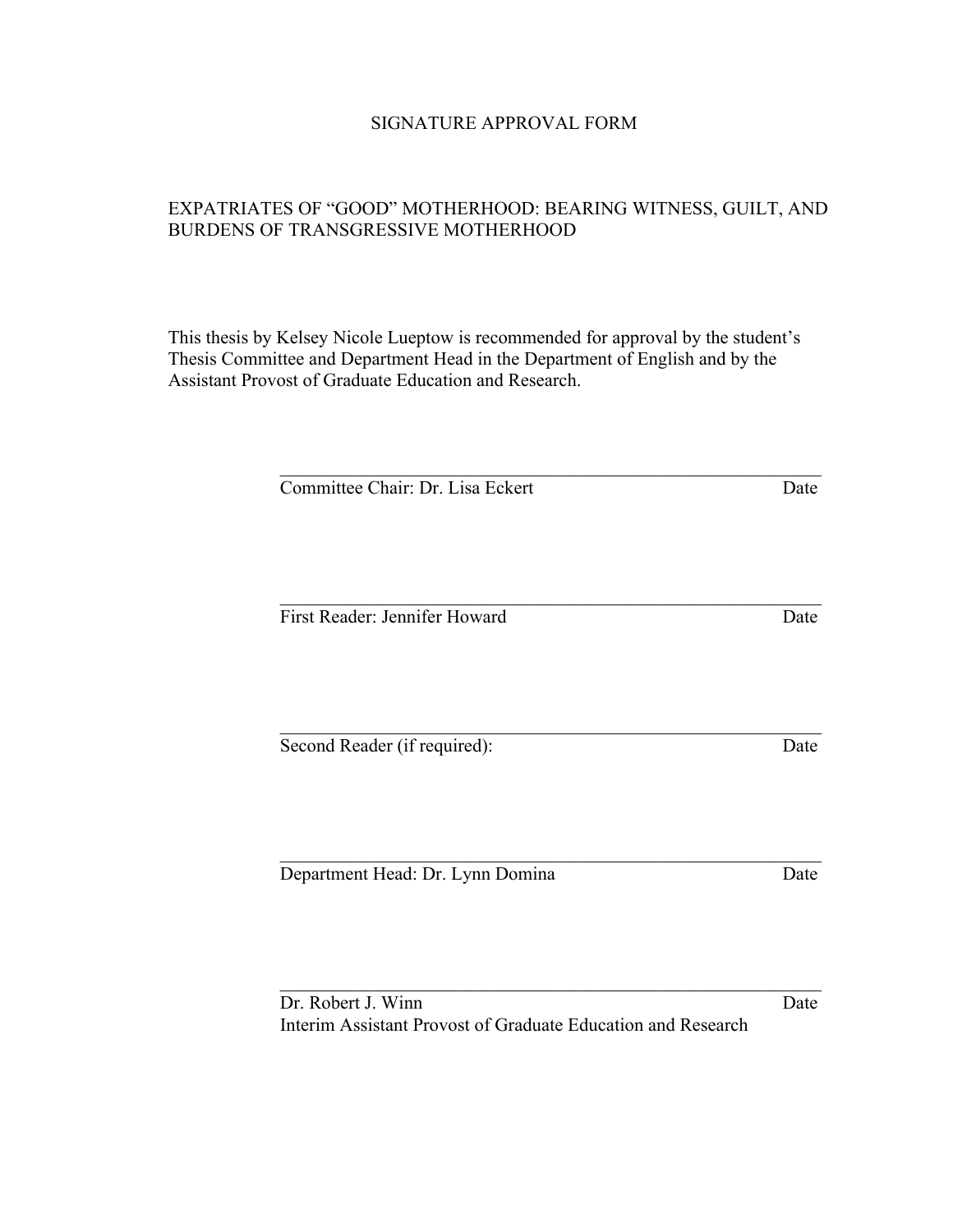SIGNATURE APPROVAL FORM

EXPATRIATES OF "GOOD" MOTHERHOOD: BEARING WITNESS, GUILT, AND BURDENS OF TRANSGRESSIVE MOTHERHOOD

This thesis by Kelsey Nicole Lueptow is recommended for approval by the student's Thesis Committee and Department Head in the Department of English and by the Assistant Provost of Graduate Education and Research.

\_\_\_\_\_\_\_\_\_\_\_\_\_\_\_\_\_\_\_\_\_\_\_\_\_\_\_\_\_\_\_\_\_\_\_\_\_\_\_\_\_\_\_\_\_\_\_\_\_\_\_\_

Committee Chair: Dr. Lisa Eckert &emsp;&emsp;&emsp;&emsp;&emsp;&emsp;&emsp;&emsp; Date

\_\_\_\_\_\_\_\_\_\_\_\_\_\_\_\_\_\_\_\_\_\_\_\_\_\_\_\_\_\_\_\_\_\_\_\_\_\_\_\_\_\_\_\_\_\_\_\_\_\_\_\_

First Reader: Jennifer Howard &emsp;&emsp;&emsp;&emsp;&emsp;&emsp;&emsp;&emsp; Date

\_\_\_\_\_\_\_\_\_\_\_\_\_\_\_\_\_\_\_\_\_\_\_\_\_\_\_\_\_\_\_\_\_\_\_\_\_\_\_\_\_\_\_\_\_\_\_\_\_\_\_\_

Second Reader (if required): &emsp;&emsp;&emsp;&emsp;&emsp;&emsp;&emsp;&emsp; Date

\_\_\_\_\_\_\_\_\_\_\_\_\_\_\_\_\_\_\_\_\_\_\_\_\_\_\_\_\_\_\_\_\_\_\_\_\_\_\_\_\_\_\_\_\_\_\_\_\_\_\_\_

Department Head: Dr. Lynn Domina &emsp;&emsp;&emsp;&emsp;&emsp;&emsp;&emsp;&emsp; Date

\_\_\_\_\_\_\_\_\_\_\_\_\_\_\_\_\_\_\_\_\_\_\_\_\_\_\_\_\_\_\_\_\_\_\_\_\_\_\_\_\_\_\_\_\_\_\_\_\_\_\_\_

Dr. Robert J. Winn &emsp;&emsp;&emsp;&emsp;&emsp;&emsp;&emsp;&emsp; Date
Interim Assistant Provost of Graduate Education and Research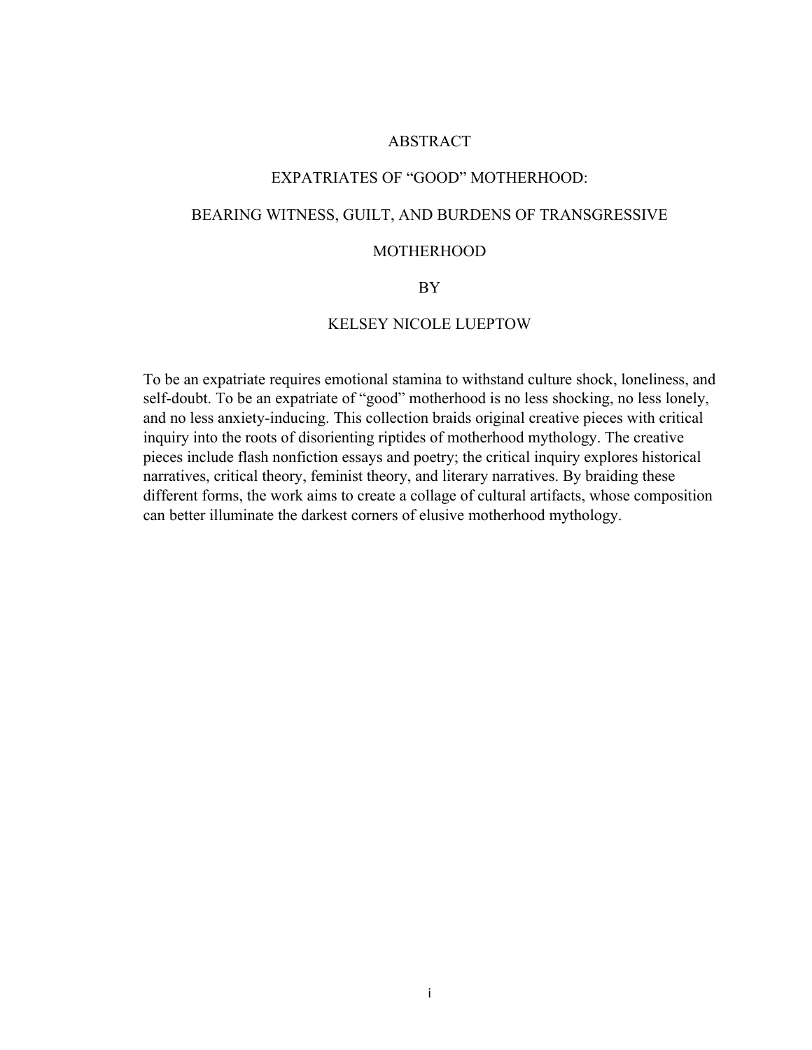# ABSTRACT

## EXPATRIATES OF "GOOD" MOTHERHOOD:

## BEARING WITNESS, GUILT, AND BURDENS OF TRANSGRESSIVE MOTHERHOOD

BY

KELSEY NICOLE LUEPTOW

To be an expatriate requires emotional stamina to withstand culture shock, loneliness, and self-doubt. To be an expatriate of "good" motherhood is no less shocking, no less lonely, and no less anxiety-inducing. This collection braids original creative pieces with critical inquiry into the roots of disorienting riptides of motherhood mythology. The creative pieces include flash nonfiction essays and poetry; the critical inquiry explores historical narratives, critical theory, feminist theory, and literary narratives. By braiding these different forms, the work aims to create a collage of cultural artifacts, whose composition can better illuminate the darkest corners of elusive motherhood mythology.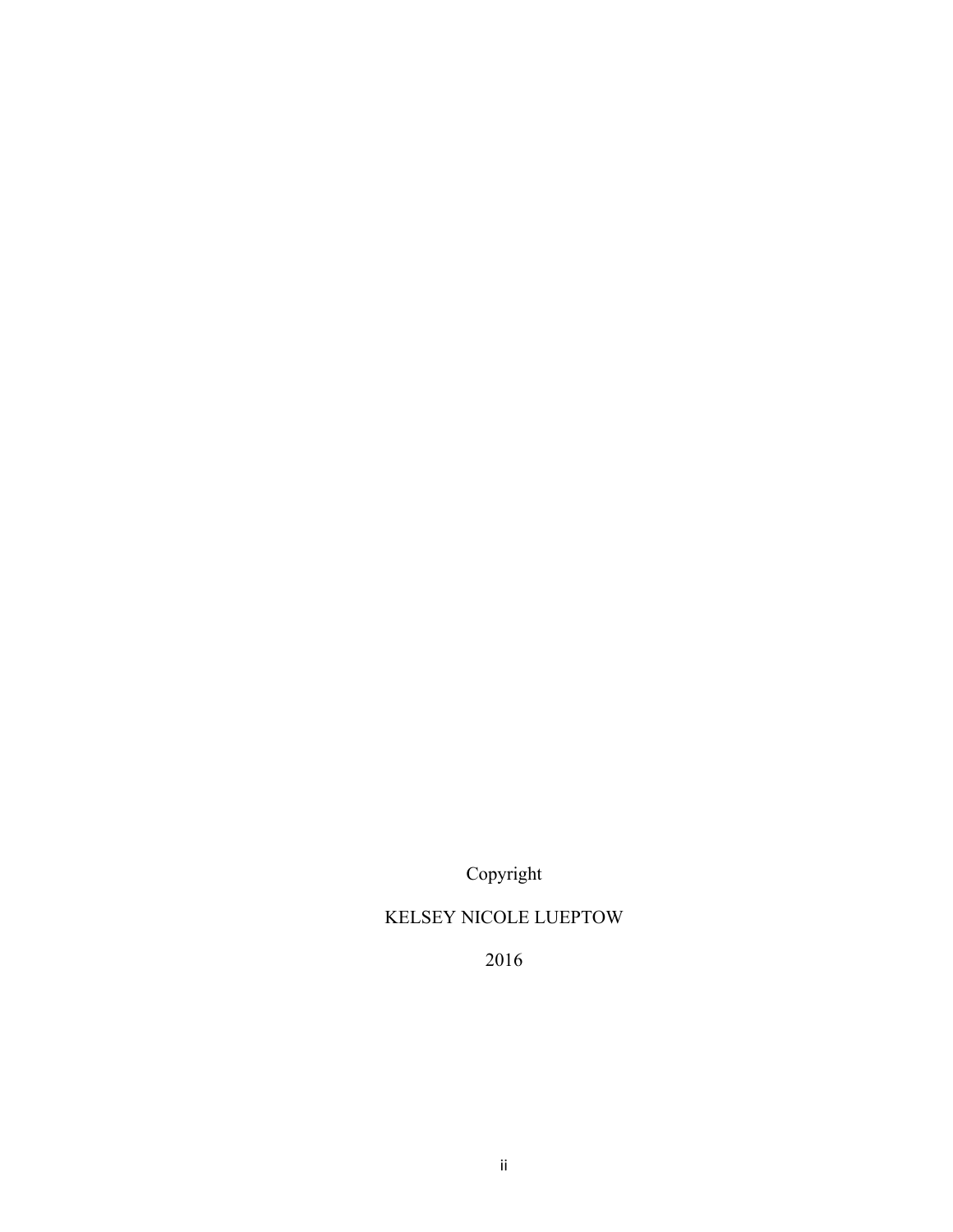Copyright

KELSEY NICOLE LUEPTOW

2016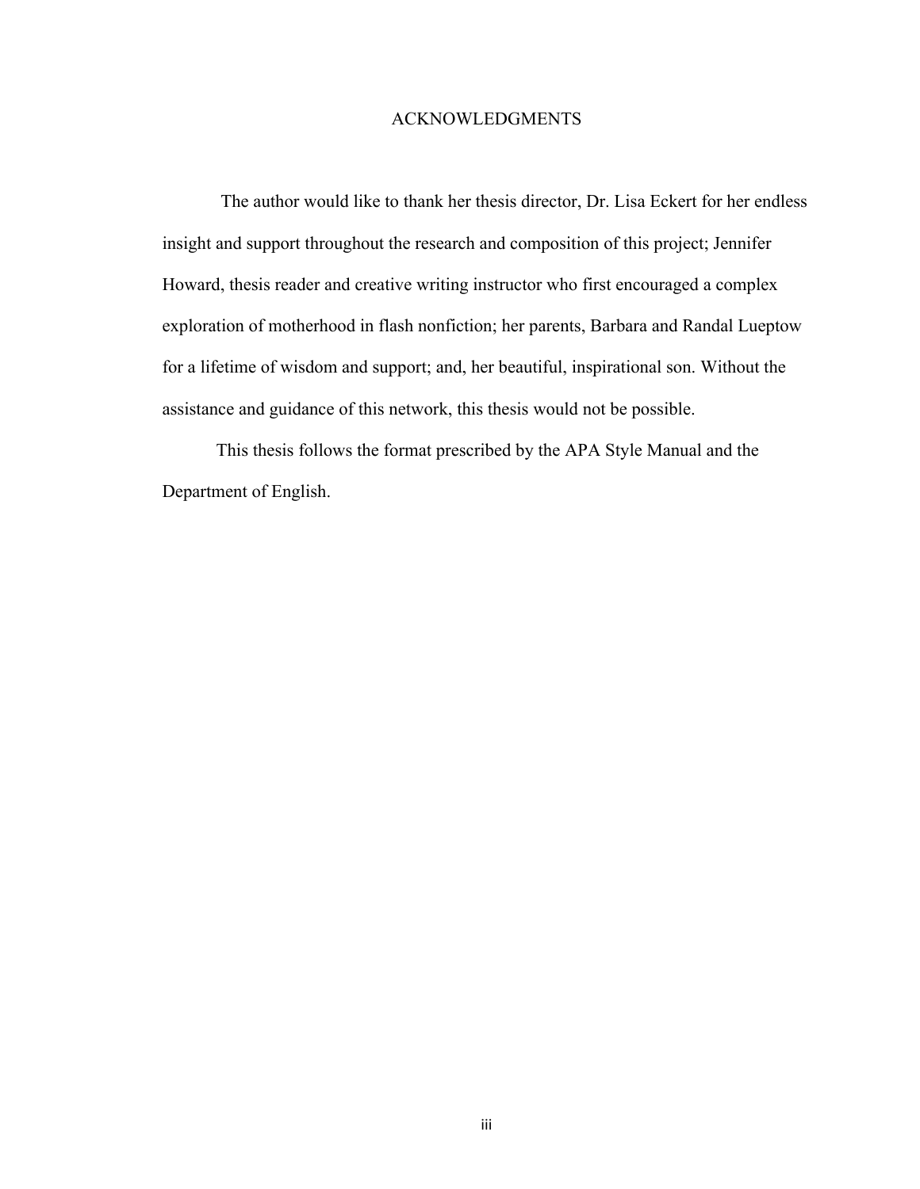# ACKNOWLEDGMENTS

The author would like to thank her thesis director, Dr. Lisa Eckert for her endless insight and support throughout the research and composition of this project; Jennifer Howard, thesis reader and creative writing instructor who first encouraged a complex exploration of motherhood in flash nonfiction; her parents, Barbara and Randal Lueptow for a lifetime of wisdom and support; and, her beautiful, inspirational son. Without the assistance and guidance of this network, this thesis would not be possible.

This thesis follows the format prescribed by the APA Style Manual and the Department of English.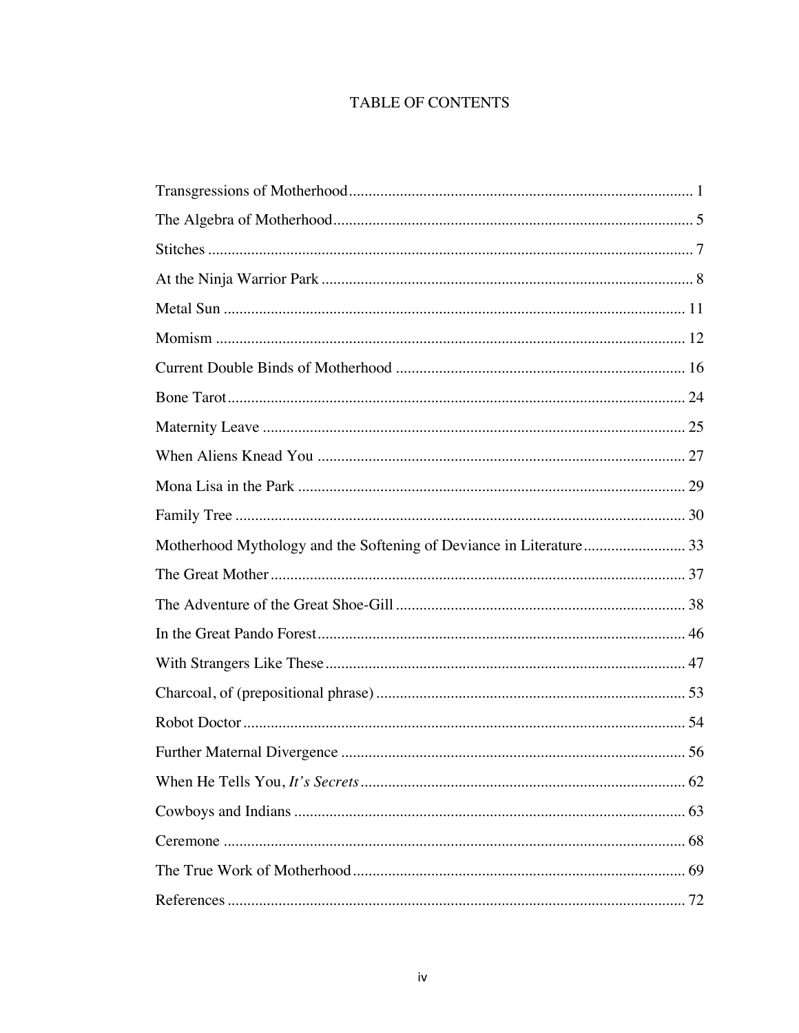# TABLE OF CONTENTS

| | |
|---|---|
| Transgressions of Motherhood | 1 |
| The Algebra of Motherhood | 5 |
| Stitches | 7 |
| At the Ninja Warrior Park | 8 |
| Metal Sun | 11 |
| Momism | 12 |
| Current Double Binds of Motherhood | 16 |
| Bone Tarot | 24 |
| Maternity Leave | 25 |
| When Aliens Knead You | 27 |
| Mona Lisa in the Park | 29 |
| Family Tree | 30 |
| Motherhood Mythology and the Softening of Deviance in Literature | 33 |
| The Great Mother | 37 |
| The Adventure of the Great Shoe-Gill | 38 |
| In the Great Pando Forest | 46 |
| With Strangers Like These | 47 |
| Charcoal, of (prepositional phrase) | 53 |
| Robot Doctor | 54 |
| Further Maternal Divergence | 56 |
| When He Tells You, *It's Secrets* | 62 |
| Cowboys and Indians | 63 |
| Ceremone | 68 |
| The True Work of Motherhood | 69 |
| References | 72 |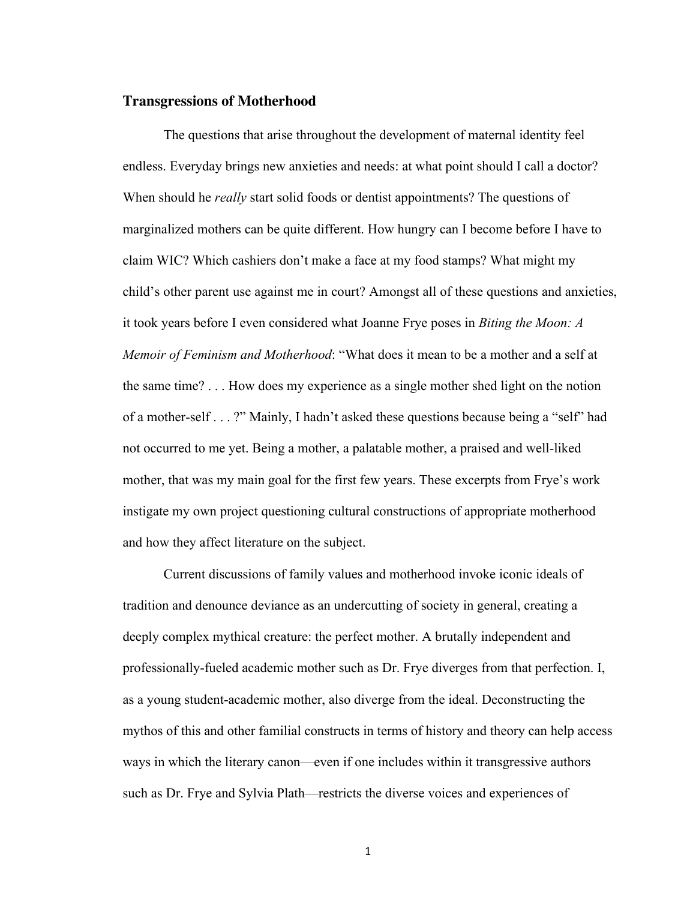## Transgressions of Motherhood

The questions that arise throughout the development of maternal identity feel endless. Everyday brings new anxieties and needs: at what point should I call a doctor? When should he *really* start solid foods or dentist appointments? The questions of marginalized mothers can be quite different. How hungry can I become before I have to claim WIC? Which cashiers don't make a face at my food stamps? What might my child's other parent use against me in court? Amongst all of these questions and anxieties, it took years before I even considered what Joanne Frye poses in *Biting the Moon: A Memoir of Feminism and Motherhood*: "What does it mean to be a mother and a self at the same time? . . . How does my experience as a single mother shed light on the notion of a mother-self . . . ?" Mainly, I hadn't asked these questions because being a "self" had not occurred to me yet. Being a mother, a palatable mother, a praised and well-liked mother, that was my main goal for the first few years. These excerpts from Frye's work instigate my own project questioning cultural constructions of appropriate motherhood and how they affect literature on the subject.

Current discussions of family values and motherhood invoke iconic ideals of tradition and denounce deviance as an undercutting of society in general, creating a deeply complex mythical creature: the perfect mother. A brutally independent and professionally-fueled academic mother such as Dr. Frye diverges from that perfection. I, as a young student-academic mother, also diverge from the ideal. Deconstructing the mythos of this and other familial constructs in terms of history and theory can help access ways in which the literary canon—even if one includes within it transgressive authors such as Dr. Frye and Sylvia Plath—restricts the diverse voices and experiences of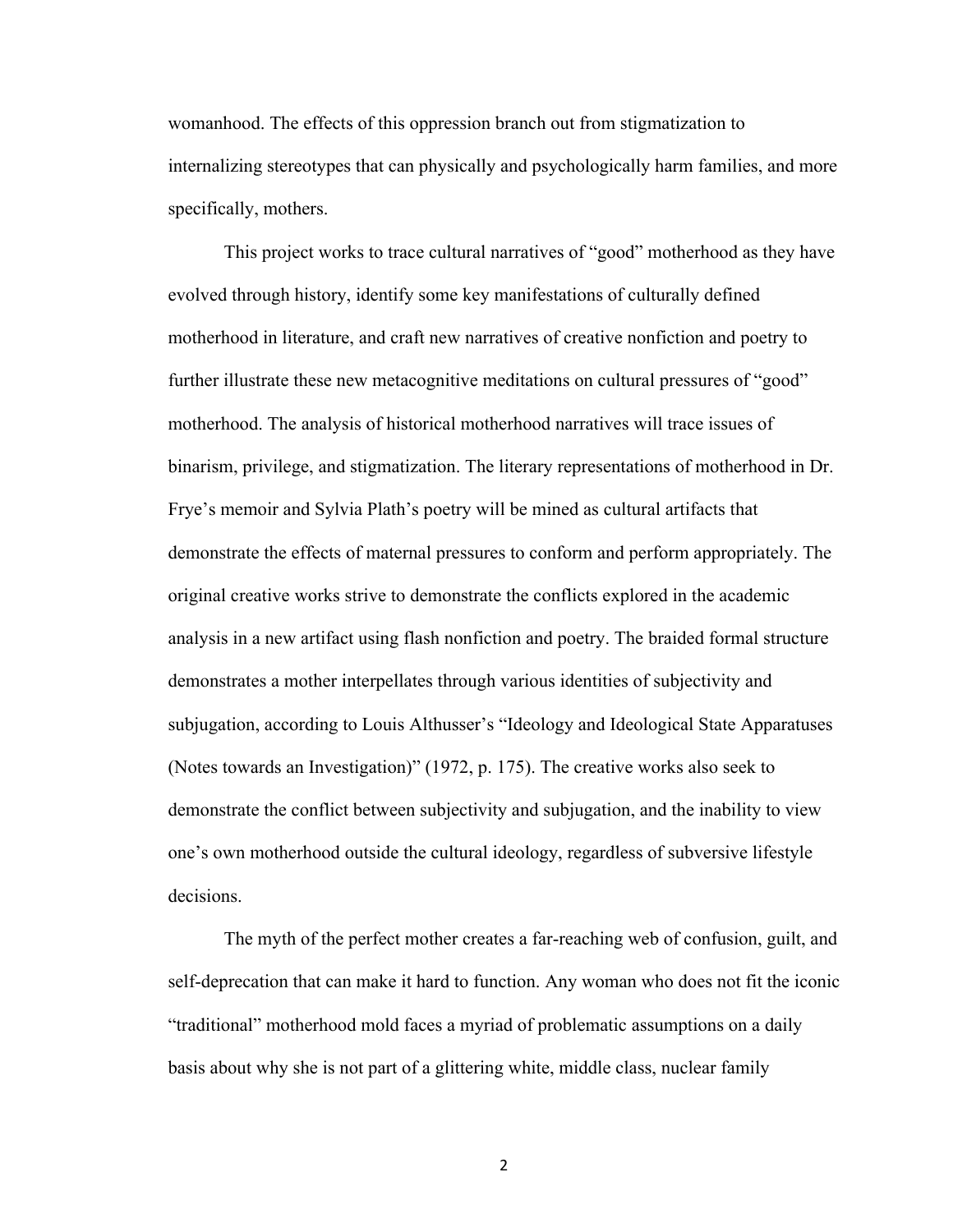womanhood. The effects of this oppression branch out from stigmatization to internalizing stereotypes that can physically and psychologically harm families, and more specifically, mothers.

This project works to trace cultural narratives of "good" motherhood as they have evolved through history, identify some key manifestations of culturally defined motherhood in literature, and craft new narratives of creative nonfiction and poetry to further illustrate these new metacognitive meditations on cultural pressures of "good" motherhood. The analysis of historical motherhood narratives will trace issues of binarism, privilege, and stigmatization. The literary representations of motherhood in Dr. Frye's memoir and Sylvia Plath's poetry will be mined as cultural artifacts that demonstrate the effects of maternal pressures to conform and perform appropriately. The original creative works strive to demonstrate the conflicts explored in the academic analysis in a new artifact using flash nonfiction and poetry. The braided formal structure demonstrates a mother interpellates through various identities of subjectivity and subjugation, according to Louis Althusser's "Ideology and Ideological State Apparatuses (Notes towards an Investigation)" (1972, p. 175). The creative works also seek to demonstrate the conflict between subjectivity and subjugation, and the inability to view one's own motherhood outside the cultural ideology, regardless of subversive lifestyle decisions.

The myth of the perfect mother creates a far-reaching web of confusion, guilt, and self-deprecation that can make it hard to function. Any woman who does not fit the iconic "traditional" motherhood mold faces a myriad of problematic assumptions on a daily basis about why she is not part of a glittering white, middle class, nuclear family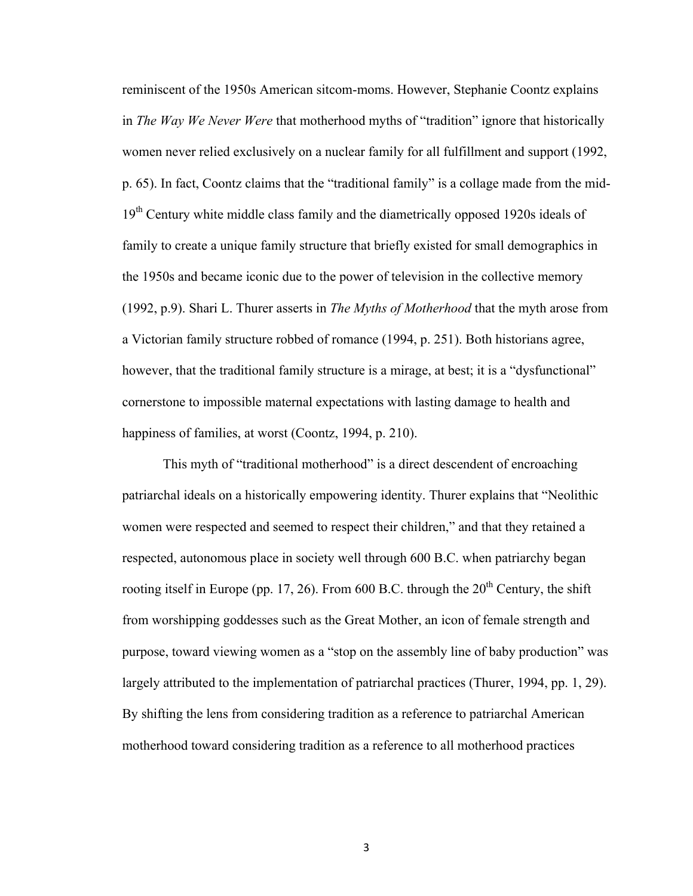reminiscent of the 1950s American sitcom-moms. However, Stephanie Coontz explains in *The Way We Never Were* that motherhood myths of "tradition" ignore that historically women never relied exclusively on a nuclear family for all fulfillment and support (1992, p. 65). In fact, Coontz claims that the "traditional family" is a collage made from the mid-19th Century white middle class family and the diametrically opposed 1920s ideals of family to create a unique family structure that briefly existed for small demographics in the 1950s and became iconic due to the power of television in the collective memory (1992, p.9). Shari L. Thurer asserts in *The Myths of Motherhood* that the myth arose from a Victorian family structure robbed of romance (1994, p. 251). Both historians agree, however, that the traditional family structure is a mirage, at best; it is a "dysfunctional" cornerstone to impossible maternal expectations with lasting damage to health and happiness of families, at worst (Coontz, 1994, p. 210).

This myth of "traditional motherhood" is a direct descendent of encroaching patriarchal ideals on a historically empowering identity. Thurer explains that "Neolithic women were respected and seemed to respect their children," and that they retained a respected, autonomous place in society well through 600 B.C. when patriarchy began rooting itself in Europe (pp. 17, 26). From 600 B.C. through the 20th Century, the shift from worshipping goddesses such as the Great Mother, an icon of female strength and purpose, toward viewing women as a "stop on the assembly line of baby production" was largely attributed to the implementation of patriarchal practices (Thurer, 1994, pp. 1, 29). By shifting the lens from considering tradition as a reference to patriarchal American motherhood toward considering tradition as a reference to all motherhood practices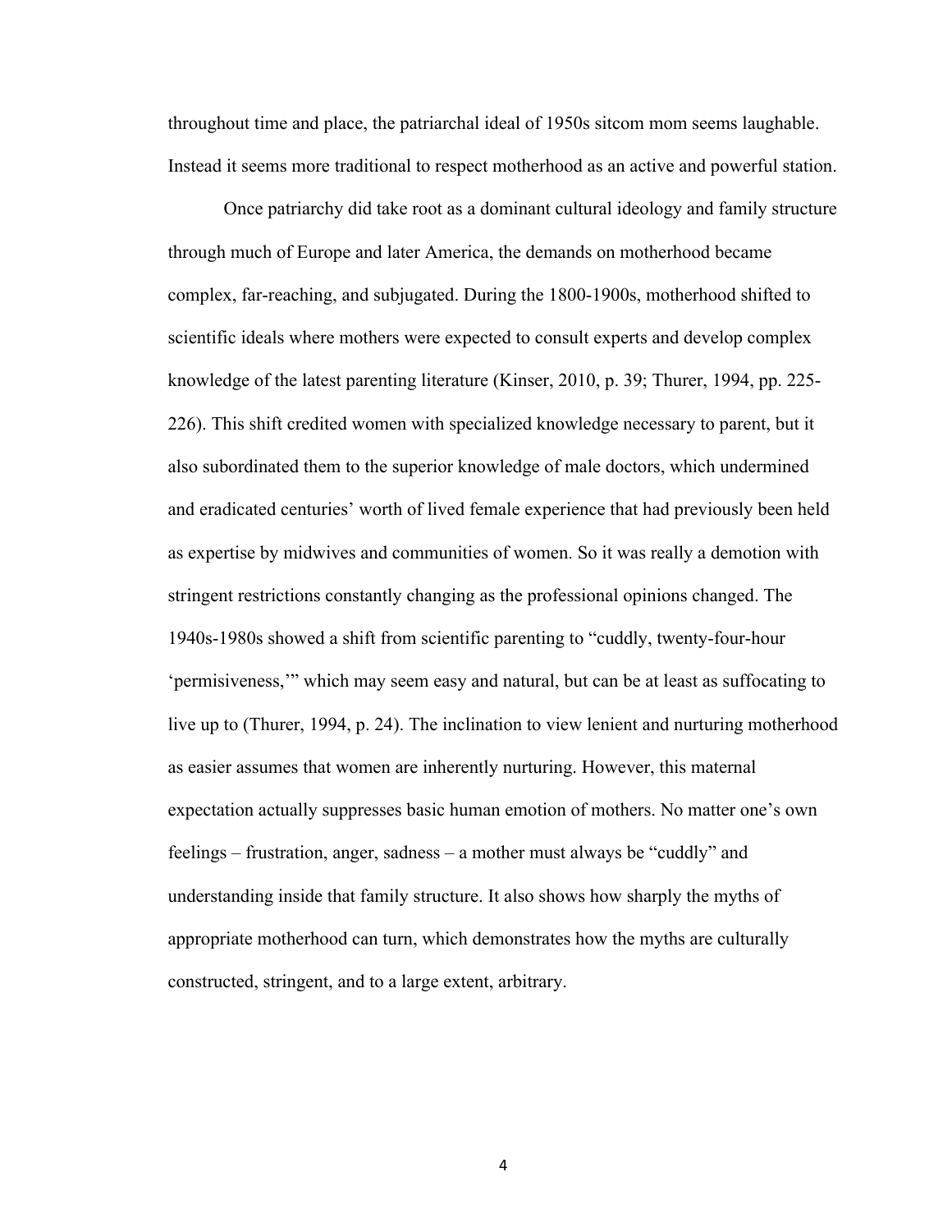throughout time and place, the patriarchal ideal of 1950s sitcom mom seems laughable. Instead it seems more traditional to respect motherhood as an active and powerful station.

Once patriarchy did take root as a dominant cultural ideology and family structure through much of Europe and later America, the demands on motherhood became complex, far-reaching, and subjugated. During the 1800-1900s, motherhood shifted to scientific ideals where mothers were expected to consult experts and develop complex knowledge of the latest parenting literature (Kinser, 2010, p. 39; Thurer, 1994, pp. 225-226). This shift credited women with specialized knowledge necessary to parent, but it also subordinated them to the superior knowledge of male doctors, which undermined and eradicated centuries' worth of lived female experience that had previously been held as expertise by midwives and communities of women. So it was really a demotion with stringent restrictions constantly changing as the professional opinions changed. The 1940s-1980s showed a shift from scientific parenting to "cuddly, twenty-four-hour 'permisiveness,'" which may seem easy and natural, but can be at least as suffocating to live up to (Thurer, 1994, p. 24). The inclination to view lenient and nurturing motherhood as easier assumes that women are inherently nurturing. However, this maternal expectation actually suppresses basic human emotion of mothers. No matter one's own feelings – frustration, anger, sadness – a mother must always be "cuddly" and understanding inside that family structure. It also shows how sharply the myths of appropriate motherhood can turn, which demonstrates how the myths are culturally constructed, stringent, and to a large extent, arbitrary.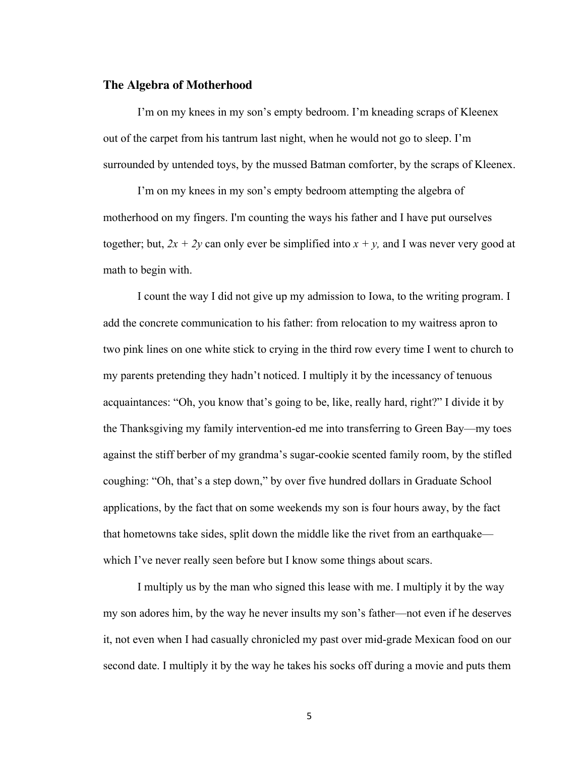## The Algebra of Motherhood

I'm on my knees in my son's empty bedroom. I'm kneading scraps of Kleenex out of the carpet from his tantrum last night, when he would not go to sleep. I'm surrounded by untended toys, by the mussed Batman comforter, by the scraps of Kleenex.

I'm on my knees in my son's empty bedroom attempting the algebra of motherhood on my fingers. I'm counting the ways his father and I have put ourselves together; but, $2x + 2y$ can only ever be simplified into $x + y$, and I was never very good at math to begin with.

I count the way I did not give up my admission to Iowa, to the writing program. I add the concrete communication to his father: from relocation to my waitress apron to two pink lines on one white stick to crying in the third row every time I went to church to my parents pretending they hadn't noticed. I multiply it by the incessancy of tenuous acquaintances: "Oh, you know that's going to be, like, really hard, right?" I divide it by the Thanksgiving my family intervention-ed me into transferring to Green Bay—my toes against the stiff berber of my grandma's sugar-cookie scented family room, by the stifled coughing: "Oh, that's a step down," by over five hundred dollars in Graduate School applications, by the fact that on some weekends my son is four hours away, by the fact that hometowns take sides, split down the middle like the rivet from an earthquake—which I've never really seen before but I know some things about scars.

I multiply us by the man who signed this lease with me. I multiply it by the way my son adores him, by the way he never insults my son's father—not even if he deserves it, not even when I had casually chronicled my past over mid-grade Mexican food on our second date. I multiply it by the way he takes his socks off during a movie and puts them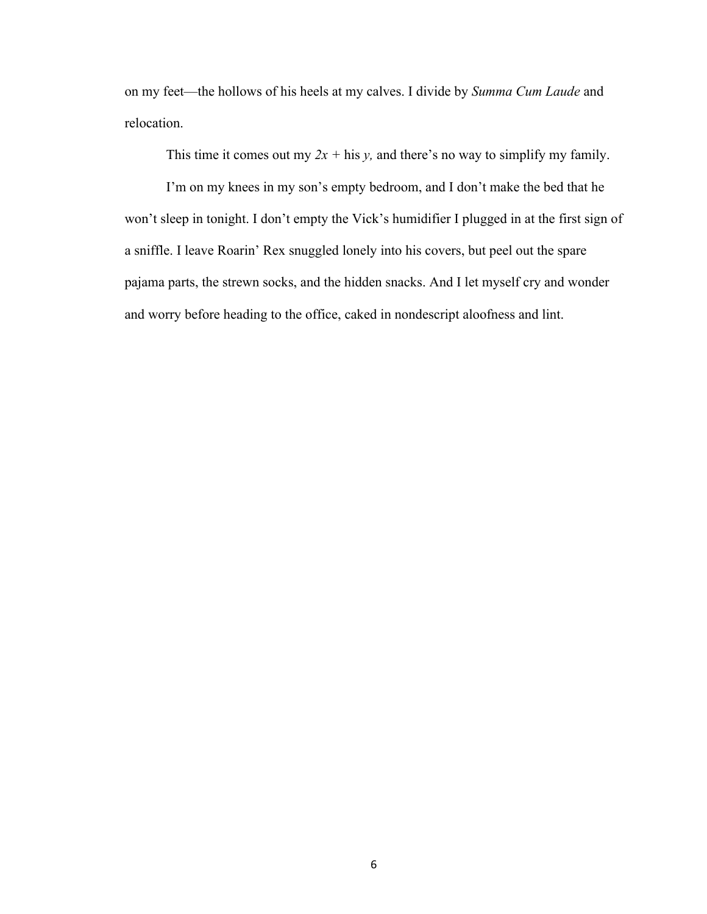on my feet—the hollows of his heels at my calves. I divide by *Summa Cum Laude* and relocation.

This time it comes out my $2x$ + his $y$, and there's no way to simplify my family.

I'm on my knees in my son's empty bedroom, and I don't make the bed that he won't sleep in tonight. I don't empty the Vick's humidifier I plugged in at the first sign of a sniffle. I leave Roarin' Rex snuggled lonely into his covers, but peel out the spare pajama parts, the strewn socks, and the hidden snacks. And I let myself cry and wonder and worry before heading to the office, caked in nondescript aloofness and lint.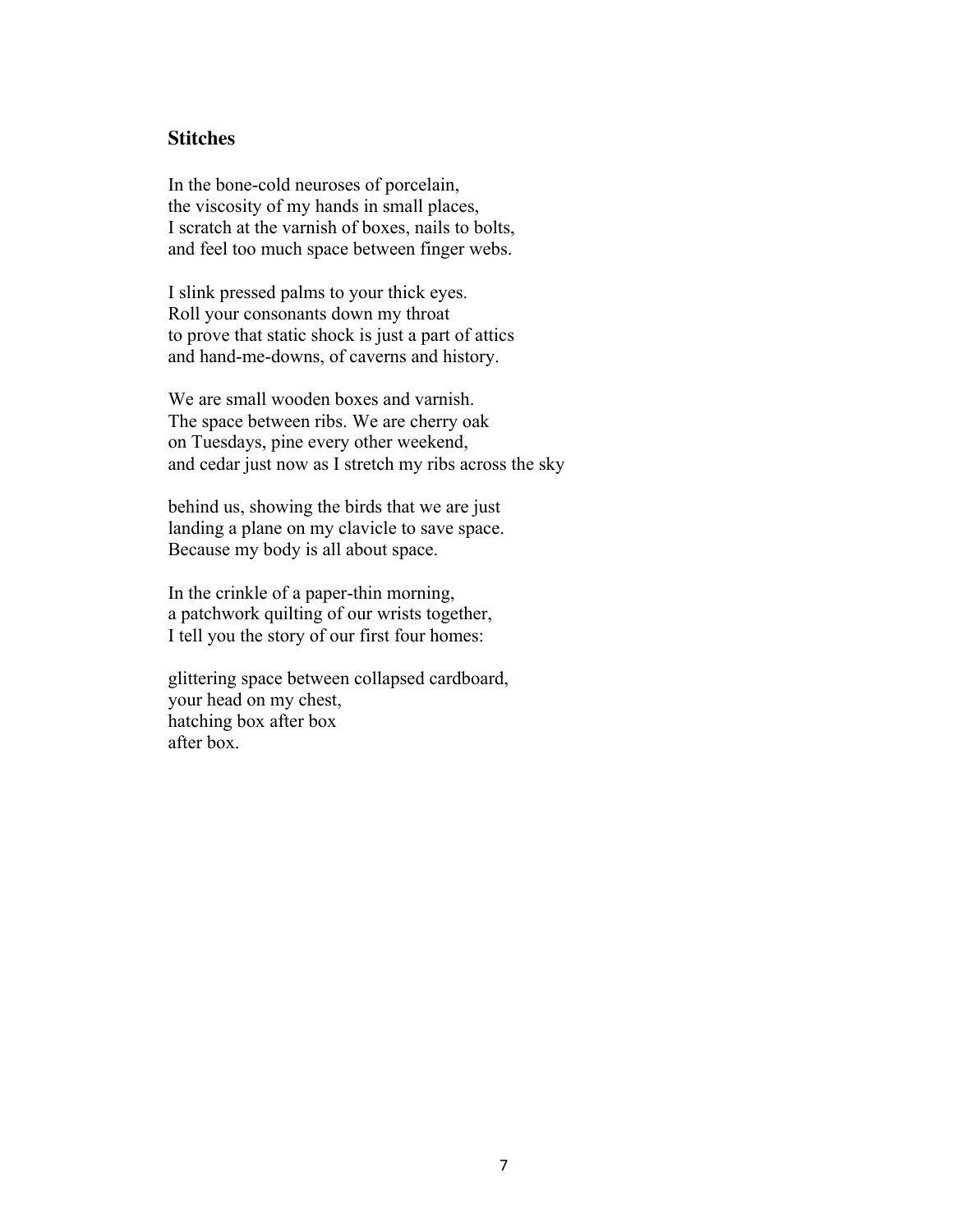### Stitches

In the bone-cold neuroses of porcelain,  
the viscosity of my hands in small places,  
I scratch at the varnish of boxes, nails to bolts,  
and feel too much space between finger webs.

I slink pressed palms to your thick eyes.  
Roll your consonants down my throat  
to prove that static shock is just a part of attics  
and hand-me-downs, of caverns and history.

We are small wooden boxes and varnish.  
The space between ribs. We are cherry oak  
on Tuesdays, pine every other weekend,  
and cedar just now as I stretch my ribs across the sky

behind us, showing the birds that we are just  
landing a plane on my clavicle to save space.  
Because my body is all about space.

In the crinkle of a paper-thin morning,  
a patchwork quilting of our wrists together,  
I tell you the story of our first four homes:

glittering space between collapsed cardboard,  
your head on my chest,  
hatching box after box  
after box.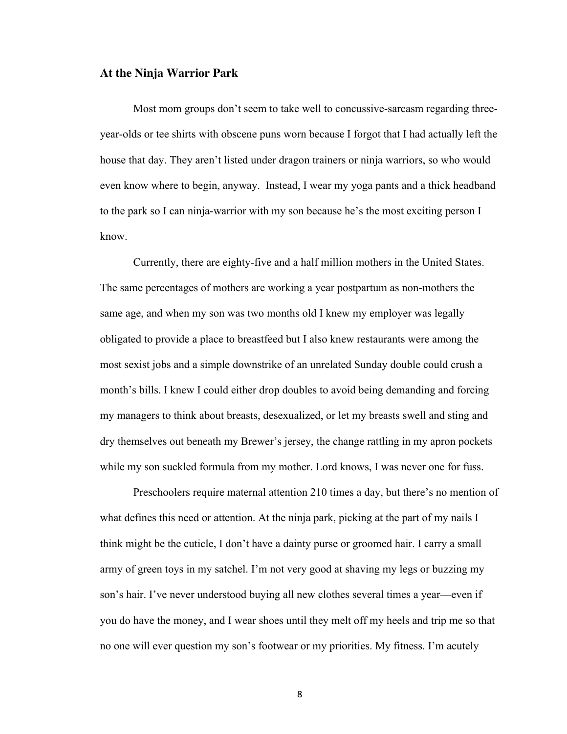### At the Ninja Warrior Park

Most mom groups don't seem to take well to concussive-sarcasm regarding three-year-olds or tee shirts with obscene puns worn because I forgot that I had actually left the house that day. They aren't listed under dragon trainers or ninja warriors, so who would even know where to begin, anyway. Instead, I wear my yoga pants and a thick headband to the park so I can ninja-warrior with my son because he's the most exciting person I know.

Currently, there are eighty-five and a half million mothers in the United States. The same percentages of mothers are working a year postpartum as non-mothers the same age, and when my son was two months old I knew my employer was legally obligated to provide a place to breastfeed but I also knew restaurants were among the most sexist jobs and a simple downstrike of an unrelated Sunday double could crush a month's bills. I knew I could either drop doubles to avoid being demanding and forcing my managers to think about breasts, desexualized, or let my breasts swell and sting and dry themselves out beneath my Brewer's jersey, the change rattling in my apron pockets while my son suckled formula from my mother. Lord knows, I was never one for fuss.

Preschoolers require maternal attention 210 times a day, but there's no mention of what defines this need or attention. At the ninja park, picking at the part of my nails I think might be the cuticle, I don't have a dainty purse or groomed hair. I carry a small army of green toys in my satchel. I'm not very good at shaving my legs or buzzing my son's hair. I've never understood buying all new clothes several times a year—even if you do have the money, and I wear shoes until they melt off my heels and trip me so that no one will ever question my son's footwear or my priorities. My fitness. I'm acutely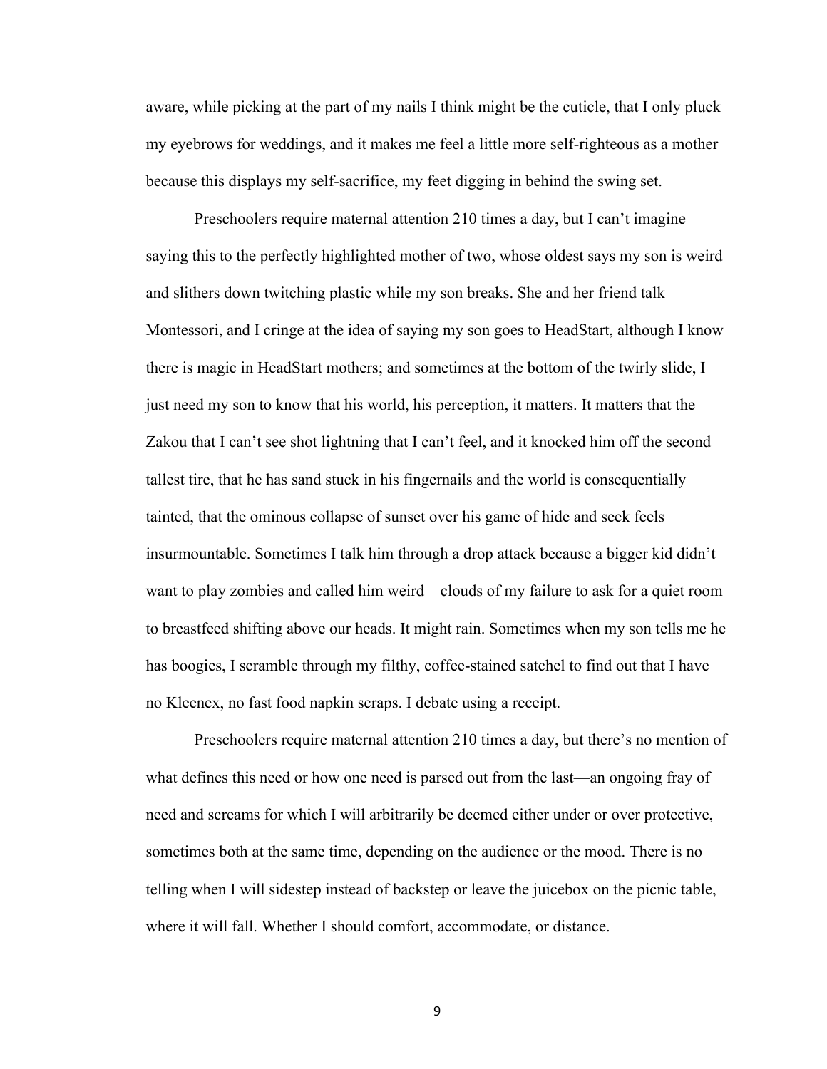aware, while picking at the part of my nails I think might be the cuticle, that I only pluck my eyebrows for weddings, and it makes me feel a little more self-righteous as a mother because this displays my self-sacrifice, my feet digging in behind the swing set.

Preschoolers require maternal attention 210 times a day, but I can't imagine saying this to the perfectly highlighted mother of two, whose oldest says my son is weird and slithers down twitching plastic while my son breaks. She and her friend talk Montessori, and I cringe at the idea of saying my son goes to HeadStart, although I know there is magic in HeadStart mothers; and sometimes at the bottom of the twirly slide, I just need my son to know that his world, his perception, it matters. It matters that the Zakou that I can't see shot lightning that I can't feel, and it knocked him off the second tallest tire, that he has sand stuck in his fingernails and the world is consequentially tainted, that the ominous collapse of sunset over his game of hide and seek feels insurmountable. Sometimes I talk him through a drop attack because a bigger kid didn't want to play zombies and called him weird—clouds of my failure to ask for a quiet room to breastfeed shifting above our heads. It might rain. Sometimes when my son tells me he has boogies, I scramble through my filthy, coffee-stained satchel to find out that I have no Kleenex, no fast food napkin scraps. I debate using a receipt.

Preschoolers require maternal attention 210 times a day, but there's no mention of what defines this need or how one need is parsed out from the last—an ongoing fray of need and screams for which I will arbitrarily be deemed either under or over protective, sometimes both at the same time, depending on the audience or the mood. There is no telling when I will sidestep instead of backstep or leave the juicebox on the picnic table, where it will fall. Whether I should comfort, accommodate, or distance.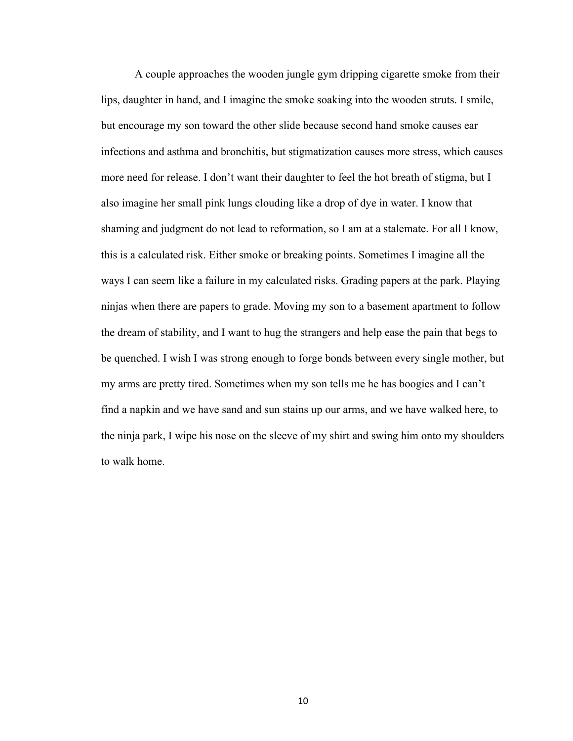A couple approaches the wooden jungle gym dripping cigarette smoke from their lips, daughter in hand, and I imagine the smoke soaking into the wooden struts. I smile, but encourage my son toward the other slide because second hand smoke causes ear infections and asthma and bronchitis, but stigmatization causes more stress, which causes more need for release. I don't want their daughter to feel the hot breath of stigma, but I also imagine her small pink lungs clouding like a drop of dye in water. I know that shaming and judgment do not lead to reformation, so I am at a stalemate. For all I know, this is a calculated risk. Either smoke or breaking points. Sometimes I imagine all the ways I can seem like a failure in my calculated risks. Grading papers at the park. Playing ninjas when there are papers to grade. Moving my son to a basement apartment to follow the dream of stability, and I want to hug the strangers and help ease the pain that begs to be quenched. I wish I was strong enough to forge bonds between every single mother, but my arms are pretty tired. Sometimes when my son tells me he has boogies and I can't find a napkin and we have sand and sun stains up our arms, and we have walked here, to the ninja park, I wipe his nose on the sleeve of my shirt and swing him onto my shoulders to walk home.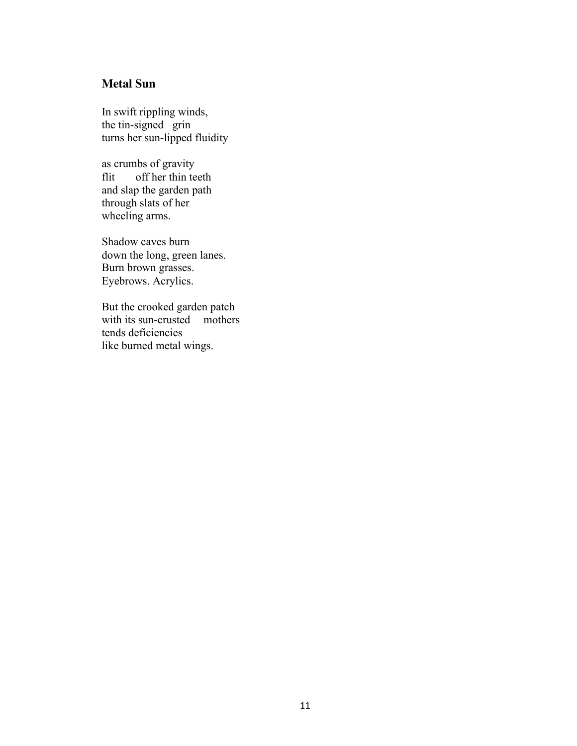## Metal Sun

In swift rippling winds,  
the tin-signed   grin  
turns her sun-lipped fluidity

as crumbs of gravity  
flit       off her thin teeth  
and slap the garden path  
through slats of her  
wheeling arms.

Shadow caves burn  
down the long, green lanes.  
Burn brown grasses.  
Eyebrows. Acrylics.

But the crooked garden patch  
with its sun-crusted     mothers  
tends deficiencies  
like burned metal wings.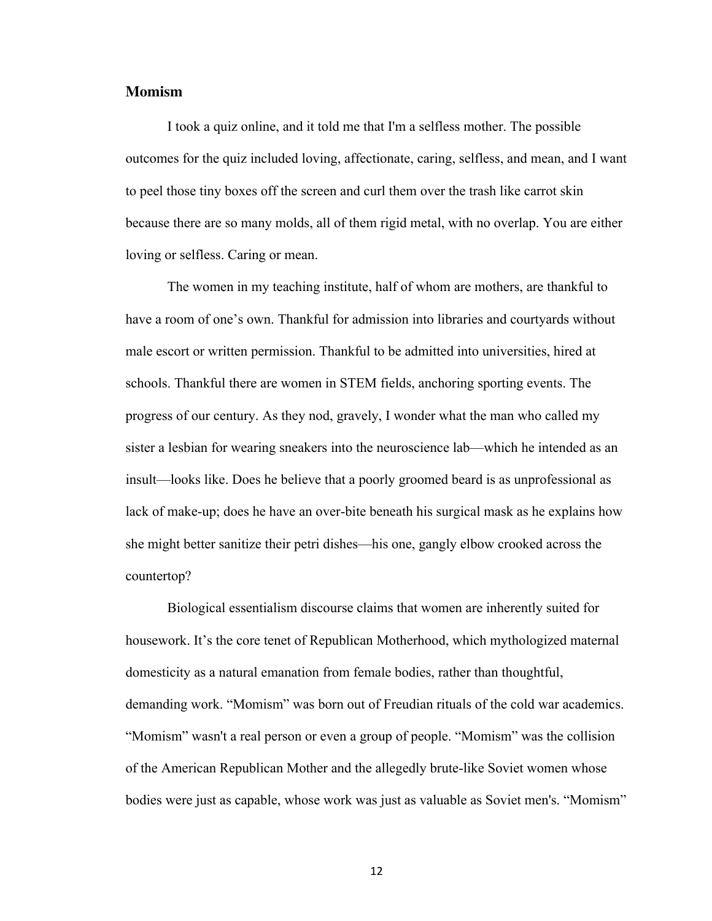### Momism

I took a quiz online, and it told me that I'm a selfless mother. The possible outcomes for the quiz included loving, affectionate, caring, selfless, and mean, and I want to peel those tiny boxes off the screen and curl them over the trash like carrot skin because there are so many molds, all of them rigid metal, with no overlap. You are either loving or selfless. Caring or mean.

The women in my teaching institute, half of whom are mothers, are thankful to have a room of one's own. Thankful for admission into libraries and courtyards without male escort or written permission. Thankful to be admitted into universities, hired at schools. Thankful there are women in STEM fields, anchoring sporting events. The progress of our century. As they nod, gravely, I wonder what the man who called my sister a lesbian for wearing sneakers into the neuroscience lab—which he intended as an insult—looks like. Does he believe that a poorly groomed beard is as unprofessional as lack of make-up; does he have an over-bite beneath his surgical mask as he explains how she might better sanitize their petri dishes—his one, gangly elbow crooked across the countertop?

Biological essentialism discourse claims that women are inherently suited for housework. It's the core tenet of Republican Motherhood, which mythologized maternal domesticity as a natural emanation from female bodies, rather than thoughtful, demanding work. "Momism" was born out of Freudian rituals of the cold war academics. "Momism" wasn't a real person or even a group of people. "Momism" was the collision of the American Republican Mother and the allegedly brute-like Soviet women whose bodies were just as capable, whose work was just as valuable as Soviet men's. "Momism"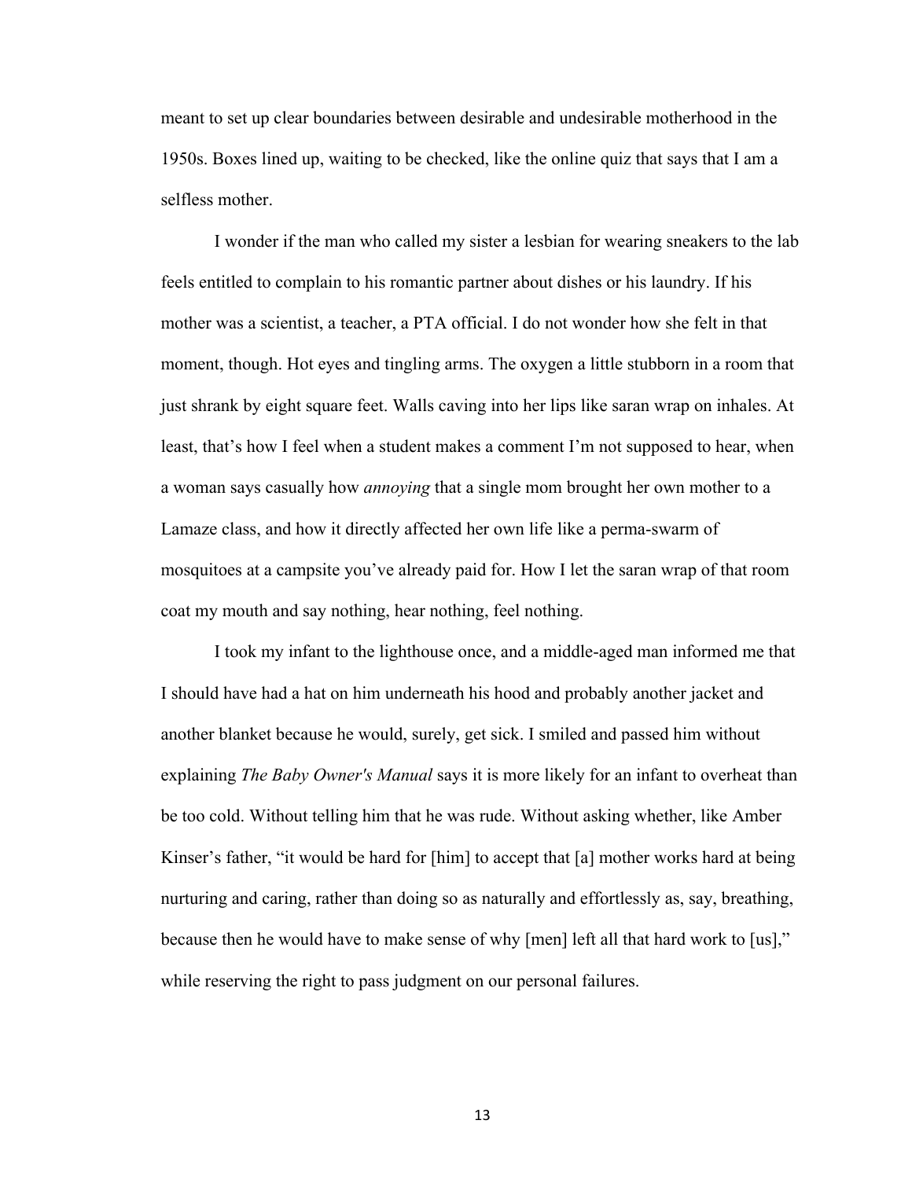meant to set up clear boundaries between desirable and undesirable motherhood in the 1950s. Boxes lined up, waiting to be checked, like the online quiz that says that I am a selfless mother.

I wonder if the man who called my sister a lesbian for wearing sneakers to the lab feels entitled to complain to his romantic partner about dishes or his laundry. If his mother was a scientist, a teacher, a PTA official. I do not wonder how she felt in that moment, though. Hot eyes and tingling arms. The oxygen a little stubborn in a room that just shrank by eight square feet. Walls caving into her lips like saran wrap on inhales. At least, that's how I feel when a student makes a comment I'm not supposed to hear, when a woman says casually how *annoying* that a single mom brought her own mother to a Lamaze class, and how it directly affected her own life like a perma-swarm of mosquitoes at a campsite you've already paid for. How I let the saran wrap of that room coat my mouth and say nothing, hear nothing, feel nothing.

I took my infant to the lighthouse once, and a middle-aged man informed me that I should have had a hat on him underneath his hood and probably another jacket and another blanket because he would, surely, get sick. I smiled and passed him without explaining *The Baby Owner's Manual* says it is more likely for an infant to overheat than be too cold. Without telling him that he was rude. Without asking whether, like Amber Kinser's father, "it would be hard for [him] to accept that [a] mother works hard at being nurturing and caring, rather than doing so as naturally and effortlessly as, say, breathing, because then he would have to make sense of why [men] left all that hard work to [us]," while reserving the right to pass judgment on our personal failures.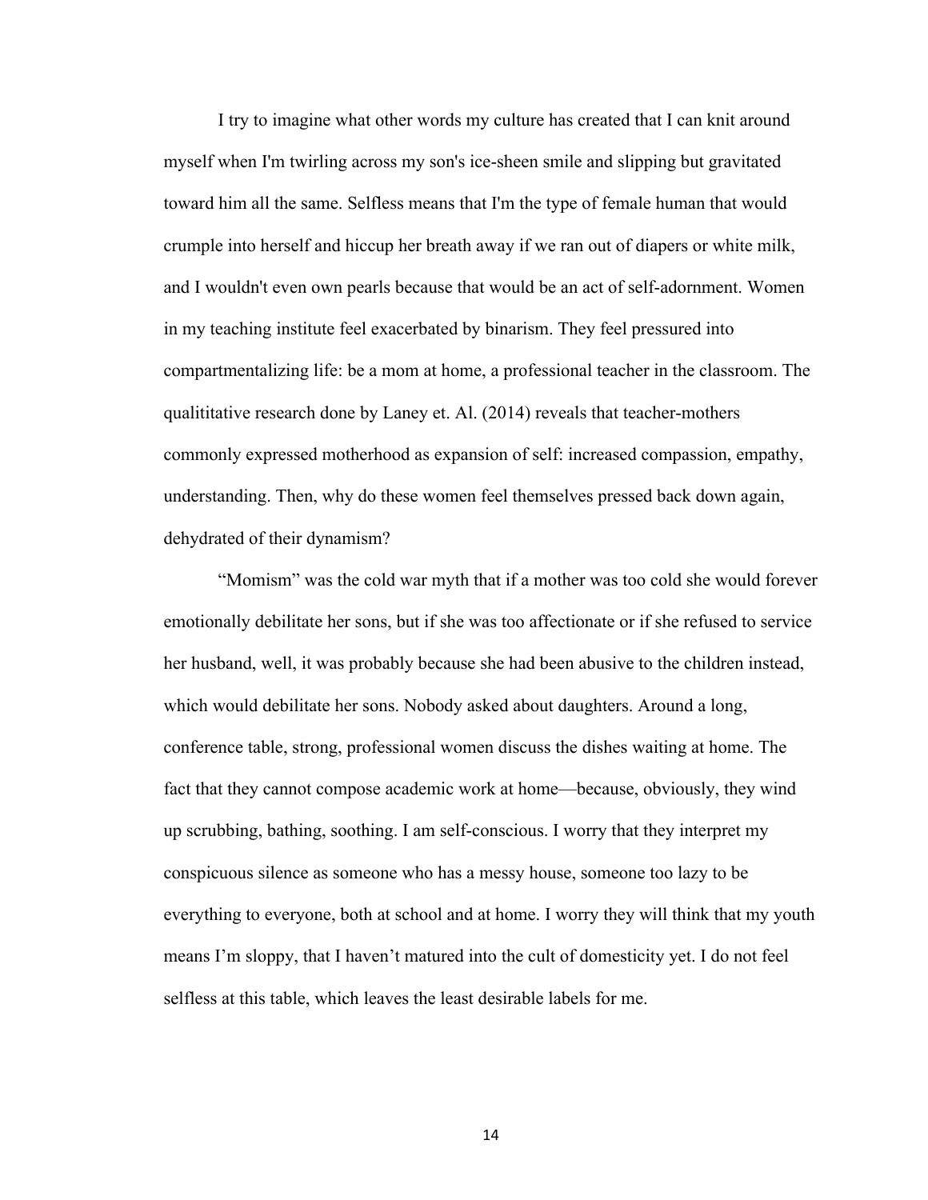I try to imagine what other words my culture has created that I can knit around myself when I'm twirling across my son's ice-sheen smile and slipping but gravitated toward him all the same. Selfless means that I'm the type of female human that would crumple into herself and hiccup her breath away if we ran out of diapers or white milk, and I wouldn't even own pearls because that would be an act of self-adornment. Women in my teaching institute feel exacerbated by binarism. They feel pressured into compartmentalizing life: be a mom at home, a professional teacher in the classroom. The qualititative research done by Laney et. Al. (2014) reveals that teacher-mothers commonly expressed motherhood as expansion of self: increased compassion, empathy, understanding. Then, why do these women feel themselves pressed back down again, dehydrated of their dynamism?

"Momism" was the cold war myth that if a mother was too cold she would forever emotionally debilitate her sons, but if she was too affectionate or if she refused to service her husband, well, it was probably because she had been abusive to the children instead, which would debilitate her sons. Nobody asked about daughters. Around a long, conference table, strong, professional women discuss the dishes waiting at home. The fact that they cannot compose academic work at home—because, obviously, they wind up scrubbing, bathing, soothing. I am self-conscious. I worry that they interpret my conspicuous silence as someone who has a messy house, someone too lazy to be everything to everyone, both at school and at home. I worry they will think that my youth means I'm sloppy, that I haven't matured into the cult of domesticity yet. I do not feel selfless at this table, which leaves the least desirable labels for me.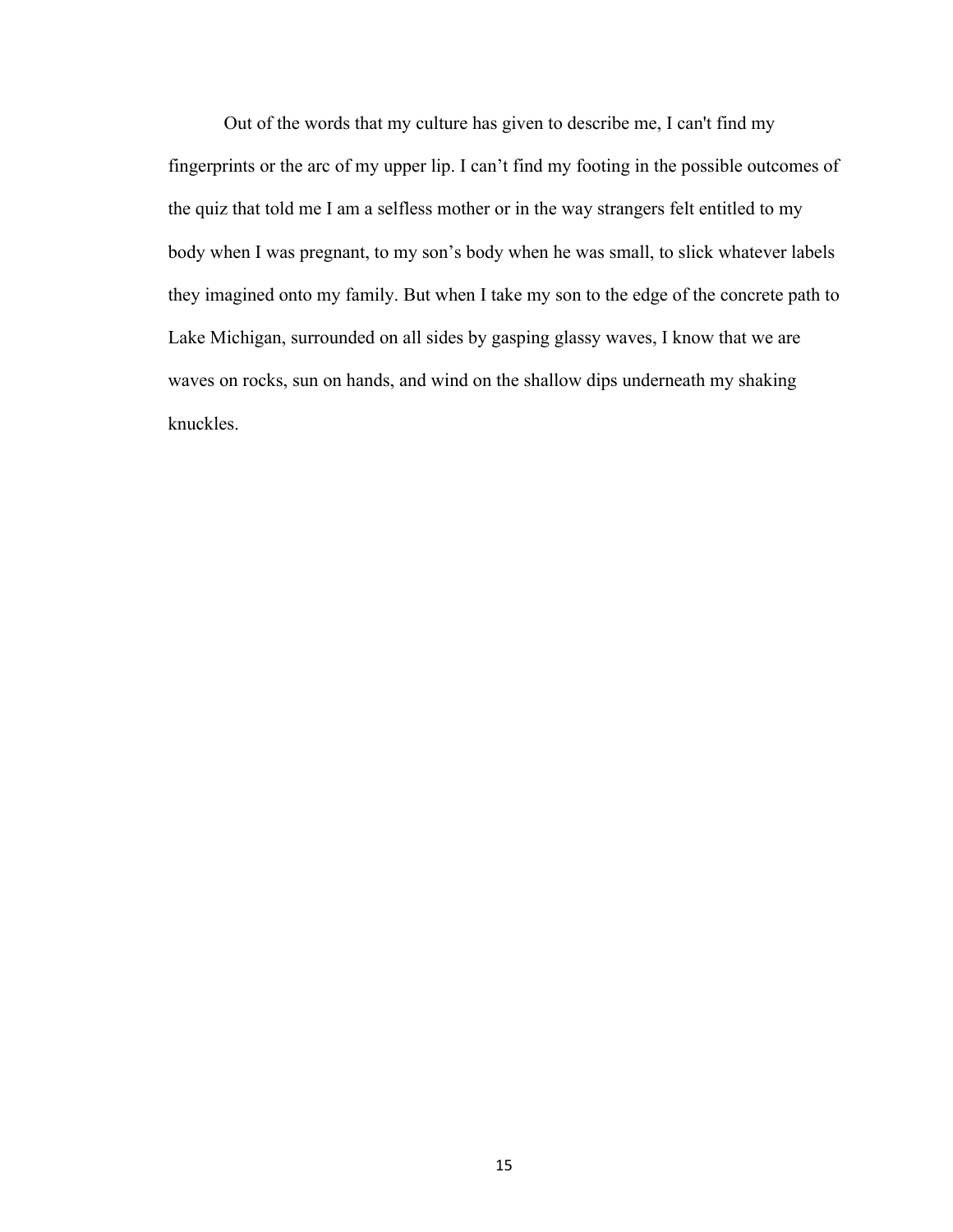Out of the words that my culture has given to describe me, I can't find my fingerprints or the arc of my upper lip. I can’t find my footing in the possible outcomes of the quiz that told me I am a selfless mother or in the way strangers felt entitled to my body when I was pregnant, to my son’s body when he was small, to slick whatever labels they imagined onto my family. But when I take my son to the edge of the concrete path to Lake Michigan, surrounded on all sides by gasping glassy waves, I know that we are waves on rocks, sun on hands, and wind on the shallow dips underneath my shaking knuckles.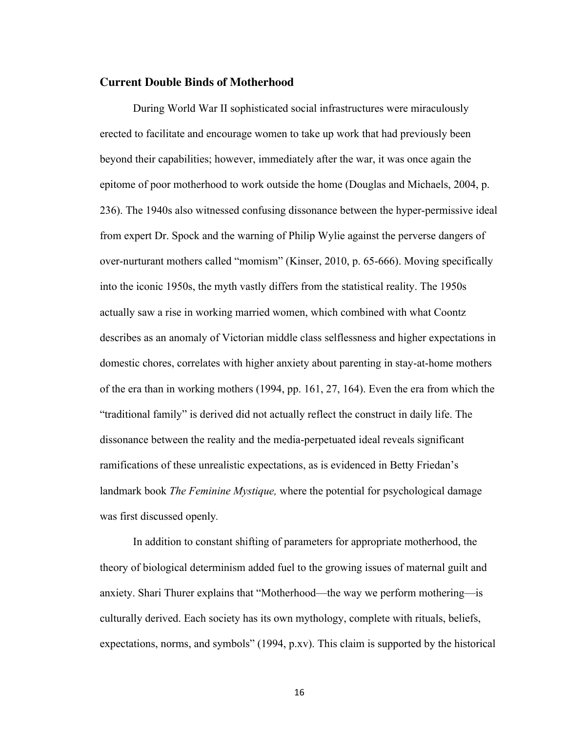## Current Double Binds of Motherhood

During World War II sophisticated social infrastructures were miraculously erected to facilitate and encourage women to take up work that had previously been beyond their capabilities; however, immediately after the war, it was once again the epitome of poor motherhood to work outside the home (Douglas and Michaels, 2004, p. 236). The 1940s also witnessed confusing dissonance between the hyper-permissive ideal from expert Dr. Spock and the warning of Philip Wylie against the perverse dangers of over-nurturant mothers called "momism" (Kinser, 2010, p. 65-666). Moving specifically into the iconic 1950s, the myth vastly differs from the statistical reality. The 1950s actually saw a rise in working married women, which combined with what Coontz describes as an anomaly of Victorian middle class selflessness and higher expectations in domestic chores, correlates with higher anxiety about parenting in stay-at-home mothers of the era than in working mothers (1994, pp. 161, 27, 164). Even the era from which the "traditional family" is derived did not actually reflect the construct in daily life. The dissonance between the reality and the media-perpetuated ideal reveals significant ramifications of these unrealistic expectations, as is evidenced in Betty Friedan's landmark book *The Feminine Mystique,* where the potential for psychological damage was first discussed openly.

In addition to constant shifting of parameters for appropriate motherhood, the theory of biological determinism added fuel to the growing issues of maternal guilt and anxiety. Shari Thurer explains that "Motherhood—the way we perform mothering—is culturally derived. Each society has its own mythology, complete with rituals, beliefs, expectations, norms, and symbols" (1994, p.xv). This claim is supported by the historical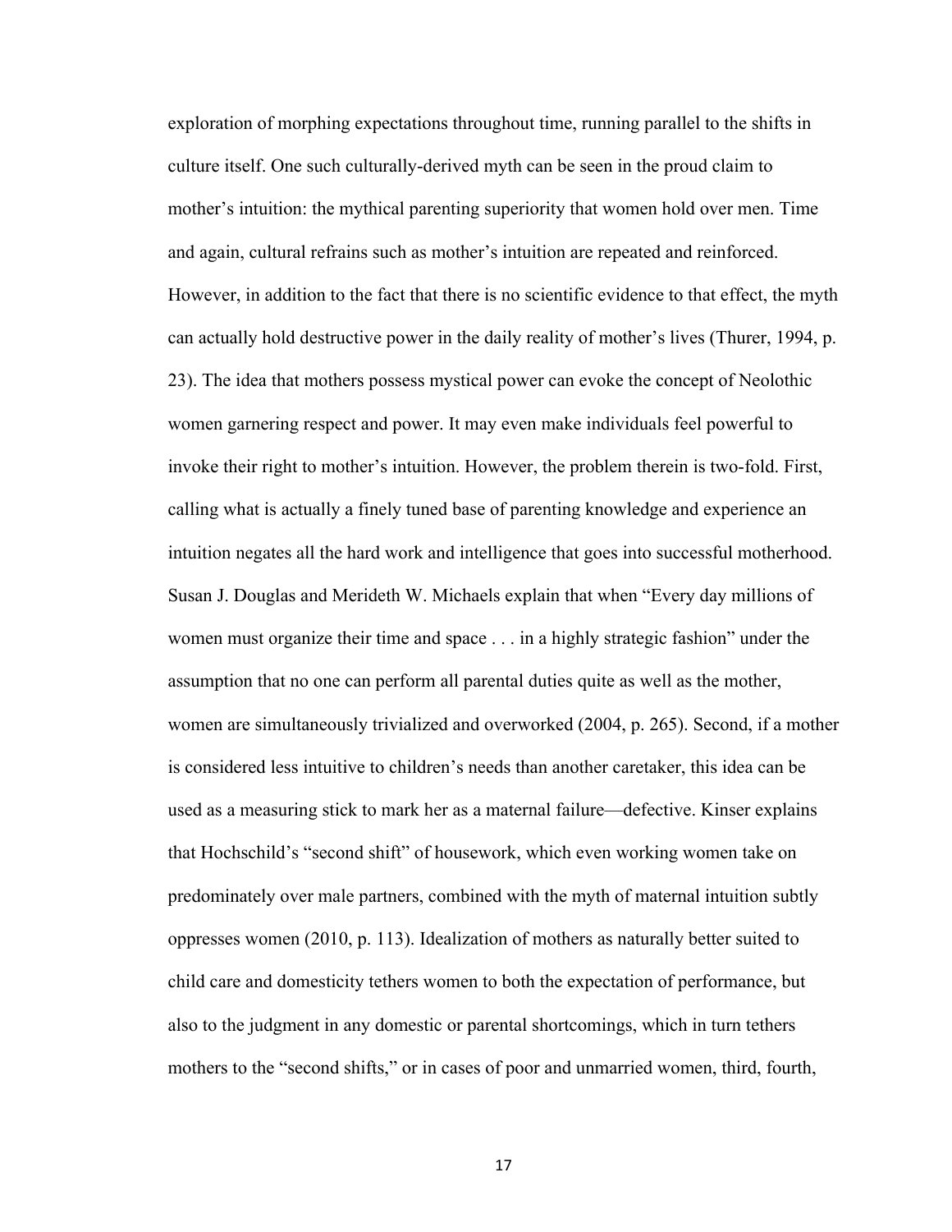exploration of morphing expectations throughout time, running parallel to the shifts in culture itself. One such culturally-derived myth can be seen in the proud claim to mother's intuition: the mythical parenting superiority that women hold over men. Time and again, cultural refrains such as mother's intuition are repeated and reinforced. However, in addition to the fact that there is no scientific evidence to that effect, the myth can actually hold destructive power in the daily reality of mother's lives (Thurer, 1994, p. 23). The idea that mothers possess mystical power can evoke the concept of Neolothic women garnering respect and power. It may even make individuals feel powerful to invoke their right to mother's intuition. However, the problem therein is two-fold. First, calling what is actually a finely tuned base of parenting knowledge and experience an intuition negates all the hard work and intelligence that goes into successful motherhood. Susan J. Douglas and Merideth W. Michaels explain that when "Every day millions of women must organize their time and space . . . in a highly strategic fashion" under the assumption that no one can perform all parental duties quite as well as the mother, women are simultaneously trivialized and overworked (2004, p. 265). Second, if a mother is considered less intuitive to children's needs than another caretaker, this idea can be used as a measuring stick to mark her as a maternal failure—defective. Kinser explains that Hochschild's "second shift" of housework, which even working women take on predominately over male partners, combined with the myth of maternal intuition subtly oppresses women (2010, p. 113). Idealization of mothers as naturally better suited to child care and domesticity tethers women to both the expectation of performance, but also to the judgment in any domestic or parental shortcomings, which in turn tethers mothers to the "second shifts," or in cases of poor and unmarried women, third, fourth,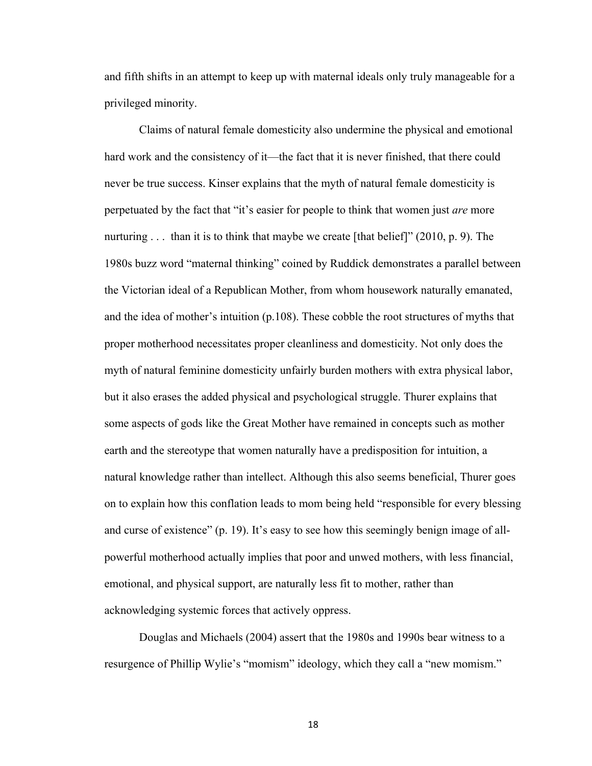and fifth shifts in an attempt to keep up with maternal ideals only truly manageable for a privileged minority.

Claims of natural female domesticity also undermine the physical and emotional hard work and the consistency of it—the fact that it is never finished, that there could never be true success. Kinser explains that the myth of natural female domesticity is perpetuated by the fact that "it's easier for people to think that women just *are* more nurturing . . . than it is to think that maybe we create [that belief]" (2010, p. 9). The 1980s buzz word "maternal thinking" coined by Ruddick demonstrates a parallel between the Victorian ideal of a Republican Mother, from whom housework naturally emanated, and the idea of mother's intuition (p.108). These cobble the root structures of myths that proper motherhood necessitates proper cleanliness and domesticity. Not only does the myth of natural feminine domesticity unfairly burden mothers with extra physical labor, but it also erases the added physical and psychological struggle. Thurer explains that some aspects of gods like the Great Mother have remained in concepts such as mother earth and the stereotype that women naturally have a predisposition for intuition, a natural knowledge rather than intellect. Although this also seems beneficial, Thurer goes on to explain how this conflation leads to mom being held "responsible for every blessing and curse of existence" (p. 19). It's easy to see how this seemingly benign image of all-powerful motherhood actually implies that poor and unwed mothers, with less financial, emotional, and physical support, are naturally less fit to mother, rather than acknowledging systemic forces that actively oppress.

Douglas and Michaels (2004) assert that the 1980s and 1990s bear witness to a resurgence of Phillip Wylie's "momism" ideology, which they call a "new momism."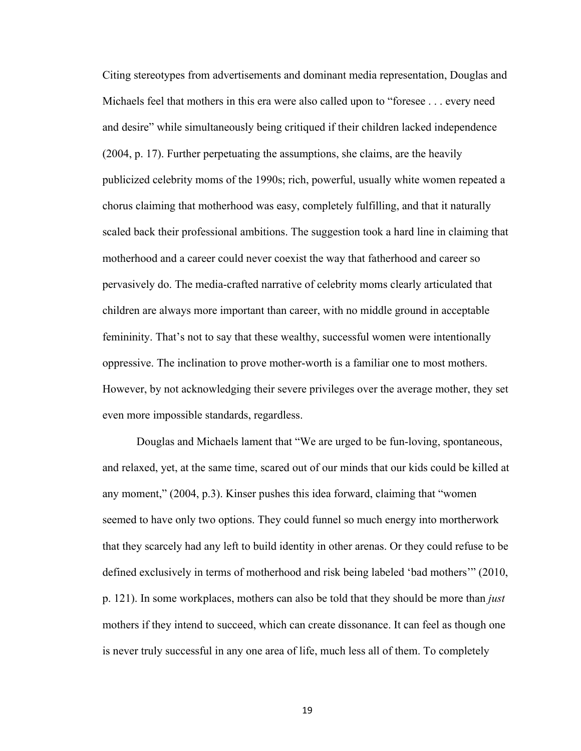Citing stereotypes from advertisements and dominant media representation, Douglas and Michaels feel that mothers in this era were also called upon to "foresee . . . every need and desire" while simultaneously being critiqued if their children lacked independence (2004, p. 17). Further perpetuating the assumptions, she claims, are the heavily publicized celebrity moms of the 1990s; rich, powerful, usually white women repeated a chorus claiming that motherhood was easy, completely fulfilling, and that it naturally scaled back their professional ambitions. The suggestion took a hard line in claiming that motherhood and a career could never coexist the way that fatherhood and career so pervasively do. The media-crafted narrative of celebrity moms clearly articulated that children are always more important than career, with no middle ground in acceptable femininity. That's not to say that these wealthy, successful women were intentionally oppressive. The inclination to prove mother-worth is a familiar one to most mothers. However, by not acknowledging their severe privileges over the average mother, they set even more impossible standards, regardless.

Douglas and Michaels lament that "We are urged to be fun-loving, spontaneous, and relaxed, yet, at the same time, scared out of our minds that our kids could be killed at any moment," (2004, p.3). Kinser pushes this idea forward, claiming that "women seemed to have only two options. They could funnel so much energy into mortherwork that they scarcely had any left to build identity in other arenas. Or they could refuse to be defined exclusively in terms of motherhood and risk being labeled 'bad mothers'" (2010, p. 121). In some workplaces, mothers can also be told that they should be more than *just* mothers if they intend to succeed, which can create dissonance. It can feel as though one is never truly successful in any one area of life, much less all of them. To completely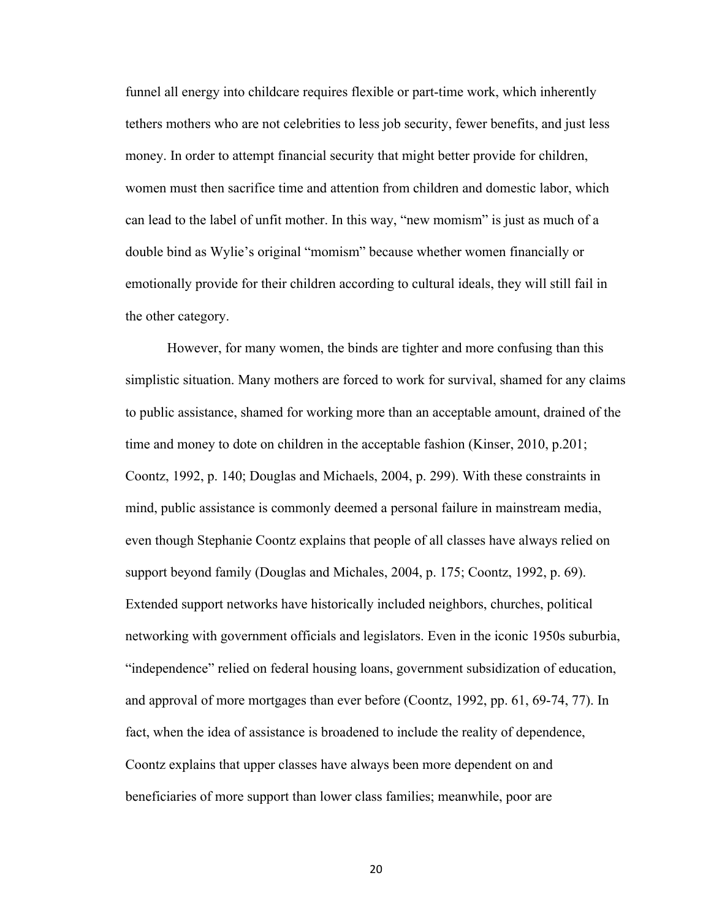funnel all energy into childcare requires flexible or part-time work, which inherently tethers mothers who are not celebrities to less job security, fewer benefits, and just less money. In order to attempt financial security that might better provide for children, women must then sacrifice time and attention from children and domestic labor, which can lead to the label of unfit mother. In this way, "new momism" is just as much of a double bind as Wylie's original "momism" because whether women financially or emotionally provide for their children according to cultural ideals, they will still fail in the other category.

However, for many women, the binds are tighter and more confusing than this simplistic situation. Many mothers are forced to work for survival, shamed for any claims to public assistance, shamed for working more than an acceptable amount, drained of the time and money to dote on children in the acceptable fashion (Kinser, 2010, p.201; Coontz, 1992, p. 140; Douglas and Michaels, 2004, p. 299). With these constraints in mind, public assistance is commonly deemed a personal failure in mainstream media, even though Stephanie Coontz explains that people of all classes have always relied on support beyond family (Douglas and Michales, 2004, p. 175; Coontz, 1992, p. 69). Extended support networks have historically included neighbors, churches, political networking with government officials and legislators. Even in the iconic 1950s suburbia, "independence" relied on federal housing loans, government subsidization of education, and approval of more mortgages than ever before (Coontz, 1992, pp. 61, 69-74, 77). In fact, when the idea of assistance is broadened to include the reality of dependence, Coontz explains that upper classes have always been more dependent on and beneficiaries of more support than lower class families; meanwhile, poor are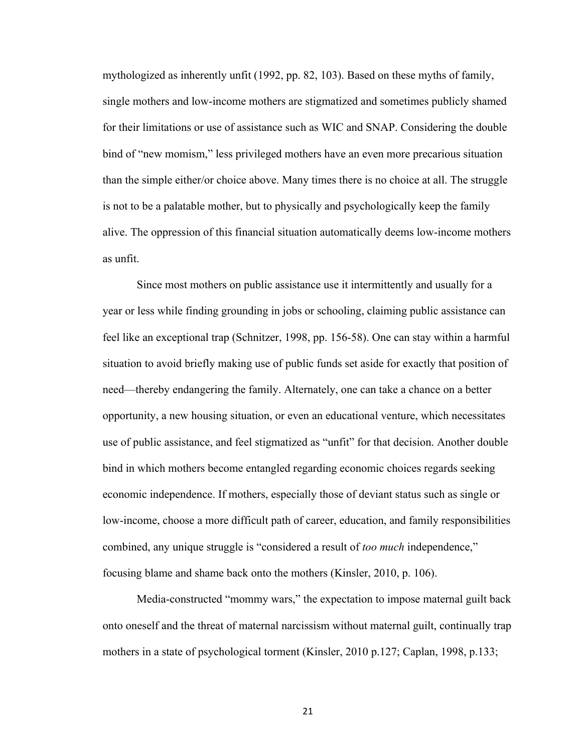mythologized as inherently unfit (1992, pp. 82, 103). Based on these myths of family, single mothers and low-income mothers are stigmatized and sometimes publicly shamed for their limitations or use of assistance such as WIC and SNAP. Considering the double bind of "new momism," less privileged mothers have an even more precarious situation than the simple either/or choice above. Many times there is no choice at all. The struggle is not to be a palatable mother, but to physically and psychologically keep the family alive. The oppression of this financial situation automatically deems low-income mothers as unfit.

Since most mothers on public assistance use it intermittently and usually for a year or less while finding grounding in jobs or schooling, claiming public assistance can feel like an exceptional trap (Schnitzer, 1998, pp. 156-58). One can stay within a harmful situation to avoid briefly making use of public funds set aside for exactly that position of need—thereby endangering the family. Alternately, one can take a chance on a better opportunity, a new housing situation, or even an educational venture, which necessitates use of public assistance, and feel stigmatized as "unfit" for that decision. Another double bind in which mothers become entangled regarding economic choices regards seeking economic independence. If mothers, especially those of deviant status such as single or low-income, choose a more difficult path of career, education, and family responsibilities combined, any unique struggle is "considered a result of *too much* independence," focusing blame and shame back onto the mothers (Kinsler, 2010, p. 106).

Media-constructed "mommy wars," the expectation to impose maternal guilt back onto oneself and the threat of maternal narcissism without maternal guilt, continually trap mothers in a state of psychological torment (Kinsler, 2010 p.127; Caplan, 1998, p.133;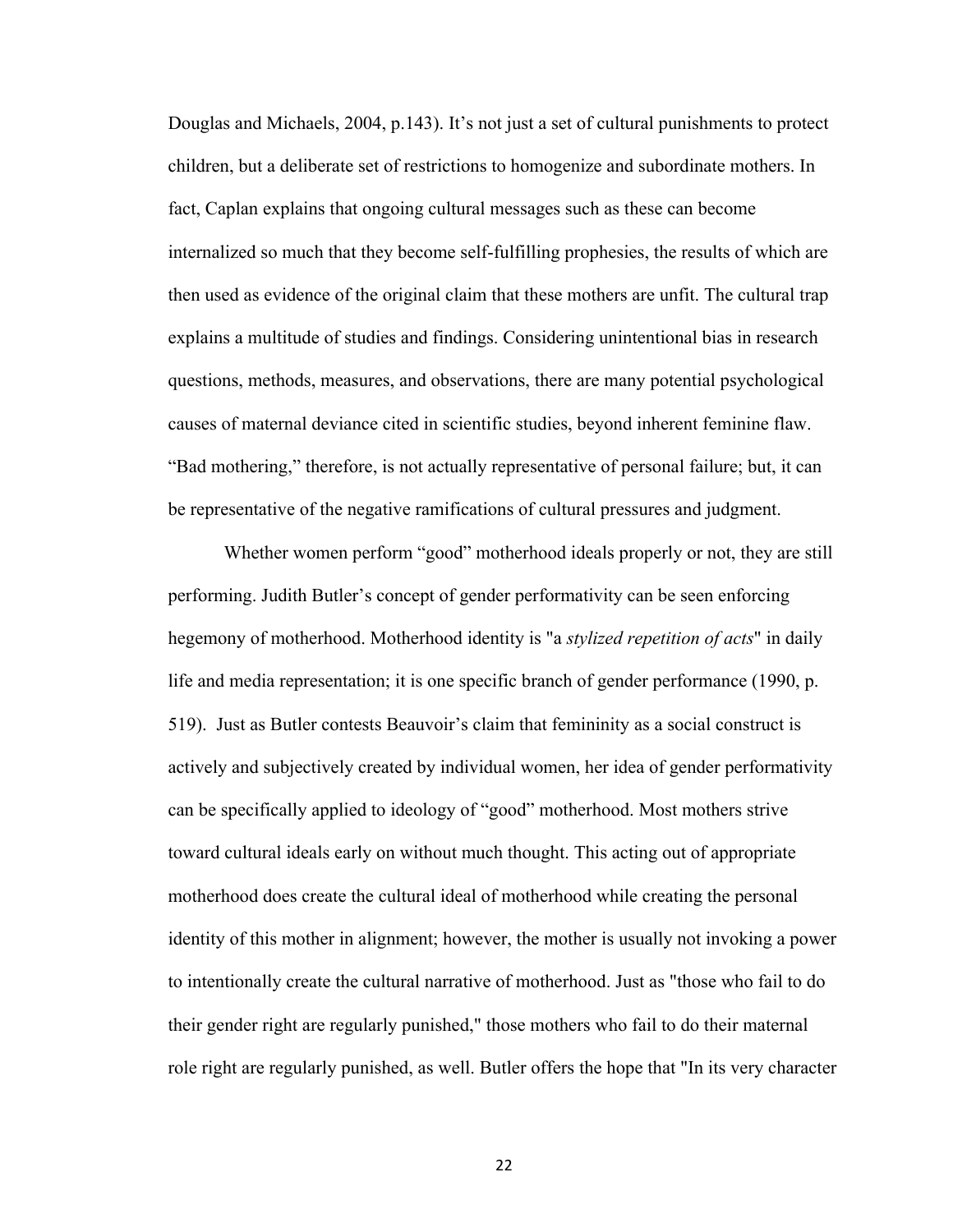Douglas and Michaels, 2004, p.143). It's not just a set of cultural punishments to protect children, but a deliberate set of restrictions to homogenize and subordinate mothers. In fact, Caplan explains that ongoing cultural messages such as these can become internalized so much that they become self-fulfilling prophesies, the results of which are then used as evidence of the original claim that these mothers are unfit. The cultural trap explains a multitude of studies and findings. Considering unintentional bias in research questions, methods, measures, and observations, there are many potential psychological causes of maternal deviance cited in scientific studies, beyond inherent feminine flaw. "Bad mothering," therefore, is not actually representative of personal failure; but, it can be representative of the negative ramifications of cultural pressures and judgment.

Whether women perform "good" motherhood ideals properly or not, they are still performing. Judith Butler's concept of gender performativity can be seen enforcing hegemony of motherhood. Motherhood identity is "a *stylized repetition of acts*" in daily life and media representation; it is one specific branch of gender performance (1990, p. 519). Just as Butler contests Beauvoir's claim that femininity as a social construct is actively and subjectively created by individual women, her idea of gender performativity can be specifically applied to ideology of "good" motherhood. Most mothers strive toward cultural ideals early on without much thought. This acting out of appropriate motherhood does create the cultural ideal of motherhood while creating the personal identity of this mother in alignment; however, the mother is usually not invoking a power to intentionally create the cultural narrative of motherhood. Just as "those who fail to do their gender right are regularly punished," those mothers who fail to do their maternal role right are regularly punished, as well. Butler offers the hope that "In its very character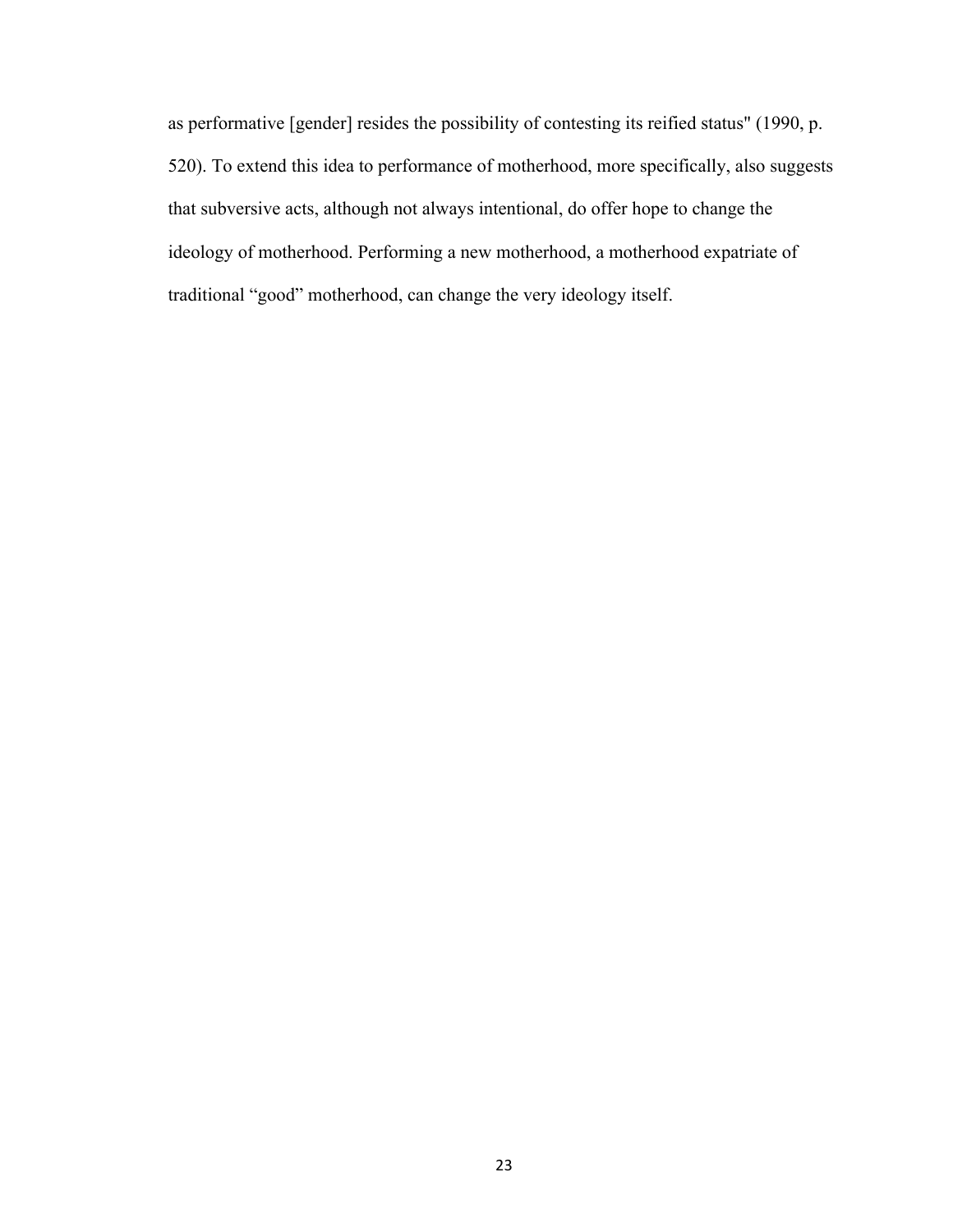as performative [gender] resides the possibility of contesting its reified status" (1990, p. 520). To extend this idea to performance of motherhood, more specifically, also suggests that subversive acts, although not always intentional, do offer hope to change the ideology of motherhood. Performing a new motherhood, a motherhood expatriate of traditional “good” motherhood, can change the very ideology itself.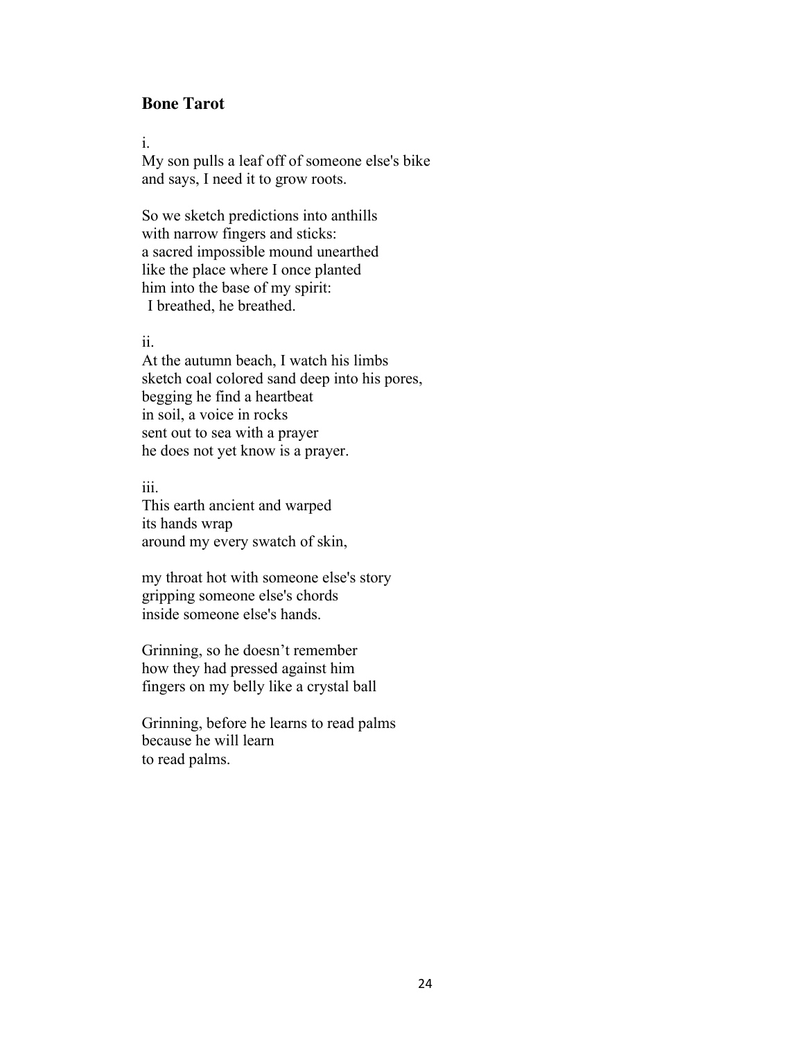## Bone Tarot

i.  
My son pulls a leaf off of someone else's bike  
and says, I need it to grow roots.

So we sketch predictions into anthills  
with narrow fingers and sticks:  
a sacred impossible mound unearthed  
like the place where I once planted  
him into the base of my spirit:  
 I breathed, he breathed.

ii.  
At the autumn beach, I watch his limbs  
sketch coal colored sand deep into his pores,  
begging he find a heartbeat  
in soil, a voice in rocks  
sent out to sea with a prayer  
he does not yet know is a prayer.

iii.  
This earth ancient and warped  
its hands wrap  
around my every swatch of skin,

my throat hot with someone else's story  
gripping someone else's chords  
inside someone else's hands.

Grinning, so he doesn't remember  
how they had pressed against him  
fingers on my belly like a crystal ball

Grinning, before he learns to read palms  
because he will learn  
to read palms.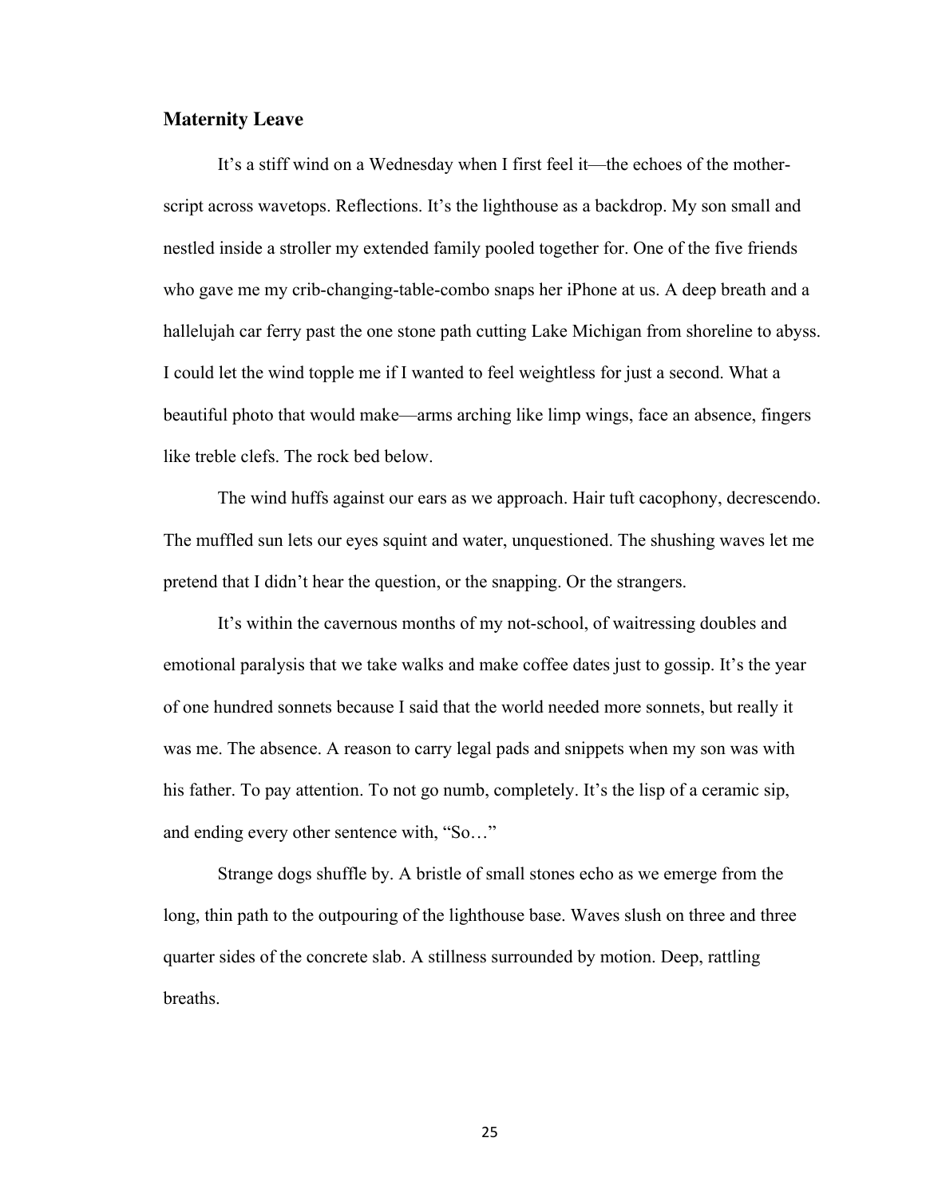### Maternity Leave

It's a stiff wind on a Wednesday when I first feel it—the echoes of the mother-script across wavetops. Reflections. It's the lighthouse as a backdrop. My son small and nestled inside a stroller my extended family pooled together for. One of the five friends who gave me my crib-changing-table-combo snaps her iPhone at us. A deep breath and a hallelujah car ferry past the one stone path cutting Lake Michigan from shoreline to abyss. I could let the wind topple me if I wanted to feel weightless for just a second. What a beautiful photo that would make—arms arching like limp wings, face an absence, fingers like treble clefs. The rock bed below.

The wind huffs against our ears as we approach. Hair tuft cacophony, decrescendo. The muffled sun lets our eyes squint and water, unquestioned. The shushing waves let me pretend that I didn't hear the question, or the snapping. Or the strangers.

It's within the cavernous months of my not-school, of waitressing doubles and emotional paralysis that we take walks and make coffee dates just to gossip. It's the year of one hundred sonnets because I said that the world needed more sonnets, but really it was me. The absence. A reason to carry legal pads and snippets when my son was with his father. To pay attention. To not go numb, completely. It's the lisp of a ceramic sip, and ending every other sentence with, "So…"

Strange dogs shuffle by. A bristle of small stones echo as we emerge from the long, thin path to the outpouring of the lighthouse base. Waves slush on three and three quarter sides of the concrete slab. A stillness surrounded by motion. Deep, rattling breaths.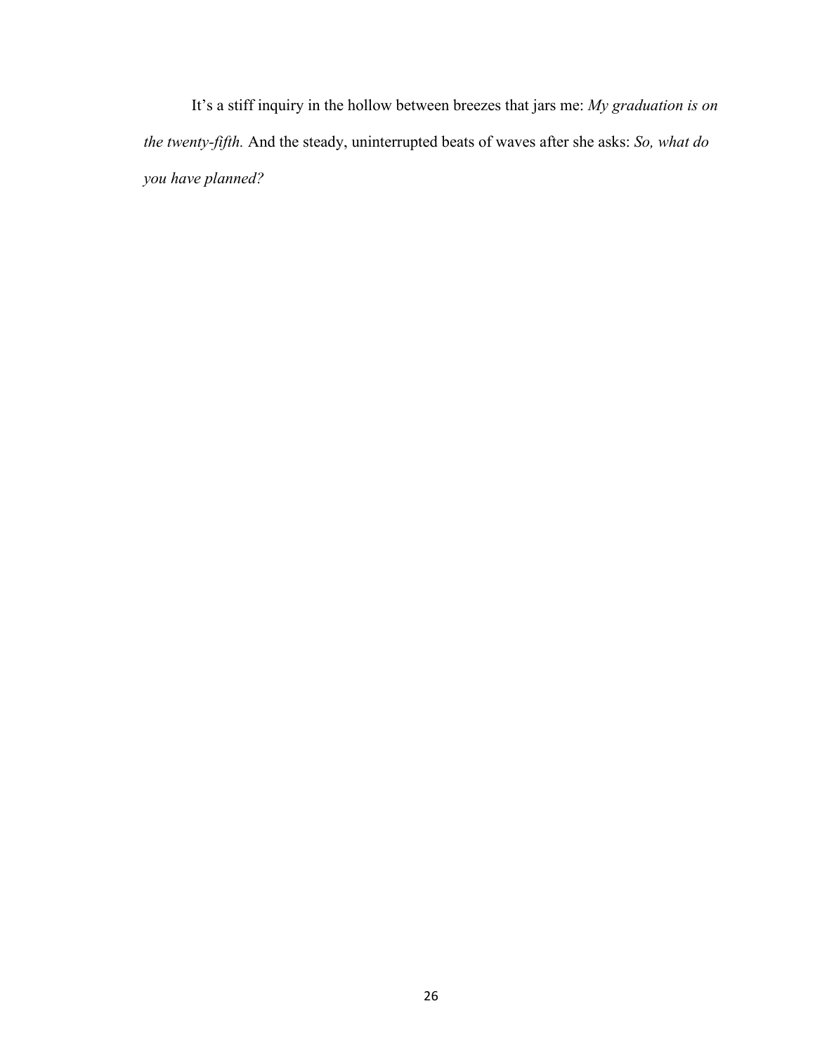It's a stiff inquiry in the hollow between breezes that jars me: *My graduation is on the twenty-fifth.* And the steady, uninterrupted beats of waves after she asks: *So, what do you have planned?*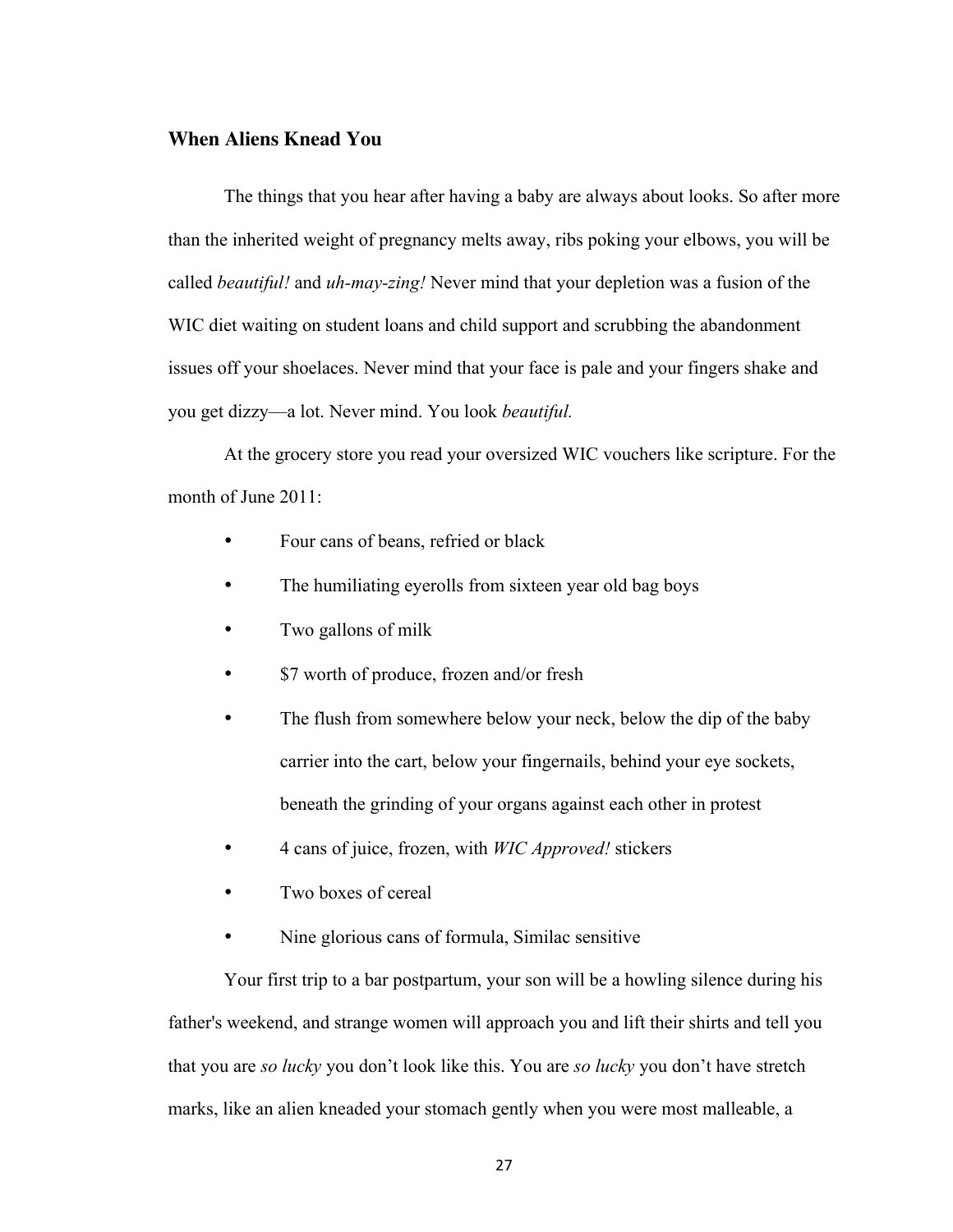## When Aliens Knead You

The things that you hear after having a baby are always about looks. So after more than the inherited weight of pregnancy melts away, ribs poking your elbows, you will be called *beautiful!* and *uh-may-zing!* Never mind that your depletion was a fusion of the WIC diet waiting on student loans and child support and scrubbing the abandonment issues off your shoelaces. Never mind that your face is pale and your fingers shake and you get dizzy—a lot. Never mind. You look *beautiful.*

At the grocery store you read your oversized WIC vouchers like scripture. For the month of June 2011:

- Four cans of beans, refried or black
- The humiliating eyerolls from sixteen year old bag boys
- Two gallons of milk
- $7 worth of produce, frozen and/or fresh
- The flush from somewhere below your neck, below the dip of the baby carrier into the cart, below your fingernails, behind your eye sockets, beneath the grinding of your organs against each other in protest
- 4 cans of juice, frozen, with *WIC Approved!* stickers
- Two boxes of cereal
- Nine glorious cans of formula, Similac sensitive

Your first trip to a bar postpartum, your son will be a howling silence during his father's weekend, and strange women will approach you and lift their shirts and tell you that you are *so lucky* you don't look like this. You are *so lucky* you don't have stretch marks, like an alien kneaded your stomach gently when you were most malleable, a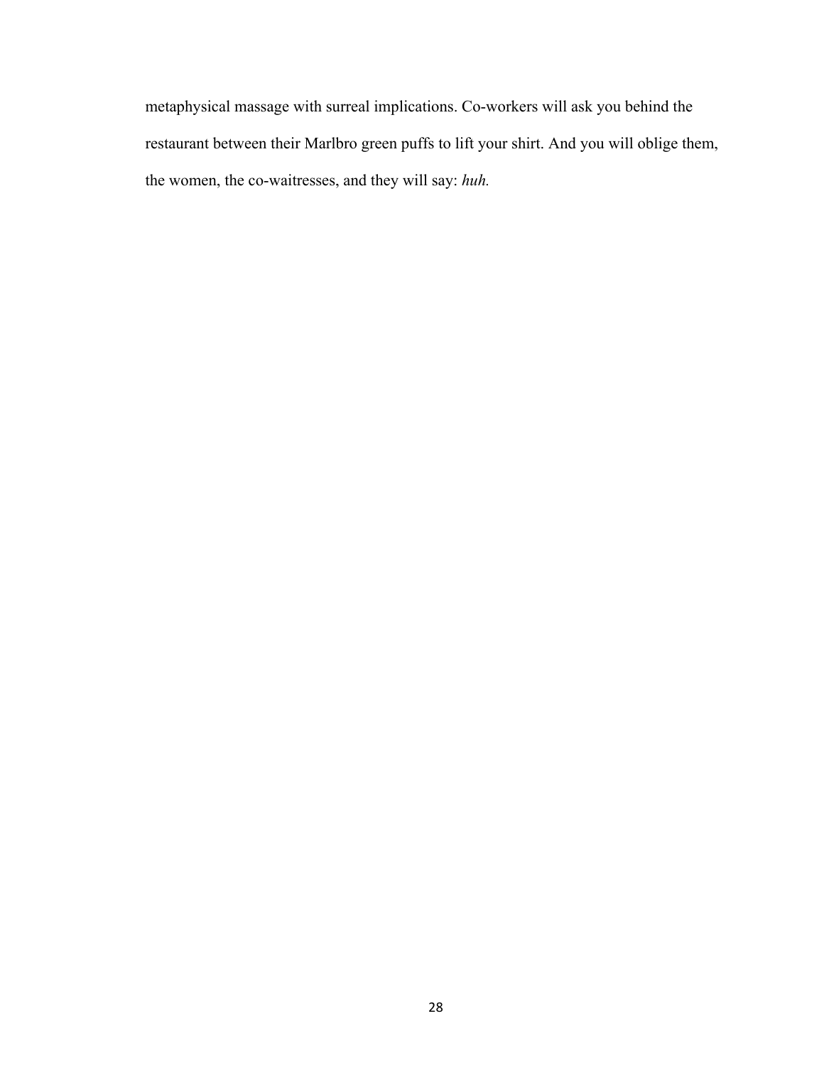metaphysical massage with surreal implications. Co-workers will ask you behind the restaurant between their Marlbro green puffs to lift your shirt. And you will oblige them, the women, the co-waitresses, and they will say: *huh.*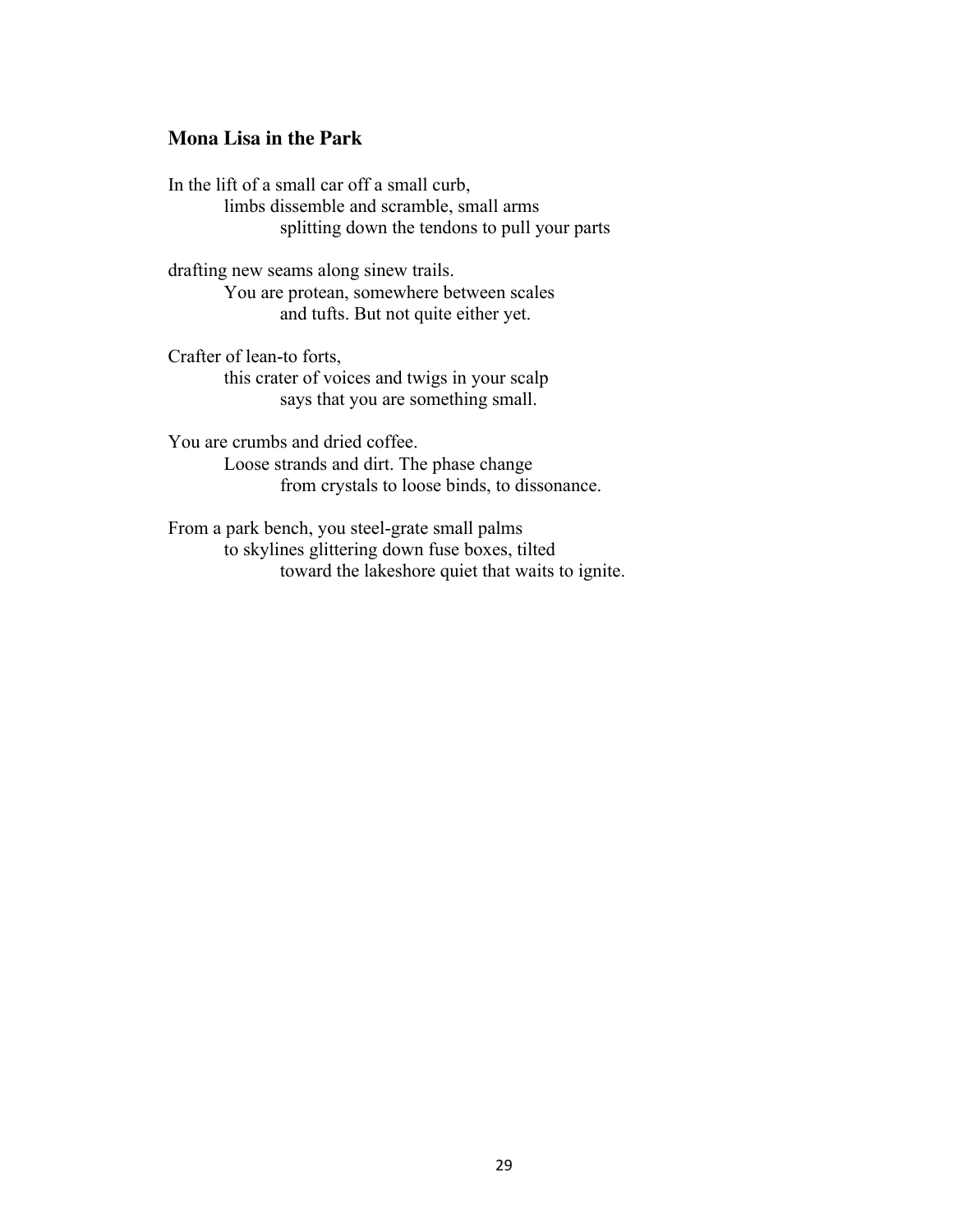### Mona Lisa in the Park

In the lift of a small car off a small curb,
    limbs dissemble and scramble, small arms
        splitting down the tendons to pull your parts

drafting new seams along sinew trails.
    You are protean, somewhere between scales
        and tufts. But not quite either yet.

Crafter of lean-to forts,
    this crater of voices and twigs in your scalp
        says that you are something small.

You are crumbs and dried coffee.
    Loose strands and dirt. The phase change
        from crystals to loose binds, to dissonance.

From a park bench, you steel-grate small palms
    to skylines glittering down fuse boxes, tilted
        toward the lakeshore quiet that waits to ignite.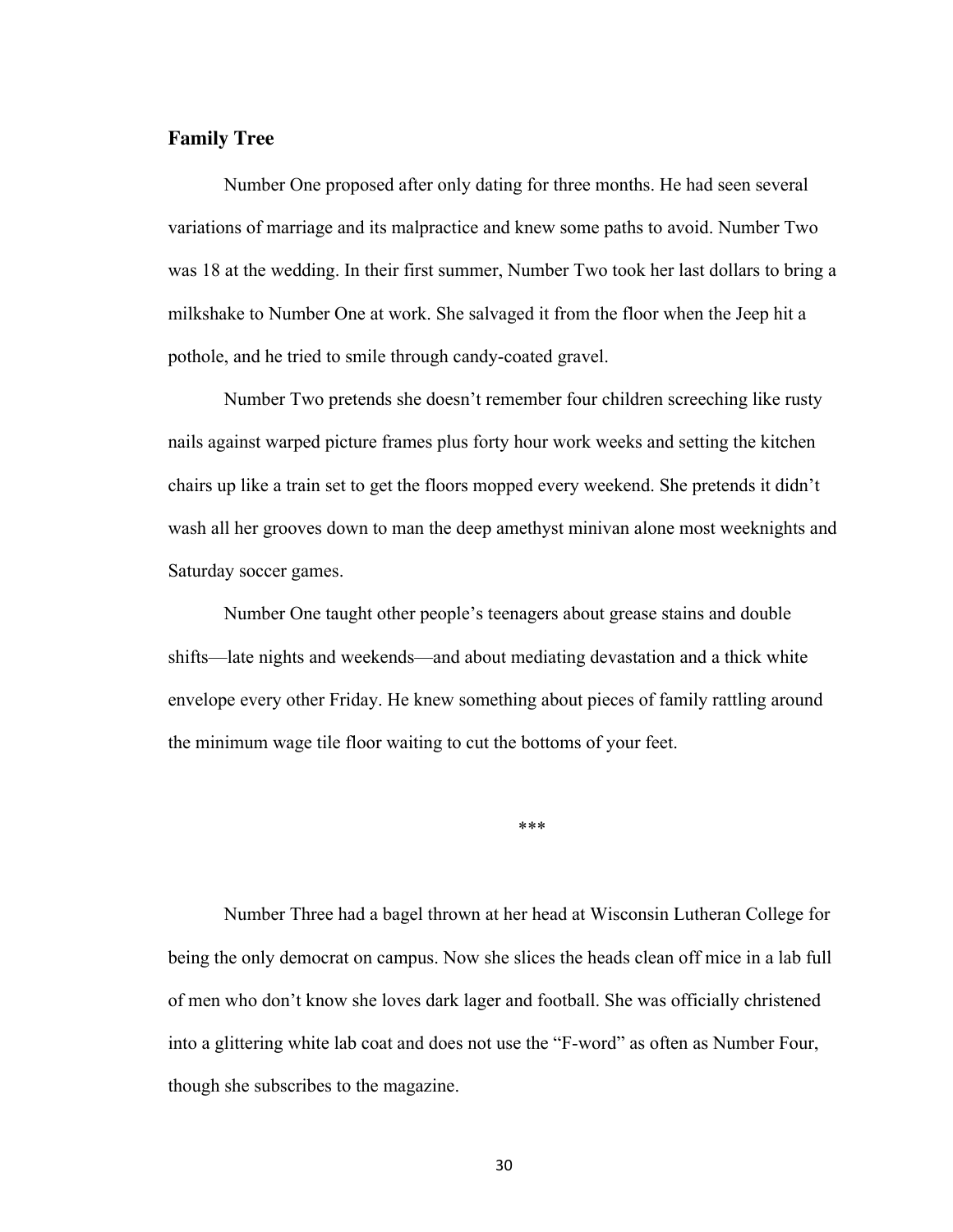## Family Tree

Number One proposed after only dating for three months. He had seen several variations of marriage and its malpractice and knew some paths to avoid. Number Two was 18 at the wedding. In their first summer, Number Two took her last dollars to bring a milkshake to Number One at work. She salvaged it from the floor when the Jeep hit a pothole, and he tried to smile through candy-coated gravel.

Number Two pretends she doesn't remember four children screeching like rusty nails against warped picture frames plus forty hour work weeks and setting the kitchen chairs up like a train set to get the floors mopped every weekend. She pretends it didn't wash all her grooves down to man the deep amethyst minivan alone most weeknights and Saturday soccer games.

Number One taught other people's teenagers about grease stains and double shifts—late nights and weekends—and about mediating devastation and a thick white envelope every other Friday. He knew something about pieces of family rattling around the minimum wage tile floor waiting to cut the bottoms of your feet.

***

Number Three had a bagel thrown at her head at Wisconsin Lutheran College for being the only democrat on campus. Now she slices the heads clean off mice in a lab full of men who don't know she loves dark lager and football. She was officially christened into a glittering white lab coat and does not use the "F-word" as often as Number Four, though she subscribes to the magazine.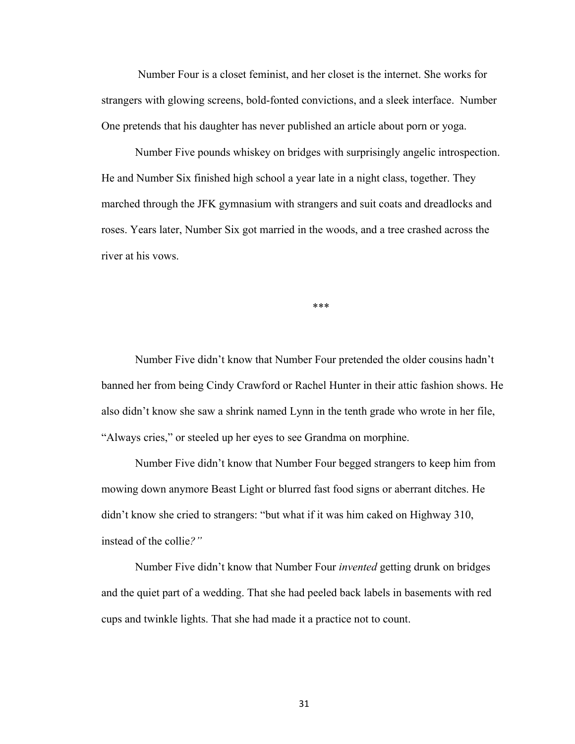Number Four is a closet feminist, and her closet is the internet. She works for strangers with glowing screens, bold-fonted convictions, and a sleek interface. Number One pretends that his daughter has never published an article about porn or yoga.

Number Five pounds whiskey on bridges with surprisingly angelic introspection. He and Number Six finished high school a year late in a night class, together. They marched through the JFK gymnasium with strangers and suit coats and dreadlocks and roses. Years later, Number Six got married in the woods, and a tree crashed across the river at his vows.

***

Number Five didn't know that Number Four pretended the older cousins hadn't banned her from being Cindy Crawford or Rachel Hunter in their attic fashion shows. He also didn't know she saw a shrink named Lynn in the tenth grade who wrote in her file, "Always cries," or steeled up her eyes to see Grandma on morphine.

Number Five didn't know that Number Four begged strangers to keep him from mowing down anymore Beast Light or blurred fast food signs or aberrant ditches. He didn't know she cried to strangers: "but what if it was him caked on Highway 310, instead of the collie*?"*

Number Five didn't know that Number Four *invented* getting drunk on bridges and the quiet part of a wedding. That she had peeled back labels in basements with red cups and twinkle lights. That she had made it a practice not to count.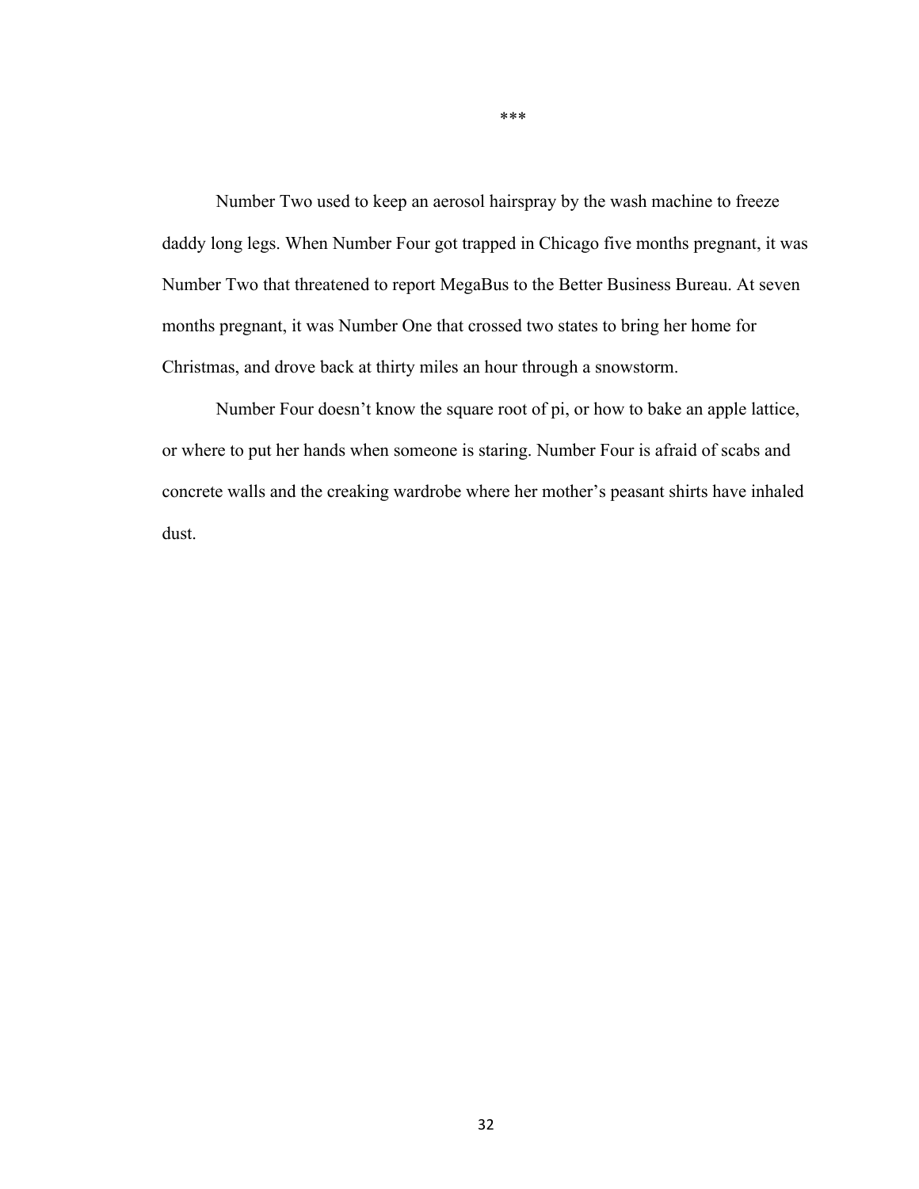***

Number Two used to keep an aerosol hairspray by the wash machine to freeze daddy long legs. When Number Four got trapped in Chicago five months pregnant, it was Number Two that threatened to report MegaBus to the Better Business Bureau. At seven months pregnant, it was Number One that crossed two states to bring her home for Christmas, and drove back at thirty miles an hour through a snowstorm.

Number Four doesn't know the square root of pi, or how to bake an apple lattice, or where to put her hands when someone is staring. Number Four is afraid of scabs and concrete walls and the creaking wardrobe where her mother's peasant shirts have inhaled dust.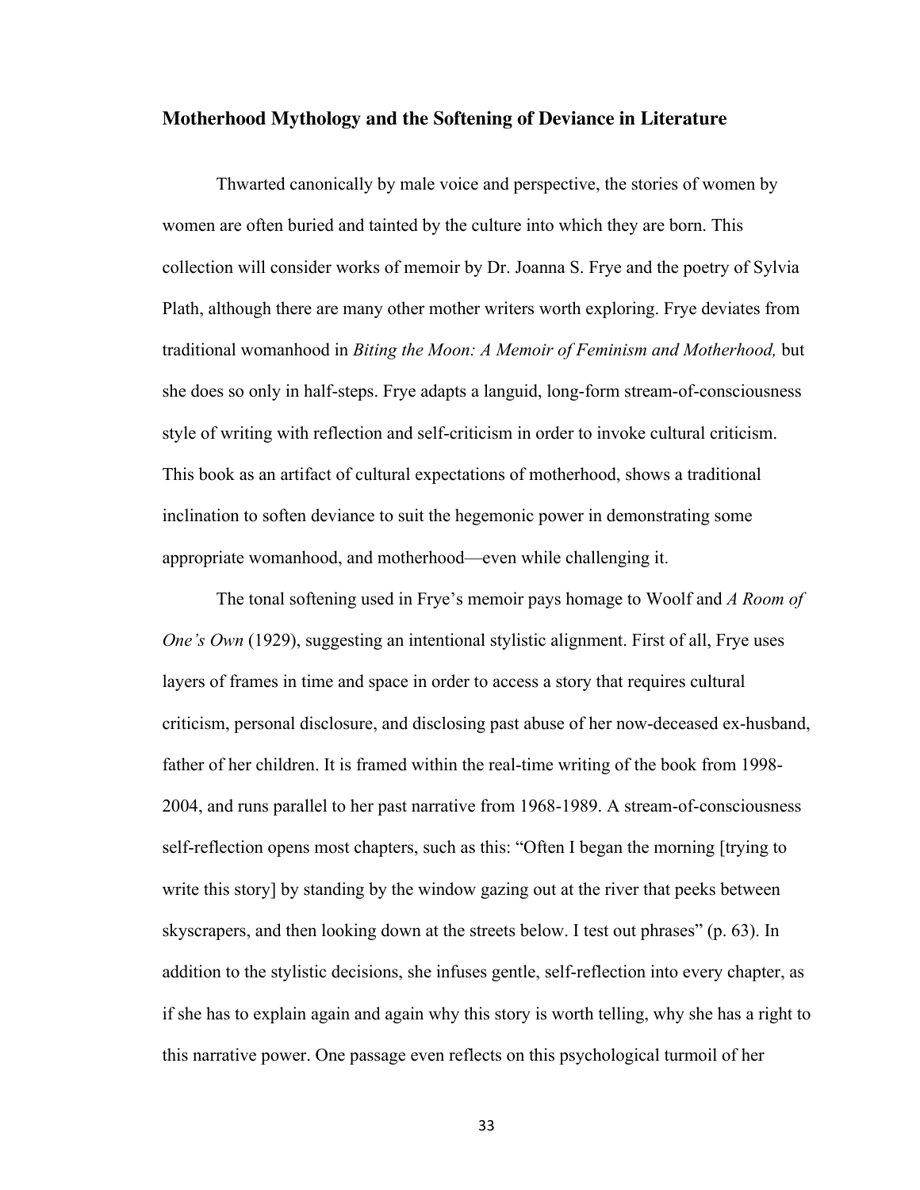## Motherhood Mythology and the Softening of Deviance in Literature

Thwarted canonically by male voice and perspective, the stories of women by women are often buried and tainted by the culture into which they are born. This collection will consider works of memoir by Dr. Joanna S. Frye and the poetry of Sylvia Plath, although there are many other mother writers worth exploring. Frye deviates from traditional womanhood in *Biting the Moon: A Memoir of Feminism and Motherhood,* but she does so only in half-steps. Frye adapts a languid, long-form stream-of-consciousness style of writing with reflection and self-criticism in order to invoke cultural criticism. This book as an artifact of cultural expectations of motherhood, shows a traditional inclination to soften deviance to suit the hegemonic power in demonstrating some appropriate womanhood, and motherhood—even while challenging it.

The tonal softening used in Frye's memoir pays homage to Woolf and *A Room of One's Own* (1929), suggesting an intentional stylistic alignment. First of all, Frye uses layers of frames in time and space in order to access a story that requires cultural criticism, personal disclosure, and disclosing past abuse of her now-deceased ex-husband, father of her children. It is framed within the real-time writing of the book from 1998-2004, and runs parallel to her past narrative from 1968-1989. A stream-of-consciousness self-reflection opens most chapters, such as this: "Often I began the morning [trying to write this story] by standing by the window gazing out at the river that peeks between skyscrapers, and then looking down at the streets below. I test out phrases" (p. 63). In addition to the stylistic decisions, she infuses gentle, self-reflection into every chapter, as if she has to explain again and again why this story is worth telling, why she has a right to this narrative power. One passage even reflects on this psychological turmoil of her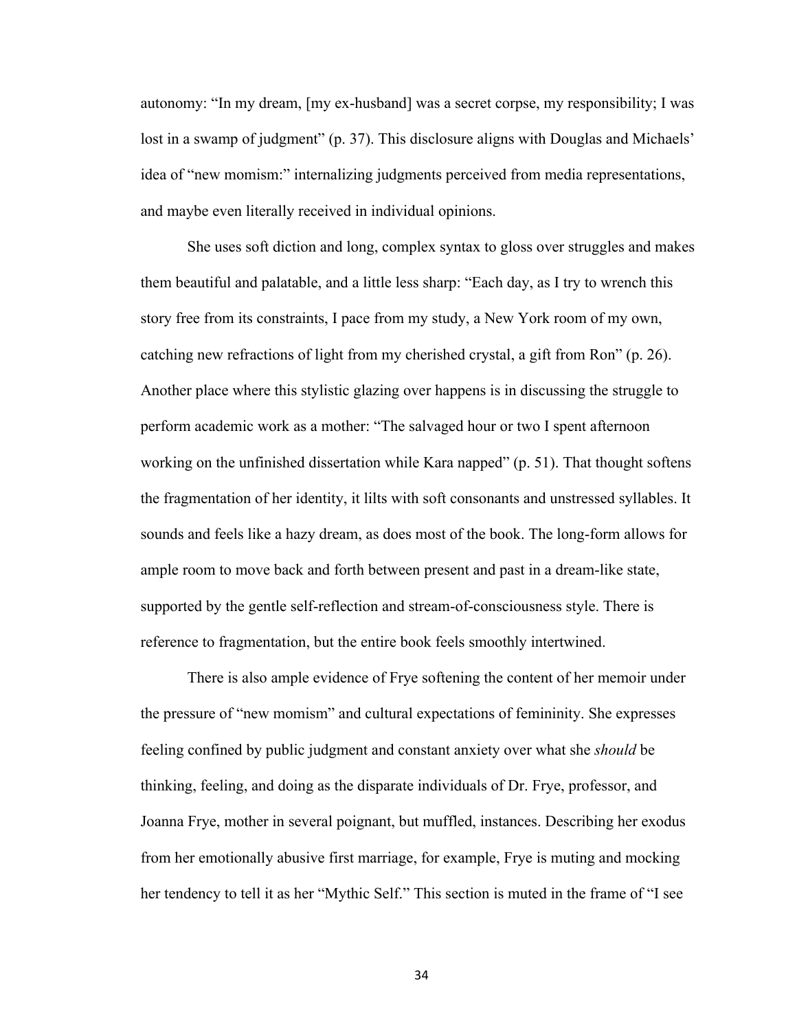autonomy: "In my dream, [my ex-husband] was a secret corpse, my responsibility; I was lost in a swamp of judgment" (p. 37). This disclosure aligns with Douglas and Michaels' idea of "new momism:" internalizing judgments perceived from media representations, and maybe even literally received in individual opinions.

She uses soft diction and long, complex syntax to gloss over struggles and makes them beautiful and palatable, and a little less sharp: "Each day, as I try to wrench this story free from its constraints, I pace from my study, a New York room of my own, catching new refractions of light from my cherished crystal, a gift from Ron" (p. 26). Another place where this stylistic glazing over happens is in discussing the struggle to perform academic work as a mother: "The salvaged hour or two I spent afternoon working on the unfinished dissertation while Kara napped" (p. 51). That thought softens the fragmentation of her identity, it lilts with soft consonants and unstressed syllables. It sounds and feels like a hazy dream, as does most of the book. The long-form allows for ample room to move back and forth between present and past in a dream-like state, supported by the gentle self-reflection and stream-of-consciousness style. There is reference to fragmentation, but the entire book feels smoothly intertwined.

There is also ample evidence of Frye softening the content of her memoir under the pressure of "new momism" and cultural expectations of femininity. She expresses feeling confined by public judgment and constant anxiety over what she *should* be thinking, feeling, and doing as the disparate individuals of Dr. Frye, professor, and Joanna Frye, mother in several poignant, but muffled, instances. Describing her exodus from her emotionally abusive first marriage, for example, Frye is muting and mocking her tendency to tell it as her "Mythic Self." This section is muted in the frame of "I see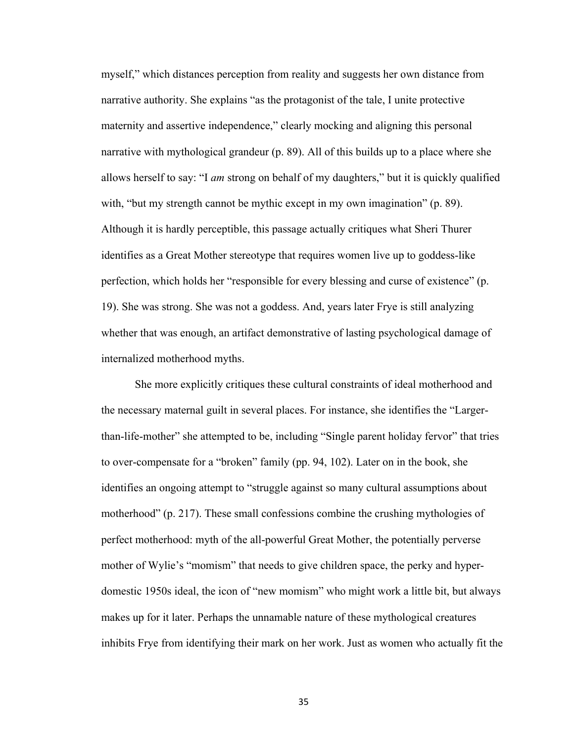myself," which distances perception from reality and suggests her own distance from narrative authority. She explains "as the protagonist of the tale, I unite protective maternity and assertive independence," clearly mocking and aligning this personal narrative with mythological grandeur (p. 89). All of this builds up to a place where she allows herself to say: "I *am* strong on behalf of my daughters," but it is quickly qualified with, "but my strength cannot be mythic except in my own imagination" (p. 89). Although it is hardly perceptible, this passage actually critiques what Sheri Thurer identifies as a Great Mother stereotype that requires women live up to goddess-like perfection, which holds her "responsible for every blessing and curse of existence" (p. 19). She was strong. She was not a goddess. And, years later Frye is still analyzing whether that was enough, an artifact demonstrative of lasting psychological damage of internalized motherhood myths.

She more explicitly critiques these cultural constraints of ideal motherhood and the necessary maternal guilt in several places. For instance, she identifies the "Larger-than-life-mother" she attempted to be, including "Single parent holiday fervor" that tries to over-compensate for a "broken" family (pp. 94, 102). Later on in the book, she identifies an ongoing attempt to "struggle against so many cultural assumptions about motherhood" (p. 217). These small confessions combine the crushing mythologies of perfect motherhood: myth of the all-powerful Great Mother, the potentially perverse mother of Wylie's "momism" that needs to give children space, the perky and hyper-domestic 1950s ideal, the icon of "new momism" who might work a little bit, but always makes up for it later. Perhaps the unnamable nature of these mythological creatures inhibits Frye from identifying their mark on her work. Just as women who actually fit the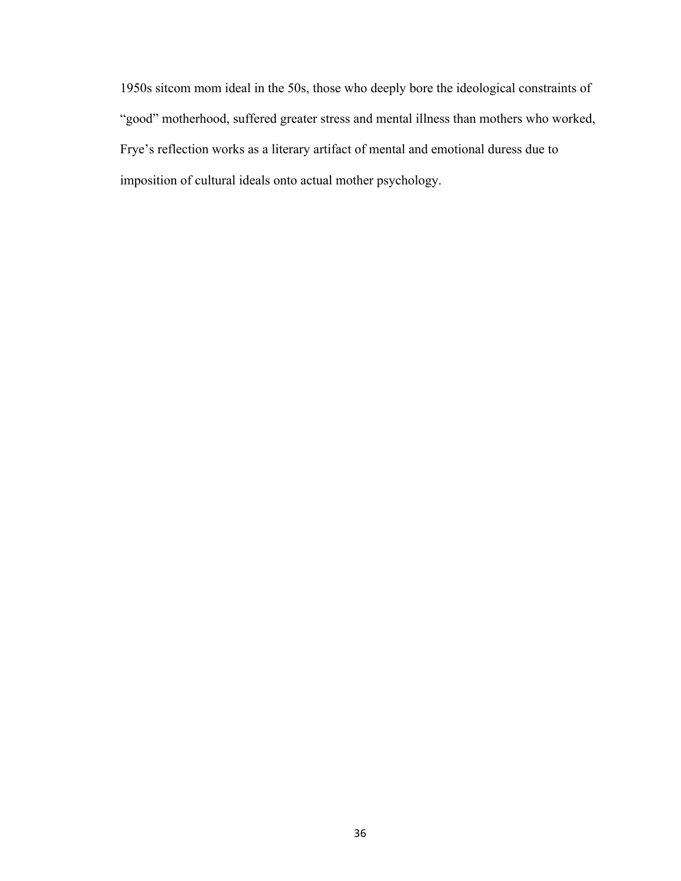1950s sitcom mom ideal in the 50s, those who deeply bore the ideological constraints of "good" motherhood, suffered greater stress and mental illness than mothers who worked, Frye's reflection works as a literary artifact of mental and emotional duress due to imposition of cultural ideals onto actual mother psychology.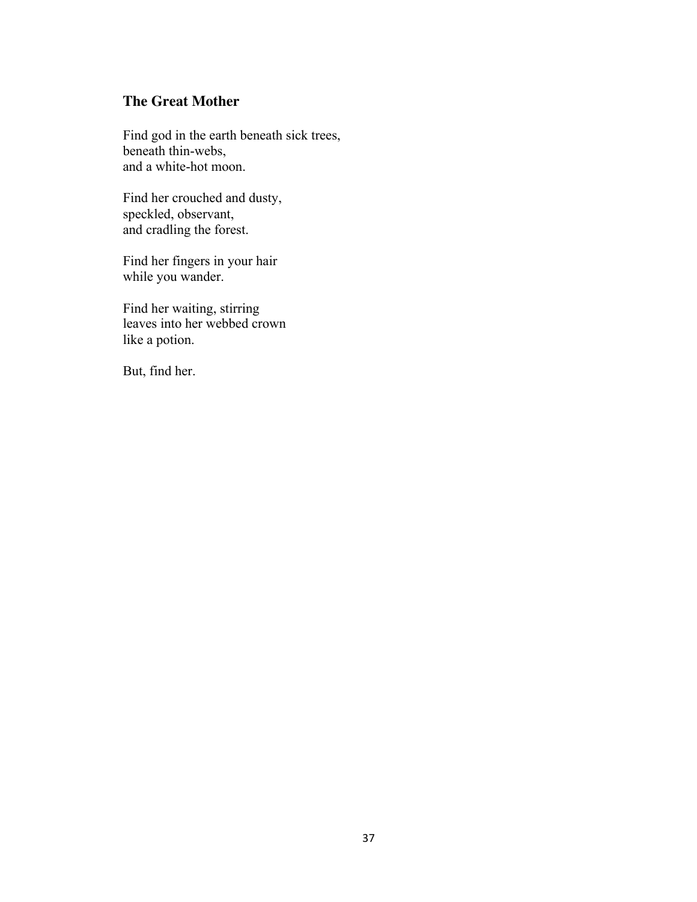## The Great Mother

Find god in the earth beneath sick trees,  
beneath thin-webs,  
and a white-hot moon.

Find her crouched and dusty,  
speckled, observant,  
and cradling the forest.

Find her fingers in your hair  
while you wander.

Find her waiting, stirring  
leaves into her webbed crown  
like a potion.

But, find her.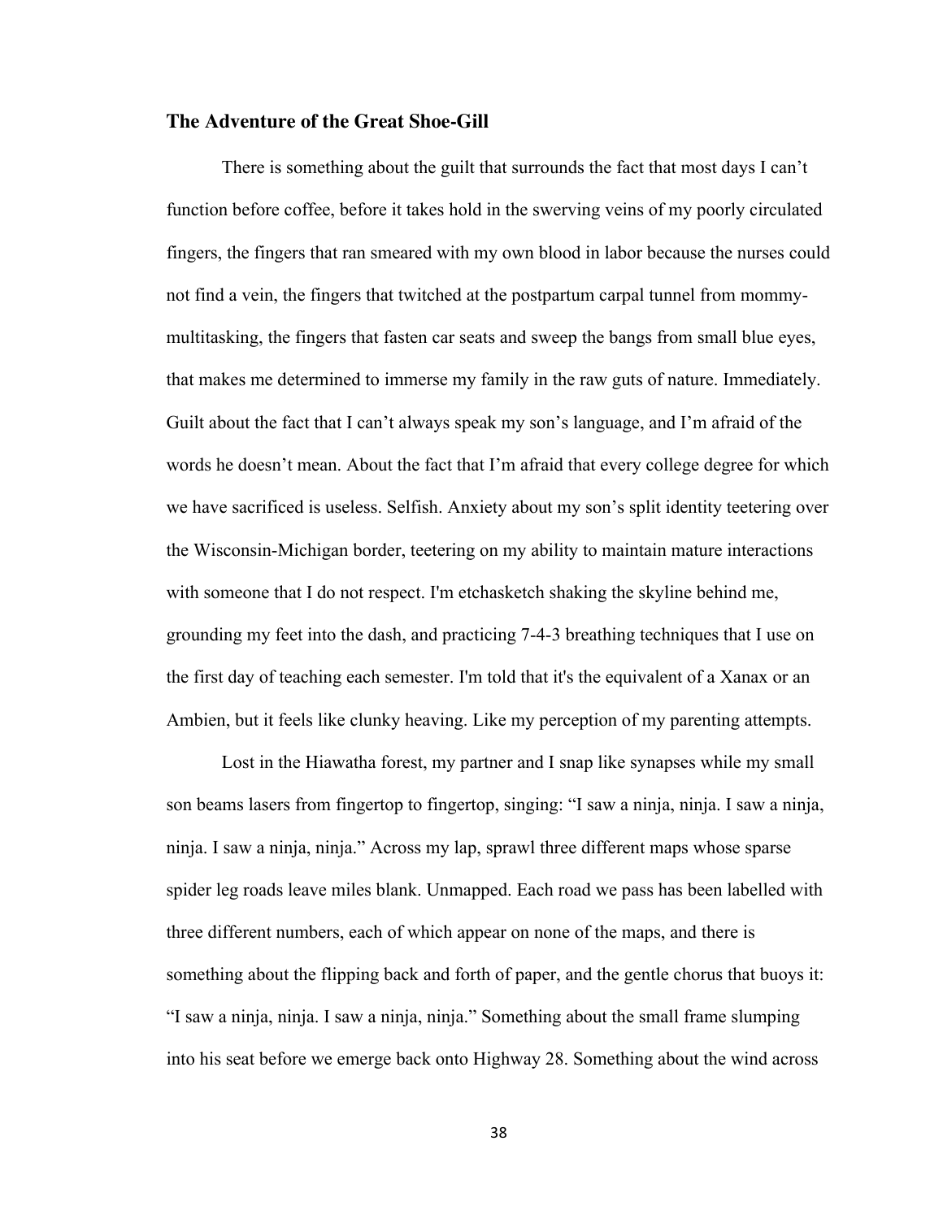### The Adventure of the Great Shoe-Gill

There is something about the guilt that surrounds the fact that most days I can't function before coffee, before it takes hold in the swerving veins of my poorly circulated fingers, the fingers that ran smeared with my own blood in labor because the nurses could not find a vein, the fingers that twitched at the postpartum carpal tunnel from mommy-multitasking, the fingers that fasten car seats and sweep the bangs from small blue eyes, that makes me determined to immerse my family in the raw guts of nature. Immediately. Guilt about the fact that I can't always speak my son's language, and I'm afraid of the words he doesn't mean. About the fact that I'm afraid that every college degree for which we have sacrificed is useless. Selfish. Anxiety about my son's split identity teetering over the Wisconsin-Michigan border, teetering on my ability to maintain mature interactions with someone that I do not respect. I'm etchasketch shaking the skyline behind me, grounding my feet into the dash, and practicing 7-4-3 breathing techniques that I use on the first day of teaching each semester. I'm told that it's the equivalent of a Xanax or an Ambien, but it feels like clunky heaving. Like my perception of my parenting attempts.

Lost in the Hiawatha forest, my partner and I snap like synapses while my small son beams lasers from fingertop to fingertop, singing: "I saw a ninja, ninja. I saw a ninja, ninja. I saw a ninja, ninja." Across my lap, sprawl three different maps whose sparse spider leg roads leave miles blank. Unmapped. Each road we pass has been labelled with three different numbers, each of which appear on none of the maps, and there is something about the flipping back and forth of paper, and the gentle chorus that buoys it: "I saw a ninja, ninja. I saw a ninja, ninja." Something about the small frame slumping into his seat before we emerge back onto Highway 28. Something about the wind across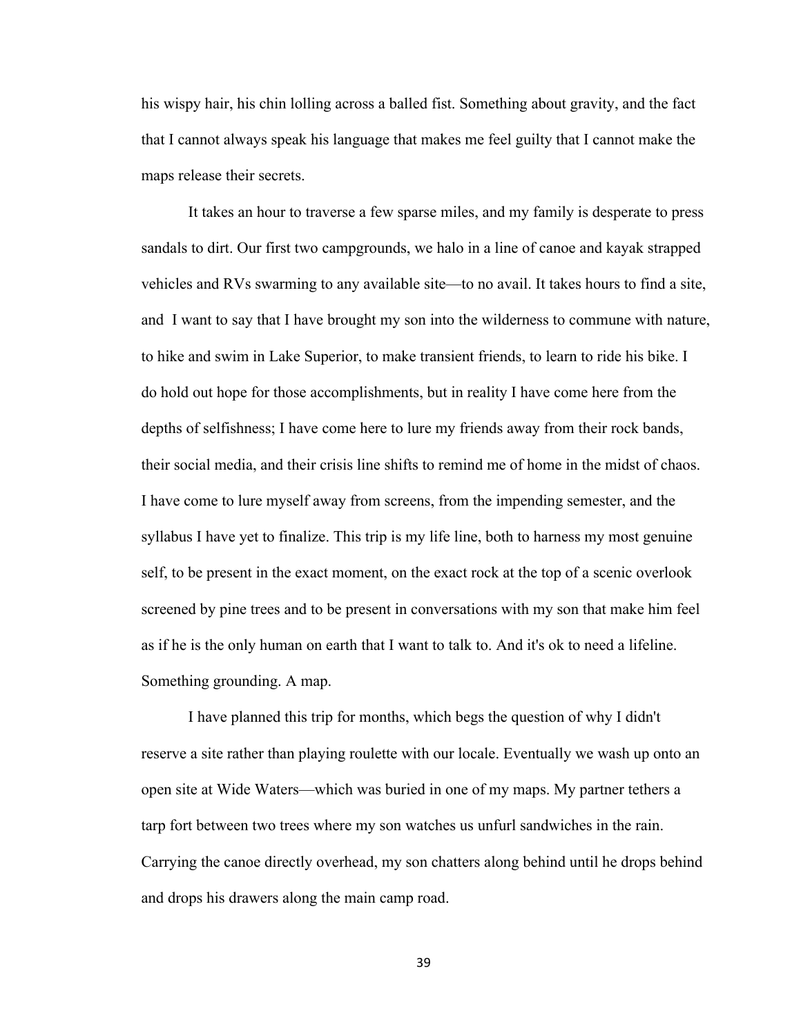his wispy hair, his chin lolling across a balled fist. Something about gravity, and the fact that I cannot always speak his language that makes me feel guilty that I cannot make the maps release their secrets.

It takes an hour to traverse a few sparse miles, and my family is desperate to press sandals to dirt. Our first two campgrounds, we halo in a line of canoe and kayak strapped vehicles and RVs swarming to any available site—to no avail. It takes hours to find a site, and I want to say that I have brought my son into the wilderness to commune with nature, to hike and swim in Lake Superior, to make transient friends, to learn to ride his bike. I do hold out hope for those accomplishments, but in reality I have come here from the depths of selfishness; I have come here to lure my friends away from their rock bands, their social media, and their crisis line shifts to remind me of home in the midst of chaos. I have come to lure myself away from screens, from the impending semester, and the syllabus I have yet to finalize. This trip is my life line, both to harness my most genuine self, to be present in the exact moment, on the exact rock at the top of a scenic overlook screened by pine trees and to be present in conversations with my son that make him feel as if he is the only human on earth that I want to talk to. And it's ok to need a lifeline. Something grounding. A map.

I have planned this trip for months, which begs the question of why I didn't reserve a site rather than playing roulette with our locale. Eventually we wash up onto an open site at Wide Waters—which was buried in one of my maps. My partner tethers a tarp fort between two trees where my son watches us unfurl sandwiches in the rain. Carrying the canoe directly overhead, my son chatters along behind until he drops behind and drops his drawers along the main camp road.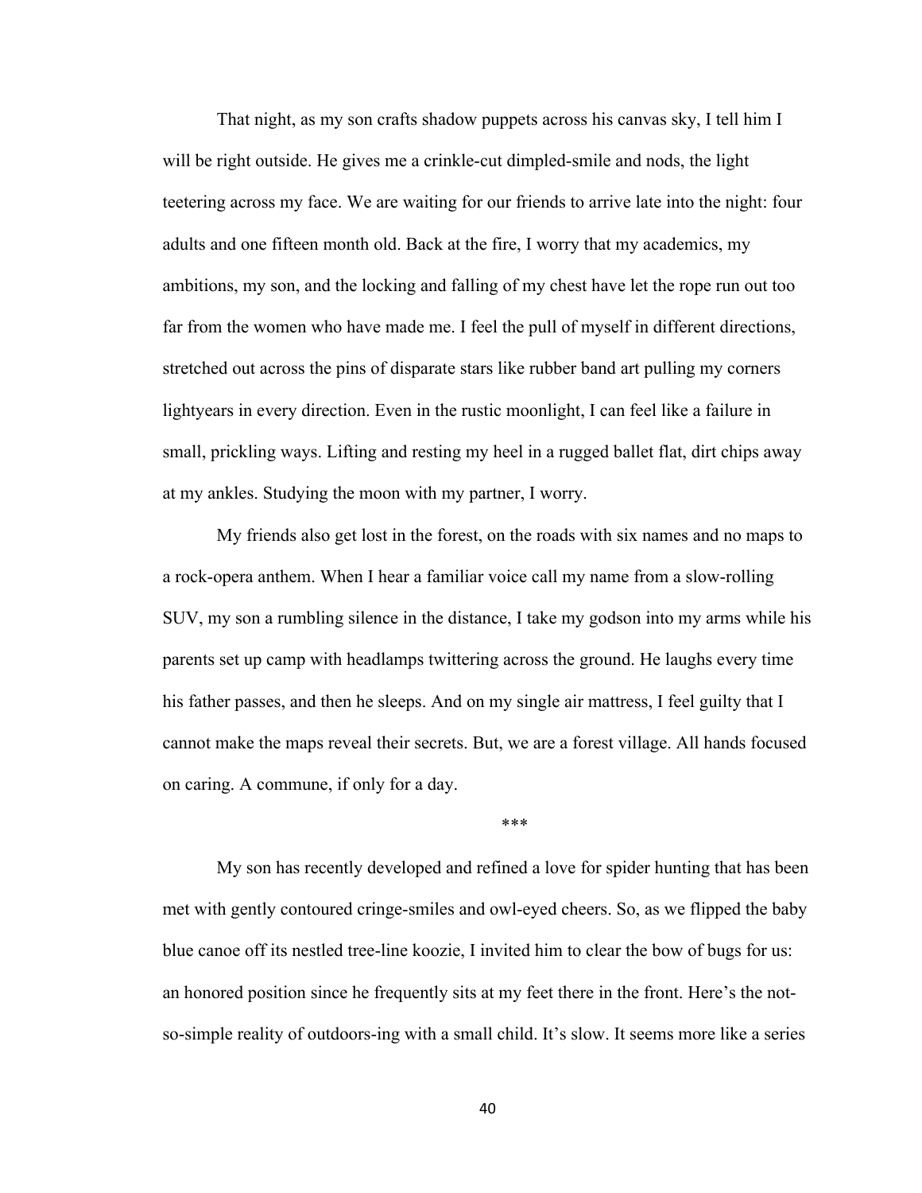That night, as my son crafts shadow puppets across his canvas sky, I tell him I will be right outside. He gives me a crinkle-cut dimpled-smile and nods, the light teetering across my face. We are waiting for our friends to arrive late into the night: four adults and one fifteen month old. Back at the fire, I worry that my academics, my ambitions, my son, and the locking and falling of my chest have let the rope run out too far from the women who have made me. I feel the pull of myself in different directions, stretched out across the pins of disparate stars like rubber band art pulling my corners lightyears in every direction. Even in the rustic moonlight, I can feel like a failure in small, prickling ways. Lifting and resting my heel in a rugged ballet flat, dirt chips away at my ankles. Studying the moon with my partner, I worry.

My friends also get lost in the forest, on the roads with six names and no maps to a rock-opera anthem. When I hear a familiar voice call my name from a slow-rolling SUV, my son a rumbling silence in the distance, I take my godson into my arms while his parents set up camp with headlamps twittering across the ground. He laughs every time his father passes, and then he sleeps. And on my single air mattress, I feel guilty that I cannot make the maps reveal their secrets. But, we are a forest village. All hands focused on caring. A commune, if only for a day.

***

My son has recently developed and refined a love for spider hunting that has been met with gently contoured cringe-smiles and owl-eyed cheers. So, as we flipped the baby blue canoe off its nestled tree-line koozie, I invited him to clear the bow of bugs for us: an honored position since he frequently sits at my feet there in the front. Here's the not-so-simple reality of outdoors-ing with a small child. It's slow. It seems more like a series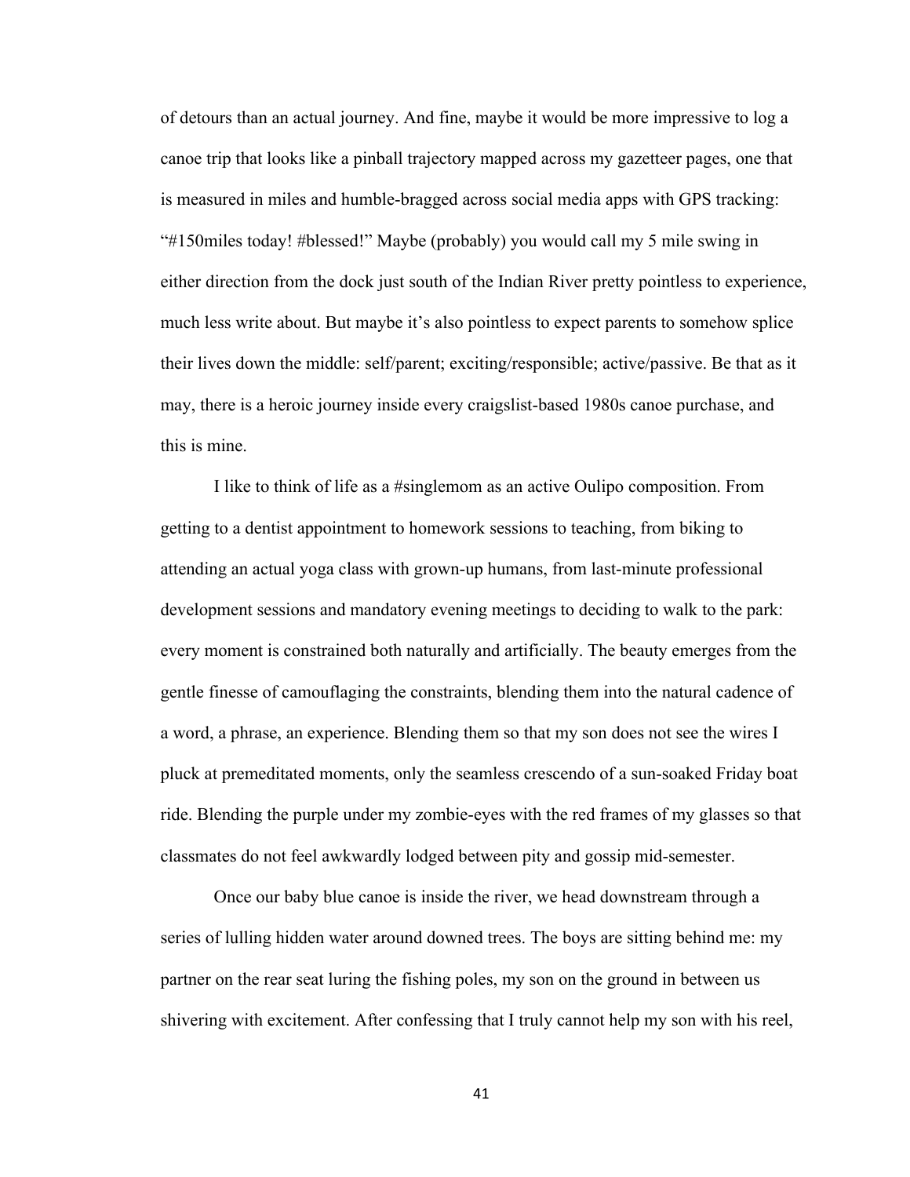of detours than an actual journey. And fine, maybe it would be more impressive to log a canoe trip that looks like a pinball trajectory mapped across my gazetteer pages, one that is measured in miles and humble-bragged across social media apps with GPS tracking: "#150miles today! #blessed!" Maybe (probably) you would call my 5 mile swing in either direction from the dock just south of the Indian River pretty pointless to experience, much less write about. But maybe it's also pointless to expect parents to somehow splice their lives down the middle: self/parent; exciting/responsible; active/passive. Be that as it may, there is a heroic journey inside every craigslist-based 1980s canoe purchase, and this is mine.

I like to think of life as a #singlemom as an active Oulipo composition. From getting to a dentist appointment to homework sessions to teaching, from biking to attending an actual yoga class with grown-up humans, from last-minute professional development sessions and mandatory evening meetings to deciding to walk to the park: every moment is constrained both naturally and artificially. The beauty emerges from the gentle finesse of camouflaging the constraints, blending them into the natural cadence of a word, a phrase, an experience. Blending them so that my son does not see the wires I pluck at premeditated moments, only the seamless crescendo of a sun-soaked Friday boat ride. Blending the purple under my zombie-eyes with the red frames of my glasses so that classmates do not feel awkwardly lodged between pity and gossip mid-semester.

Once our baby blue canoe is inside the river, we head downstream through a series of lulling hidden water around downed trees. The boys are sitting behind me: my partner on the rear seat luring the fishing poles, my son on the ground in between us shivering with excitement. After confessing that I truly cannot help my son with his reel,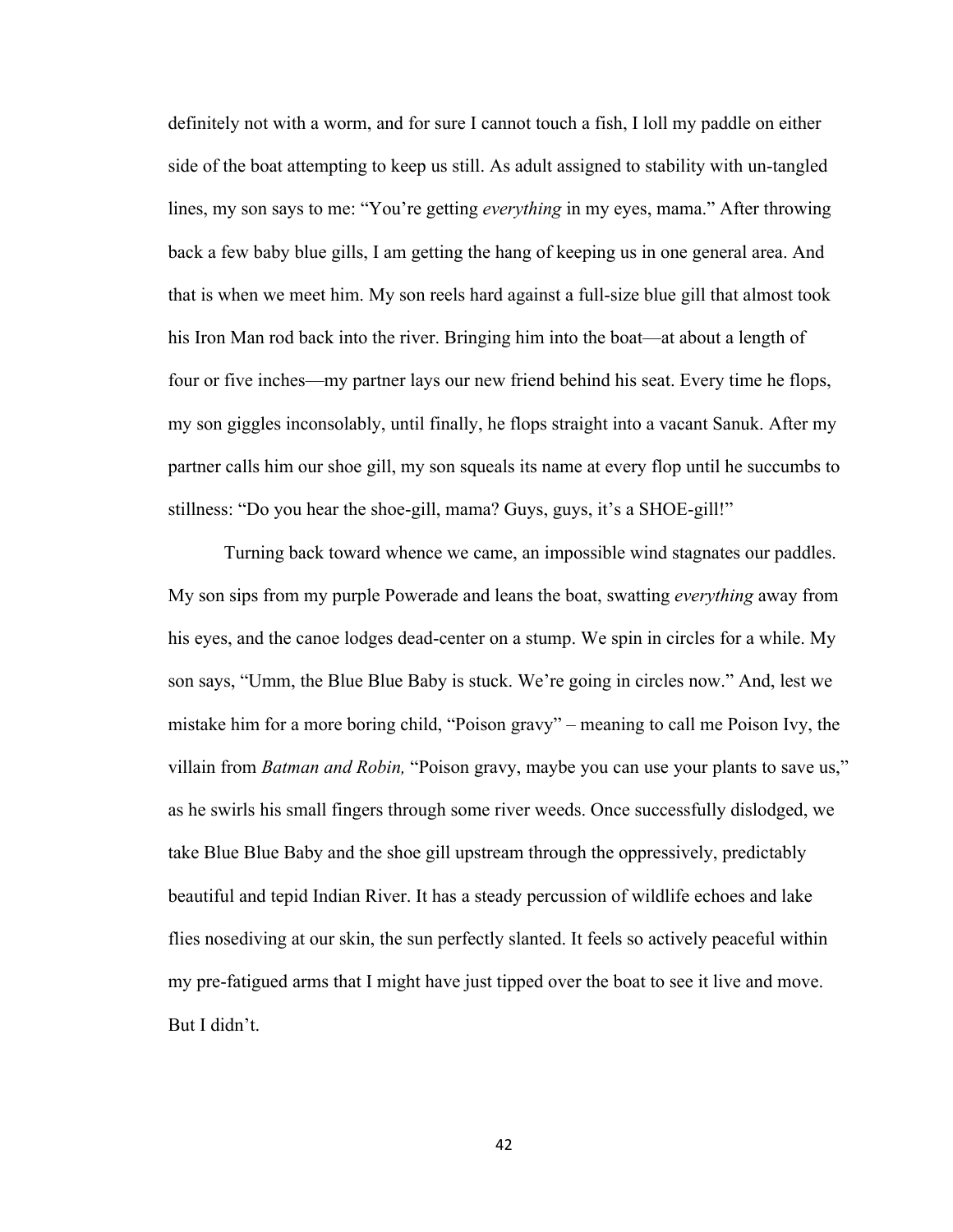definitely not with a worm, and for sure I cannot touch a fish, I loll my paddle on either side of the boat attempting to keep us still. As adult assigned to stability with un-tangled lines, my son says to me: "You're getting *everything* in my eyes, mama." After throwing back a few baby blue gills, I am getting the hang of keeping us in one general area. And that is when we meet him. My son reels hard against a full-size blue gill that almost took his Iron Man rod back into the river. Bringing him into the boat—at about a length of four or five inches—my partner lays our new friend behind his seat. Every time he flops, my son giggles inconsolably, until finally, he flops straight into a vacant Sanuk. After my partner calls him our shoe gill, my son squeals its name at every flop until he succumbs to stillness: "Do you hear the shoe-gill, mama? Guys, guys, it's a SHOE-gill!"

Turning back toward whence we came, an impossible wind stagnates our paddles. My son sips from my purple Powerade and leans the boat, swatting *everything* away from his eyes, and the canoe lodges dead-center on a stump. We spin in circles for a while. My son says, "Umm, the Blue Blue Baby is stuck. We're going in circles now." And, lest we mistake him for a more boring child, "Poison gravy" – meaning to call me Poison Ivy, the villain from *Batman and Robin,* "Poison gravy, maybe you can use your plants to save us," as he swirls his small fingers through some river weeds. Once successfully dislodged, we take Blue Blue Baby and the shoe gill upstream through the oppressively, predictably beautiful and tepid Indian River. It has a steady percussion of wildlife echoes and lake flies nosediving at our skin, the sun perfectly slanted. It feels so actively peaceful within my pre-fatigued arms that I might have just tipped over the boat to see it live and move. But I didn't.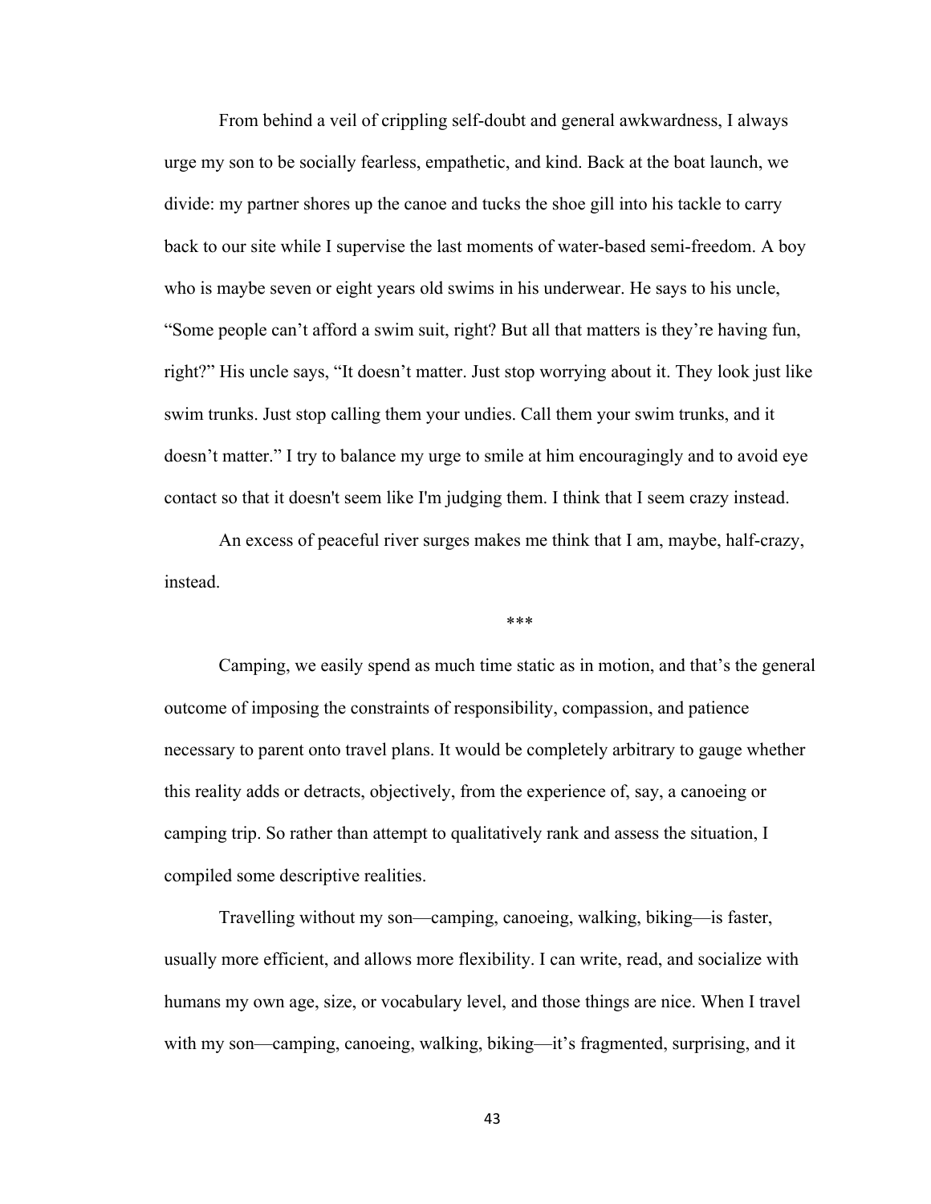From behind a veil of crippling self-doubt and general awkwardness, I always urge my son to be socially fearless, empathetic, and kind. Back at the boat launch, we divide: my partner shores up the canoe and tucks the shoe gill into his tackle to carry back to our site while I supervise the last moments of water-based semi-freedom. A boy who is maybe seven or eight years old swims in his underwear. He says to his uncle, "Some people can't afford a swim suit, right? But all that matters is they're having fun, right?" His uncle says, "It doesn't matter. Just stop worrying about it. They look just like swim trunks. Just stop calling them your undies. Call them your swim trunks, and it doesn't matter." I try to balance my urge to smile at him encouragingly and to avoid eye contact so that it doesn't seem like I'm judging them. I think that I seem crazy instead.

An excess of peaceful river surges makes me think that I am, maybe, half-crazy, instead.

***

Camping, we easily spend as much time static as in motion, and that's the general outcome of imposing the constraints of responsibility, compassion, and patience necessary to parent onto travel plans. It would be completely arbitrary to gauge whether this reality adds or detracts, objectively, from the experience of, say, a canoeing or camping trip. So rather than attempt to qualitatively rank and assess the situation, I compiled some descriptive realities.

Travelling without my son—camping, canoeing, walking, biking—is faster, usually more efficient, and allows more flexibility. I can write, read, and socialize with humans my own age, size, or vocabulary level, and those things are nice. When I travel with my son—camping, canoeing, walking, biking—it's fragmented, surprising, and it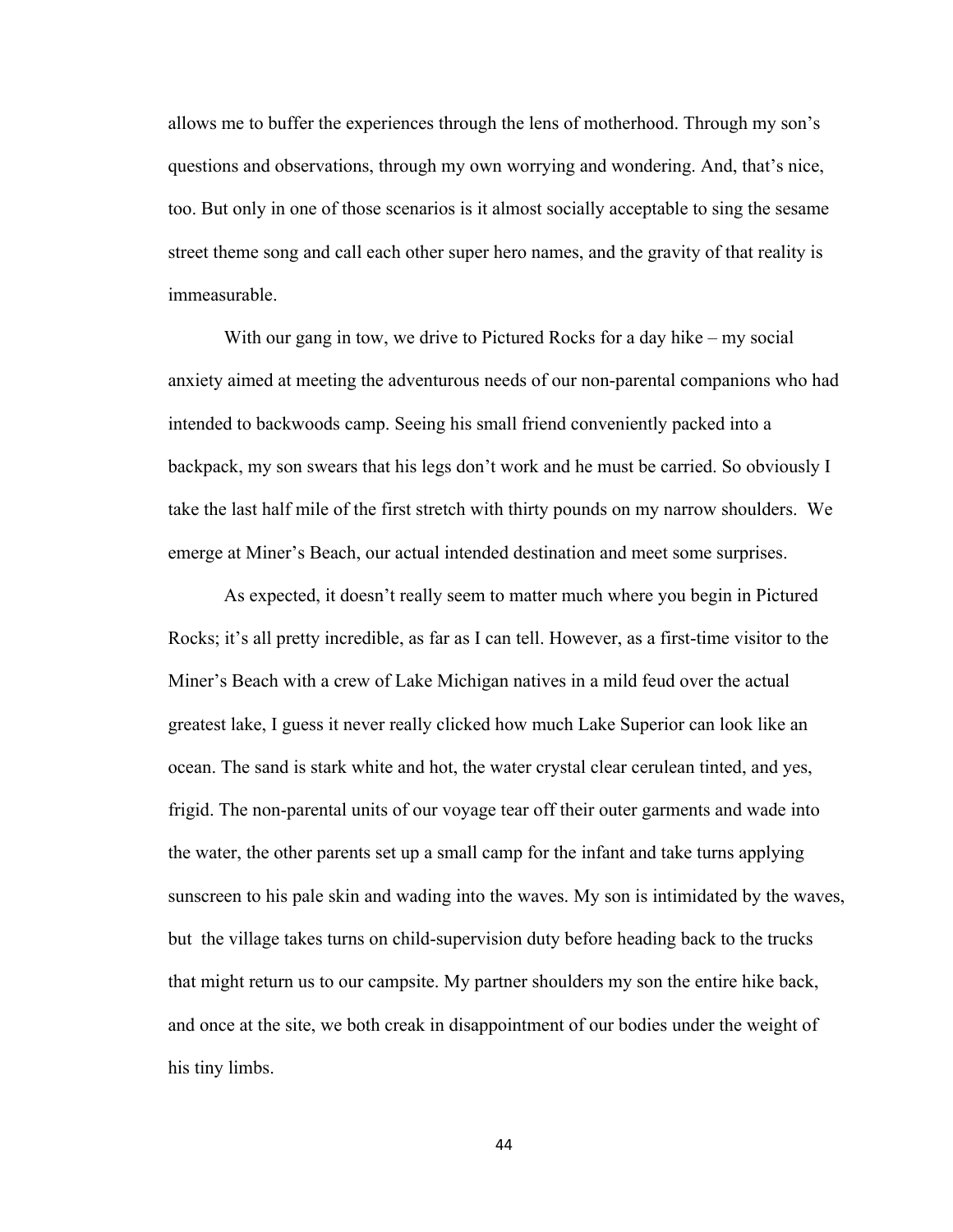allows me to buffer the experiences through the lens of motherhood. Through my son's questions and observations, through my own worrying and wondering. And, that's nice, too. But only in one of those scenarios is it almost socially acceptable to sing the sesame street theme song and call each other super hero names, and the gravity of that reality is immeasurable.

With our gang in tow, we drive to Pictured Rocks for a day hike – my social anxiety aimed at meeting the adventurous needs of our non-parental companions who had intended to backwoods camp. Seeing his small friend conveniently packed into a backpack, my son swears that his legs don't work and he must be carried. So obviously I take the last half mile of the first stretch with thirty pounds on my narrow shoulders. We emerge at Miner's Beach, our actual intended destination and meet some surprises.

As expected, it doesn't really seem to matter much where you begin in Pictured Rocks; it's all pretty incredible, as far as I can tell. However, as a first-time visitor to the Miner's Beach with a crew of Lake Michigan natives in a mild feud over the actual greatest lake, I guess it never really clicked how much Lake Superior can look like an ocean. The sand is stark white and hot, the water crystal clear cerulean tinted, and yes, frigid. The non-parental units of our voyage tear off their outer garments and wade into the water, the other parents set up a small camp for the infant and take turns applying sunscreen to his pale skin and wading into the waves. My son is intimidated by the waves, but the village takes turns on child-supervision duty before heading back to the trucks that might return us to our campsite. My partner shoulders my son the entire hike back, and once at the site, we both creak in disappointment of our bodies under the weight of his tiny limbs.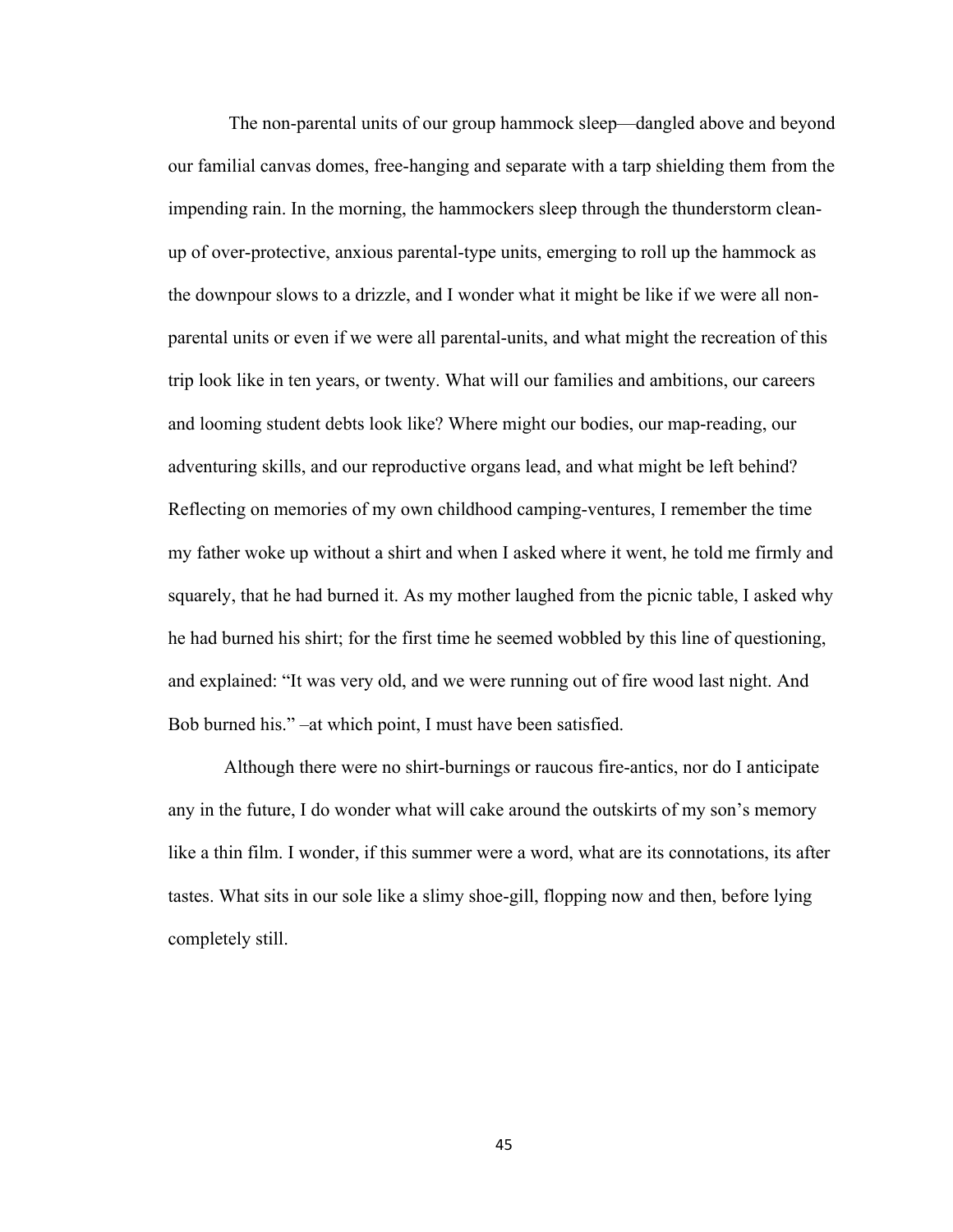The non-parental units of our group hammock sleep—dangled above and beyond our familial canvas domes, free-hanging and separate with a tarp shielding them from the impending rain. In the morning, the hammockers sleep through the thunderstorm clean-up of over-protective, anxious parental-type units, emerging to roll up the hammock as the downpour slows to a drizzle, and I wonder what it might be like if we were all non-parental units or even if we were all parental-units, and what might the recreation of this trip look like in ten years, or twenty. What will our families and ambitions, our careers and looming student debts look like? Where might our bodies, our map-reading, our adventuring skills, and our reproductive organs lead, and what might be left behind? Reflecting on memories of my own childhood camping-ventures, I remember the time my father woke up without a shirt and when I asked where it went, he told me firmly and squarely, that he had burned it. As my mother laughed from the picnic table, I asked why he had burned his shirt; for the first time he seemed wobbled by this line of questioning, and explained: "It was very old, and we were running out of fire wood last night. And Bob burned his." –at which point, I must have been satisfied.

Although there were no shirt-burnings or raucous fire-antics, nor do I anticipate any in the future, I do wonder what will cake around the outskirts of my son's memory like a thin film. I wonder, if this summer were a word, what are its connotations, its after tastes. What sits in our sole like a slimy shoe-gill, flopping now and then, before lying completely still.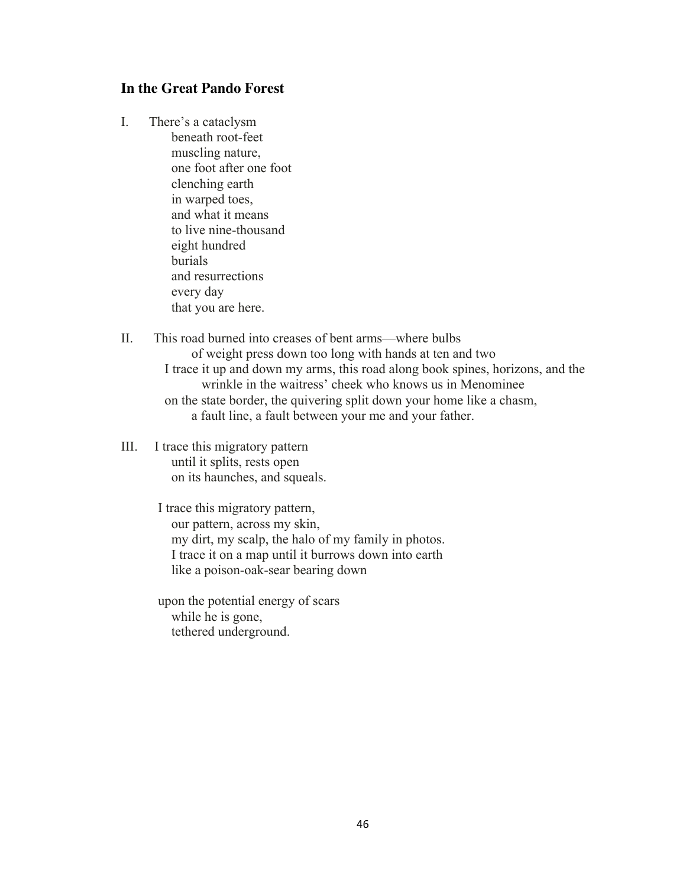## In the Great Pando Forest

I. There's a cataclysm
beneath root-feet
muscling nature,
one foot after one foot
clenching earth
in warped toes,
and what it means
to live nine-thousand
eight hundred
burials
and resurrections
every day
that you are here.

II. This road burned into creases of bent arms—where bulbs
of weight press down too long with hands at ten and two
I trace it up and down my arms, this road along book spines, horizons, and the
wrinkle in the waitress' cheek who knows us in Menominee
on the state border, the quivering split down your home like a chasm,
a fault line, a fault between your me and your father.

III. I trace this migratory pattern
until it splits, rests open
on its haunches, and squeals.

I trace this migratory pattern,
our pattern, across my skin,
my dirt, my scalp, the halo of my family in photos.
I trace it on a map until it burrows down into earth
like a poison-oak-sear bearing down

upon the potential energy of scars
while he is gone,
tethered underground.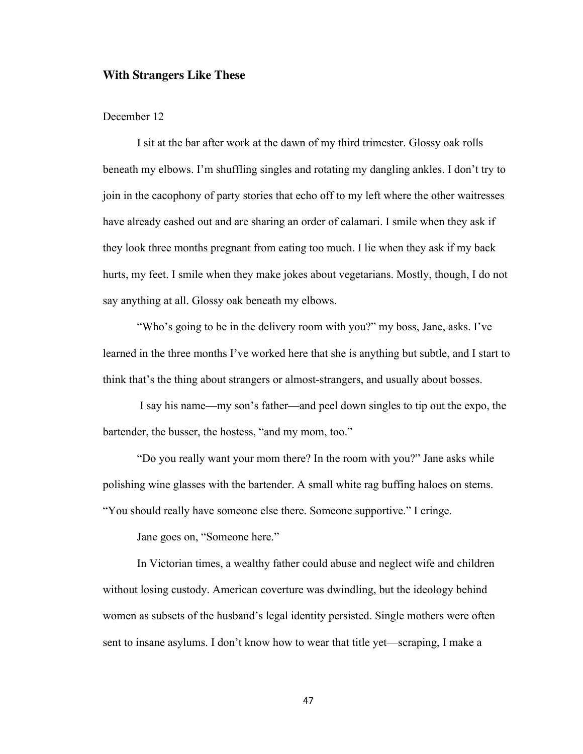## **With Strangers Like These**

December 12

I sit at the bar after work at the dawn of my third trimester. Glossy oak rolls beneath my elbows. I'm shuffling singles and rotating my dangling ankles. I don't try to join in the cacophony of party stories that echo off to my left where the other waitresses have already cashed out and are sharing an order of calamari. I smile when they ask if they look three months pregnant from eating too much. I lie when they ask if my back hurts, my feet. I smile when they make jokes about vegetarians. Mostly, though, I do not say anything at all. Glossy oak beneath my elbows.

"Who's going to be in the delivery room with you?" my boss, Jane, asks. I've learned in the three months I've worked here that she is anything but subtle, and I start to think that's the thing about strangers or almost-strangers, and usually about bosses.

I say his name—my son's father—and peel down singles to tip out the expo, the bartender, the busser, the hostess, "and my mom, too."

"Do you really want your mom there? In the room with you?" Jane asks while polishing wine glasses with the bartender. A small white rag buffing haloes on stems. "You should really have someone else there. Someone supportive." I cringe.

Jane goes on, "Someone here."

In Victorian times, a wealthy father could abuse and neglect wife and children without losing custody. American coverture was dwindling, but the ideology behind women as subsets of the husband's legal identity persisted. Single mothers were often sent to insane asylums. I don't know how to wear that title yet—scraping, I make a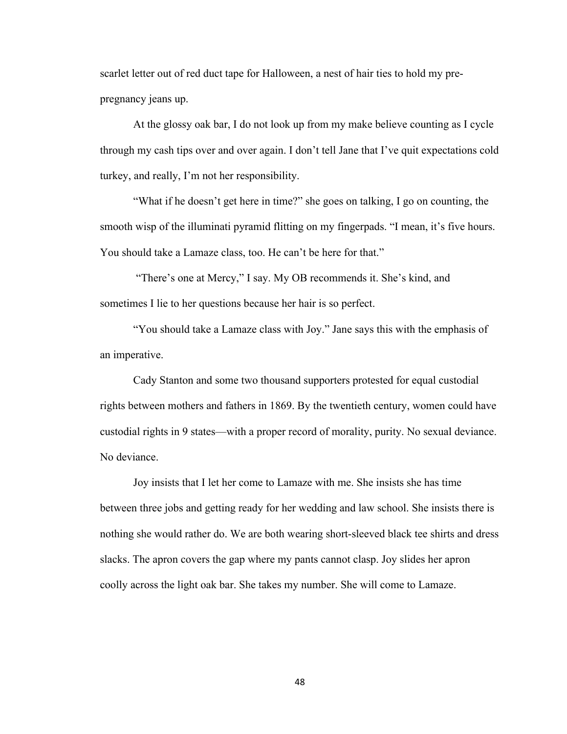scarlet letter out of red duct tape for Halloween, a nest of hair ties to hold my pre-pregnancy jeans up.

At the glossy oak bar, I do not look up from my make believe counting as I cycle through my cash tips over and over again. I don't tell Jane that I've quit expectations cold turkey, and really, I'm not her responsibility.

"What if he doesn't get here in time?" she goes on talking, I go on counting, the smooth wisp of the illuminati pyramid flitting on my fingerpads. "I mean, it's five hours. You should take a Lamaze class, too. He can't be here for that."

"There's one at Mercy," I say. My OB recommends it. She's kind, and sometimes I lie to her questions because her hair is so perfect.

"You should take a Lamaze class with Joy." Jane says this with the emphasis of an imperative.

Cady Stanton and some two thousand supporters protested for equal custodial rights between mothers and fathers in 1869. By the twentieth century, women could have custodial rights in 9 states—with a proper record of morality, purity. No sexual deviance. No deviance.

Joy insists that I let her come to Lamaze with me. She insists she has time between three jobs and getting ready for her wedding and law school. She insists there is nothing she would rather do. We are both wearing short-sleeved black tee shirts and dress slacks. The apron covers the gap where my pants cannot clasp. Joy slides her apron coolly across the light oak bar. She takes my number. She will come to Lamaze.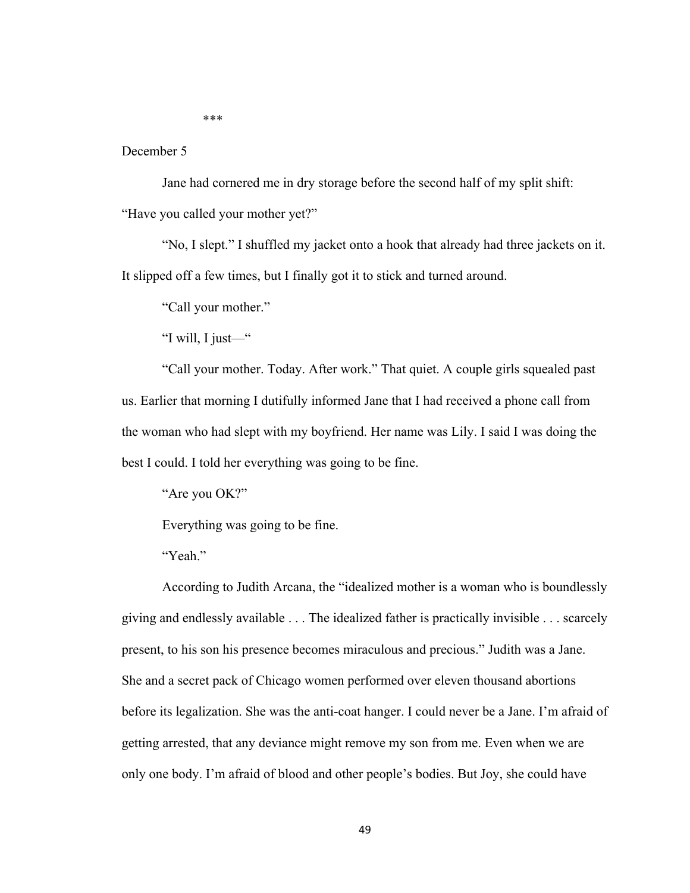***

December 5

Jane had cornered me in dry storage before the second half of my split shift: "Have you called your mother yet?"

"No, I slept." I shuffled my jacket onto a hook that already had three jackets on it. It slipped off a few times, but I finally got it to stick and turned around.

"Call your mother."

"I will, I just—"

"Call your mother. Today. After work." That quiet. A couple girls squealed past us. Earlier that morning I dutifully informed Jane that I had received a phone call from the woman who had slept with my boyfriend. Her name was Lily. I said I was doing the best I could. I told her everything was going to be fine.

"Are you OK?"

Everything was going to be fine.

"Yeah."

According to Judith Arcana, the "idealized mother is a woman who is boundlessly giving and endlessly available . . . The idealized father is practically invisible . . . scarcely present, to his son his presence becomes miraculous and precious." Judith was a Jane. She and a secret pack of Chicago women performed over eleven thousand abortions before its legalization. She was the anti-coat hanger. I could never be a Jane. I'm afraid of getting arrested, that any deviance might remove my son from me. Even when we are only one body. I'm afraid of blood and other people's bodies. But Joy, she could have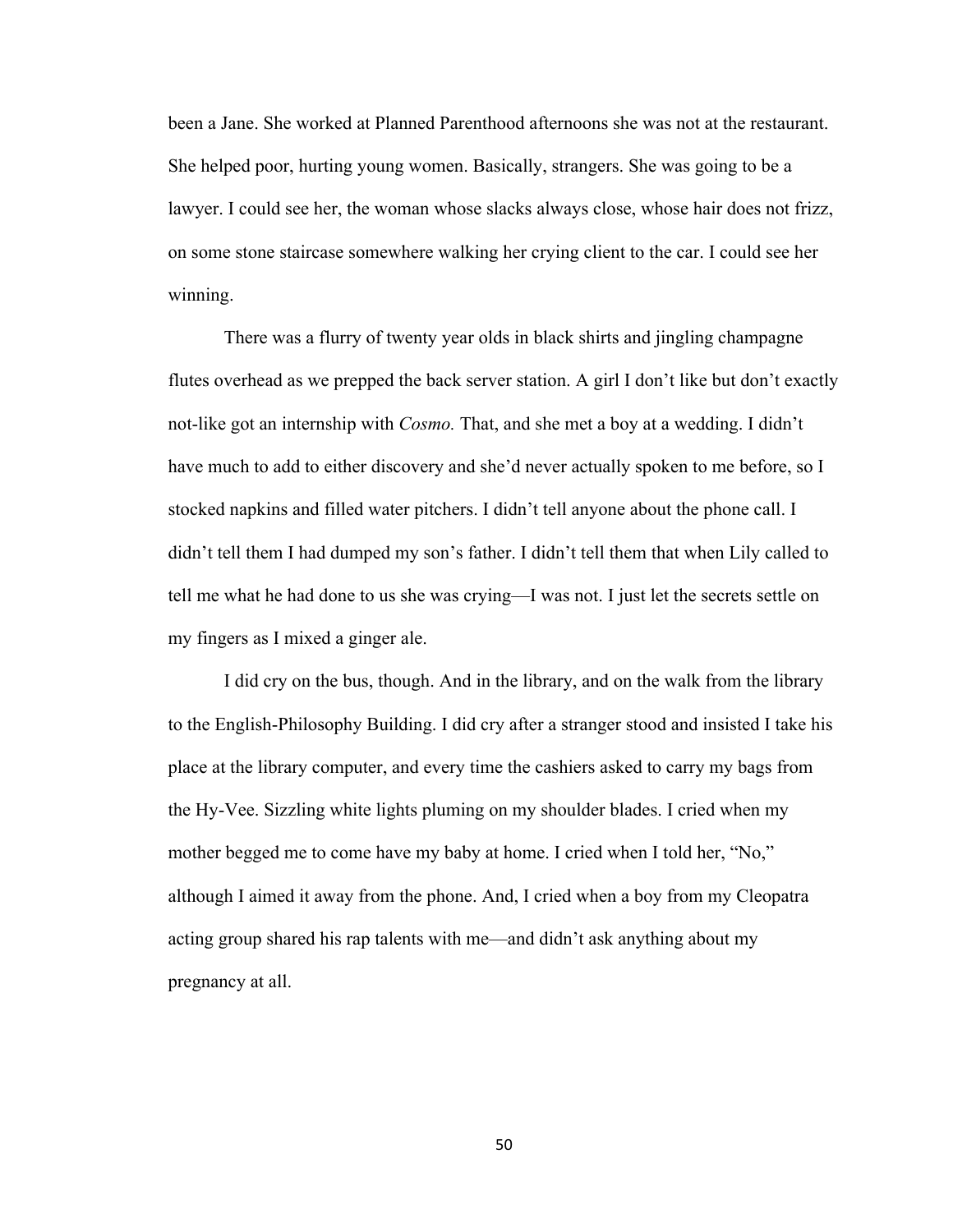been a Jane. She worked at Planned Parenthood afternoons she was not at the restaurant. She helped poor, hurting young women. Basically, strangers. She was going to be a lawyer. I could see her, the woman whose slacks always close, whose hair does not frizz, on some stone staircase somewhere walking her crying client to the car. I could see her winning.

There was a flurry of twenty year olds in black shirts and jingling champagne flutes overhead as we prepped the back server station. A girl I don't like but don't exactly not-like got an internship with *Cosmo.* That, and she met a boy at a wedding. I didn't have much to add to either discovery and she'd never actually spoken to me before, so I stocked napkins and filled water pitchers. I didn't tell anyone about the phone call. I didn't tell them I had dumped my son's father. I didn't tell them that when Lily called to tell me what he had done to us she was crying—I was not. I just let the secrets settle on my fingers as I mixed a ginger ale.

I did cry on the bus, though. And in the library, and on the walk from the library to the English-Philosophy Building. I did cry after a stranger stood and insisted I take his place at the library computer, and every time the cashiers asked to carry my bags from the Hy-Vee. Sizzling white lights pluming on my shoulder blades. I cried when my mother begged me to come have my baby at home. I cried when I told her, "No," although I aimed it away from the phone. And, I cried when a boy from my Cleopatra acting group shared his rap talents with me—and didn't ask anything about my pregnancy at all.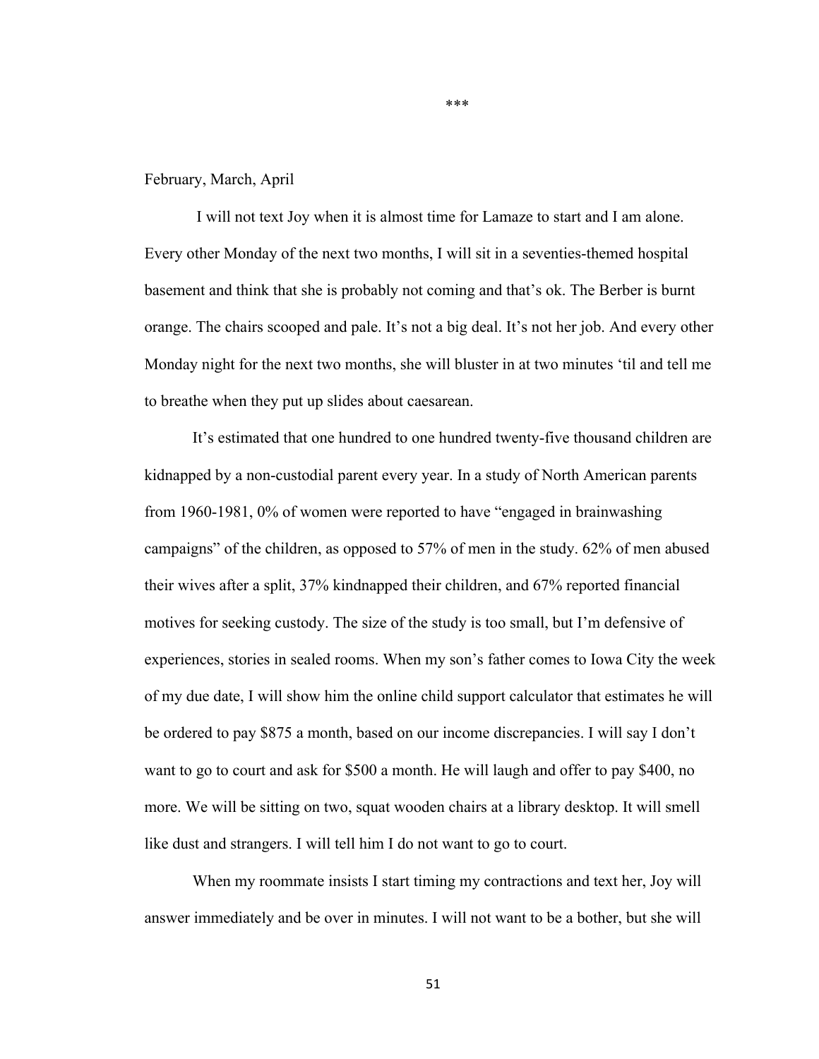***

February, March, April

I will not text Joy when it is almost time for Lamaze to start and I am alone. Every other Monday of the next two months, I will sit in a seventies-themed hospital basement and think that she is probably not coming and that's ok. The Berber is burnt orange. The chairs scooped and pale. It's not a big deal. It's not her job. And every other Monday night for the next two months, she will bluster in at two minutes 'til and tell me to breathe when they put up slides about caesarean.

It's estimated that one hundred to one hundred twenty-five thousand children are kidnapped by a non-custodial parent every year. In a study of North American parents from 1960-1981, 0% of women were reported to have "engaged in brainwashing campaigns" of the children, as opposed to 57% of men in the study. 62% of men abused their wives after a split, 37% kidnapped their children, and 67% reported financial motives for seeking custody. The size of the study is too small, but I'm defensive of experiences, stories in sealed rooms. When my son's father comes to Iowa City the week of my due date, I will show him the online child support calculator that estimates he will be ordered to pay $875 a month, based on our income discrepancies. I will say I don't want to go to court and ask for $500 a month. He will laugh and offer to pay $400, no more. We will be sitting on two, squat wooden chairs at a library desktop. It will smell like dust and strangers. I will tell him I do not want to go to court.

When my roommate insists I start timing my contractions and text her, Joy will answer immediately and be over in minutes. I will not want to be a bother, but she will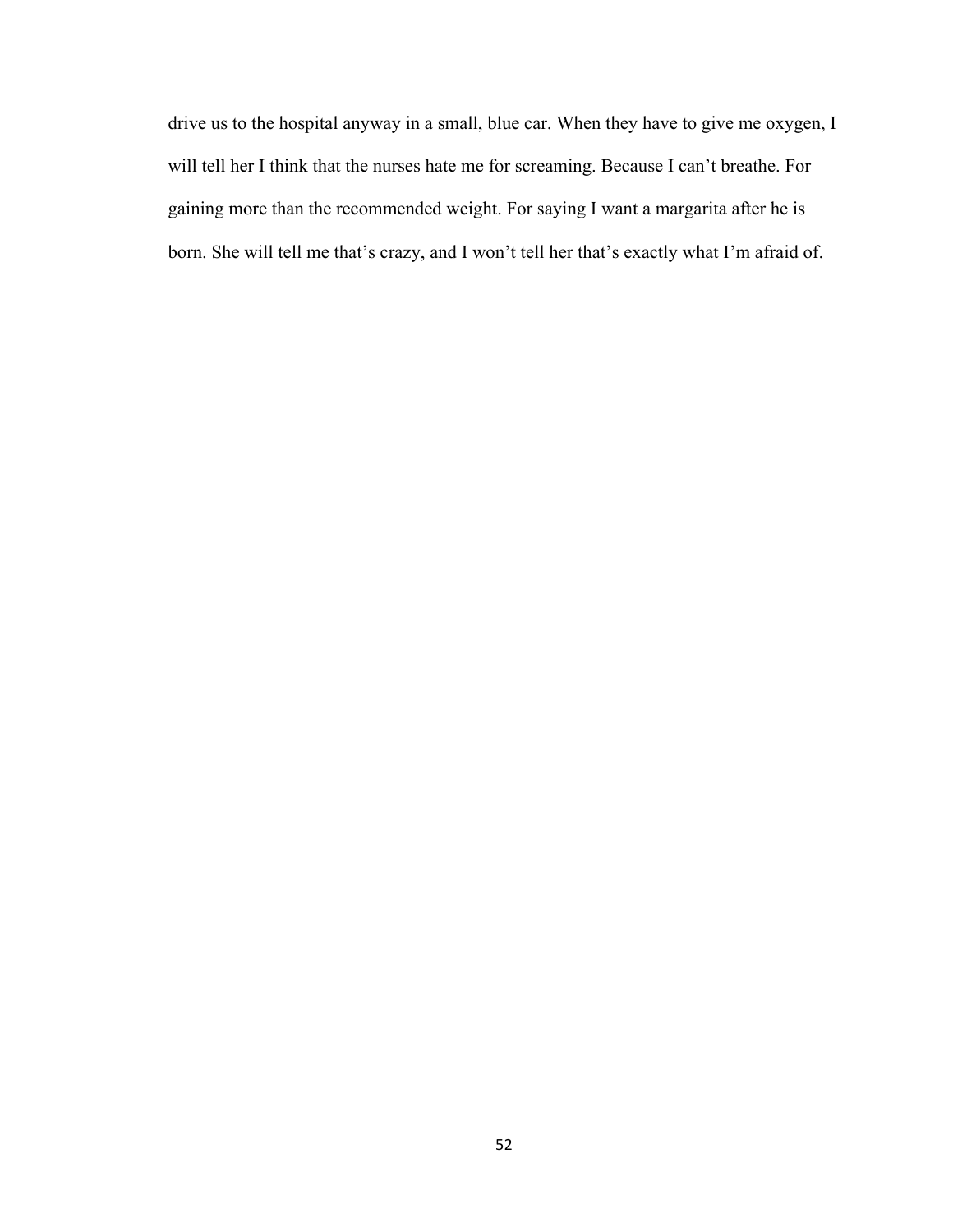drive us to the hospital anyway in a small, blue car. When they have to give me oxygen, I will tell her I think that the nurses hate me for screaming. Because I can't breathe. For gaining more than the recommended weight. For saying I want a margarita after he is born. She will tell me that's crazy, and I won't tell her that's exactly what I'm afraid of.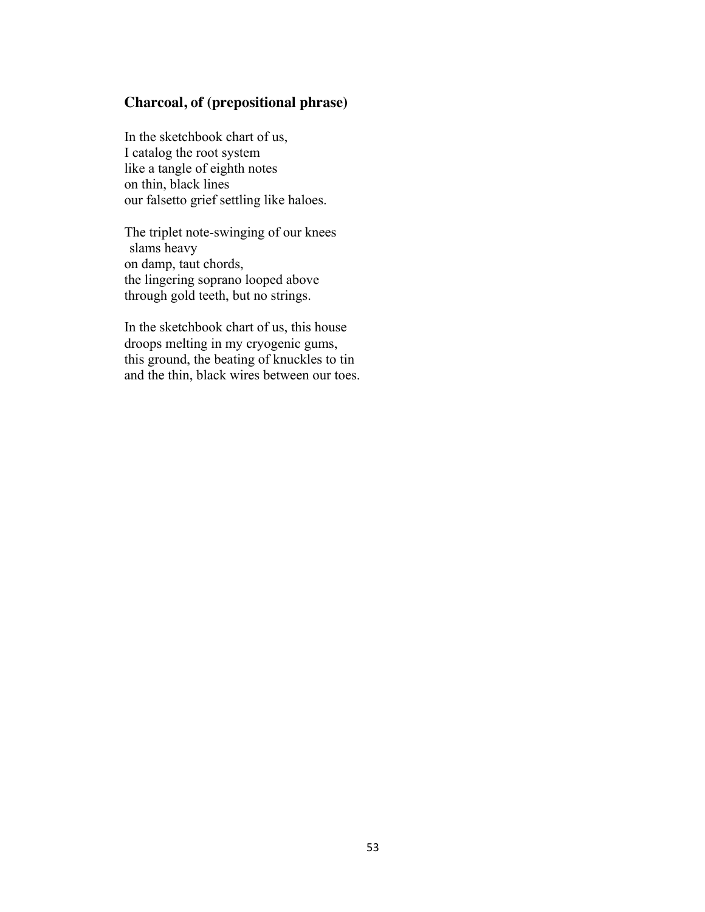### **Charcoal, of (prepositional phrase)**

In the sketchbook chart of us,  
I catalog the root system  
like a tangle of eighth notes  
on thin, black lines  
our falsetto grief settling like haloes.

The triplet note-swinging of our knees  
&nbsp;&nbsp;slams heavy  
on damp, taut chords,  
the lingering soprano looped above  
through gold teeth, but no strings.

In the sketchbook chart of us, this house  
droops melting in my cryogenic gums,  
this ground, the beating of knuckles to tin  
and the thin, black wires between our toes.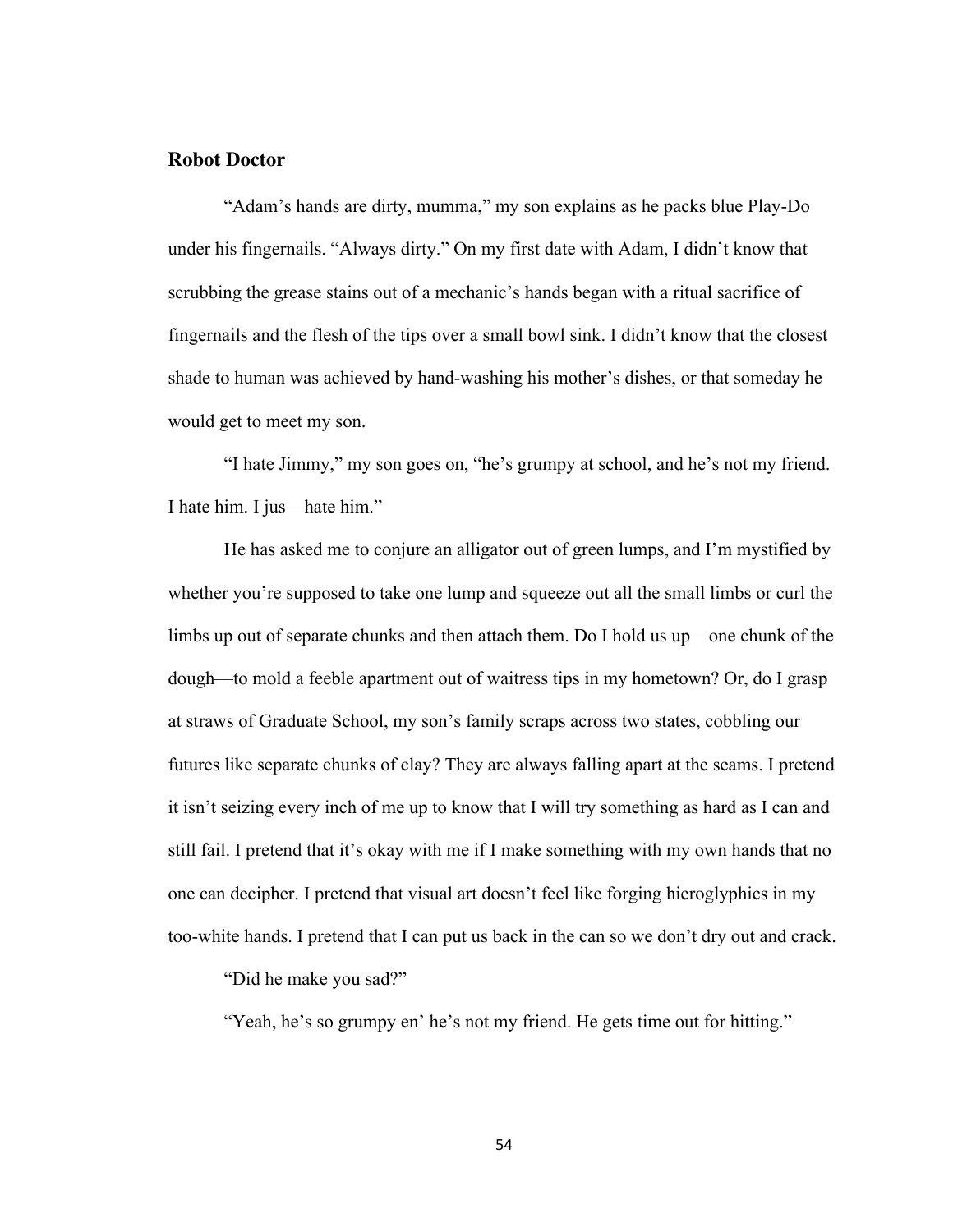## Robot Doctor

"Adam's hands are dirty, mumma," my son explains as he packs blue Play-Do under his fingernails. "Always dirty." On my first date with Adam, I didn't know that scrubbing the grease stains out of a mechanic's hands began with a ritual sacrifice of fingernails and the flesh of the tips over a small bowl sink. I didn't know that the closest shade to human was achieved by hand-washing his mother's dishes, or that someday he would get to meet my son.

"I hate Jimmy," my son goes on, "he's grumpy at school, and he's not my friend. I hate him. I jus—hate him."

He has asked me to conjure an alligator out of green lumps, and I'm mystified by whether you're supposed to take one lump and squeeze out all the small limbs or curl the limbs up out of separate chunks and then attach them. Do I hold us up—one chunk of the dough—to mold a feeble apartment out of waitress tips in my hometown? Or, do I grasp at straws of Graduate School, my son's family scraps across two states, cobbling our futures like separate chunks of clay? They are always falling apart at the seams. I pretend it isn't seizing every inch of me up to know that I will try something as hard as I can and still fail. I pretend that it's okay with me if I make something with my own hands that no one can decipher. I pretend that visual art doesn't feel like forging hieroglyphics in my too-white hands. I pretend that I can put us back in the can so we don't dry out and crack.

"Did he make you sad?"

"Yeah, he's so grumpy en' he's not my friend. He gets time out for hitting."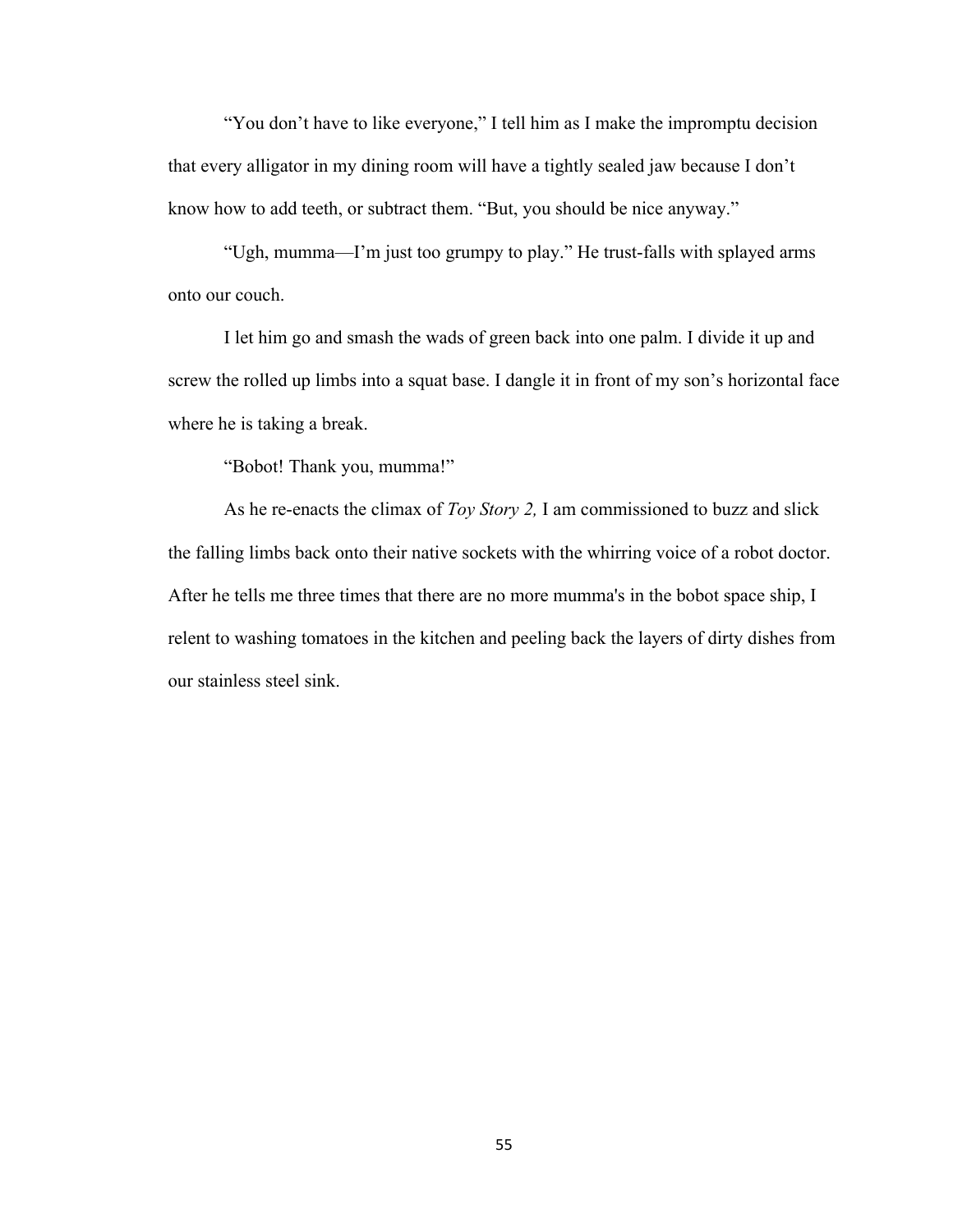"You don't have to like everyone," I tell him as I make the impromptu decision that every alligator in my dining room will have a tightly sealed jaw because I don't know how to add teeth, or subtract them. "But, you should be nice anyway."

"Ugh, mumma—I'm just too grumpy to play." He trust-falls with splayed arms onto our couch.

I let him go and smash the wads of green back into one palm. I divide it up and screw the rolled up limbs into a squat base. I dangle it in front of my son's horizontal face where he is taking a break.

"Bobot! Thank you, mumma!"

As he re-enacts the climax of *Toy Story 2,* I am commissioned to buzz and slick the falling limbs back onto their native sockets with the whirring voice of a robot doctor. After he tells me three times that there are no more mumma's in the bobot space ship, I relent to washing tomatoes in the kitchen and peeling back the layers of dirty dishes from our stainless steel sink.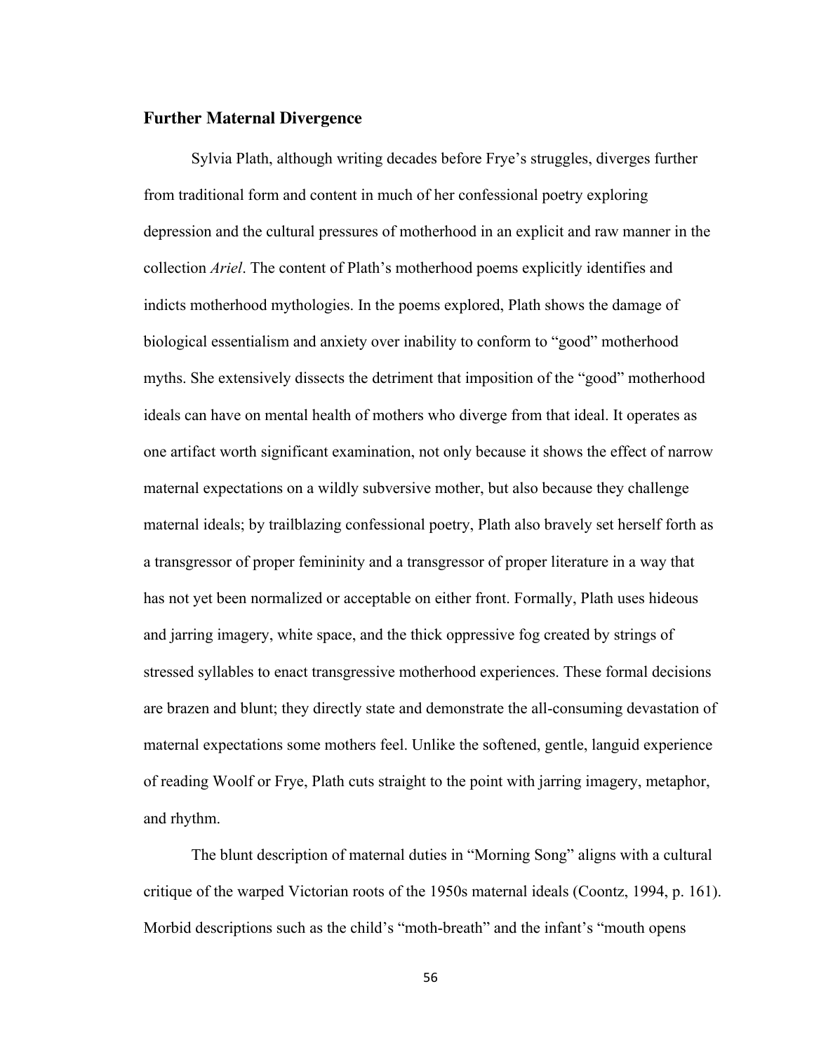## Further Maternal Divergence

Sylvia Plath, although writing decades before Frye's struggles, diverges further from traditional form and content in much of her confessional poetry exploring depression and the cultural pressures of motherhood in an explicit and raw manner in the collection *Ariel*. The content of Plath's motherhood poems explicitly identifies and indicts motherhood mythologies. In the poems explored, Plath shows the damage of biological essentialism and anxiety over inability to conform to "good" motherhood myths. She extensively dissects the detriment that imposition of the "good" motherhood ideals can have on mental health of mothers who diverge from that ideal. It operates as one artifact worth significant examination, not only because it shows the effect of narrow maternal expectations on a wildly subversive mother, but also because they challenge maternal ideals; by trailblazing confessional poetry, Plath also bravely set herself forth as a transgressor of proper femininity and a transgressor of proper literature in a way that has not yet been normalized or acceptable on either front. Formally, Plath uses hideous and jarring imagery, white space, and the thick oppressive fog created by strings of stressed syllables to enact transgressive motherhood experiences. These formal decisions are brazen and blunt; they directly state and demonstrate the all-consuming devastation of maternal expectations some mothers feel. Unlike the softened, gentle, languid experience of reading Woolf or Frye, Plath cuts straight to the point with jarring imagery, metaphor, and rhythm.

The blunt description of maternal duties in "Morning Song" aligns with a cultural critique of the warped Victorian roots of the 1950s maternal ideals (Coontz, 1994, p. 161). Morbid descriptions such as the child's "moth-breath" and the infant's "mouth opens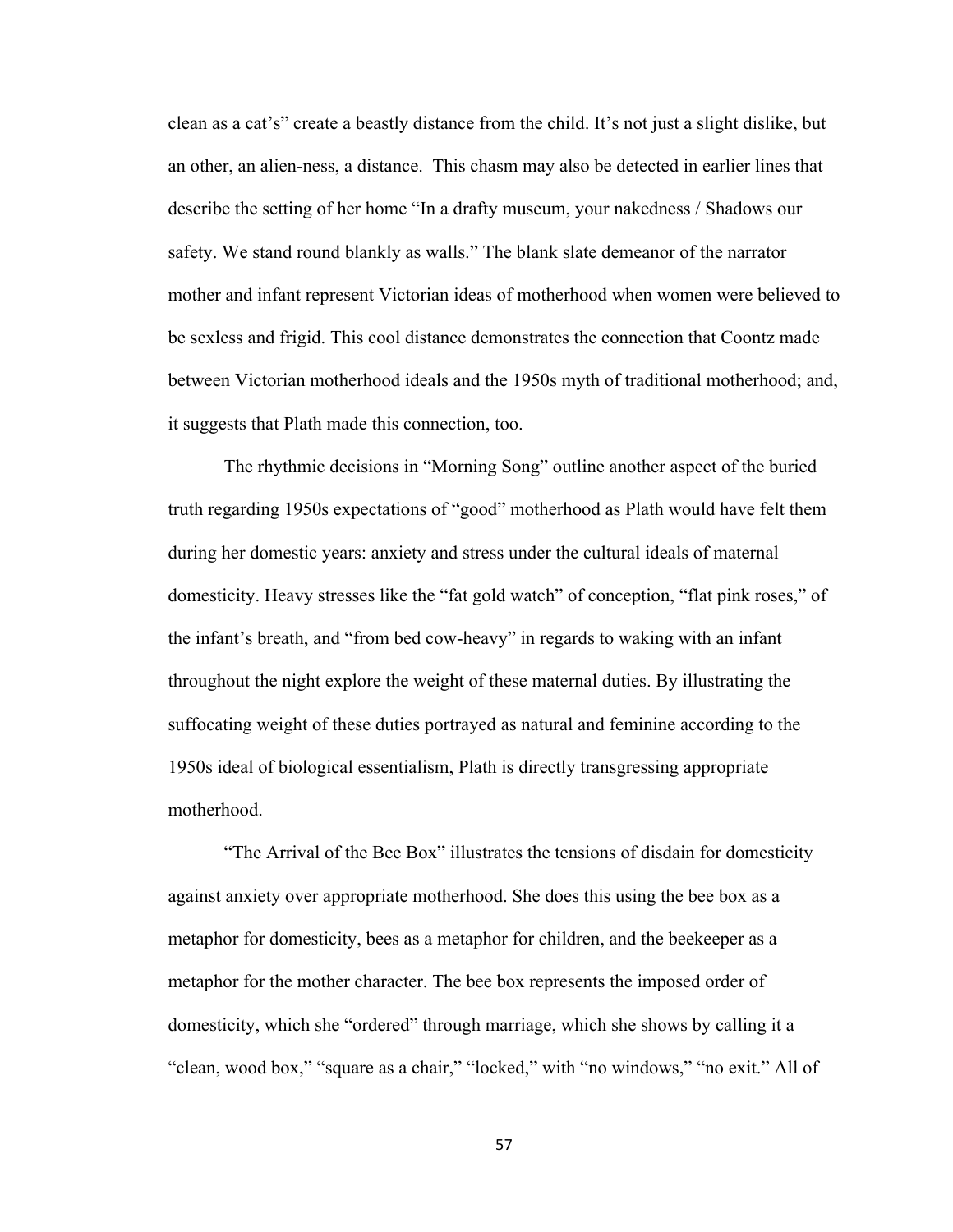clean as a cat's" create a beastly distance from the child. It's not just a slight dislike, but an other, an alien-ness, a distance.  This chasm may also be detected in earlier lines that describe the setting of her home "In a drafty museum, your nakedness / Shadows our safety. We stand round blankly as walls." The blank slate demeanor of the narrator mother and infant represent Victorian ideas of motherhood when women were believed to be sexless and frigid. This cool distance demonstrates the connection that Coontz made between Victorian motherhood ideals and the 1950s myth of traditional motherhood; and, it suggests that Plath made this connection, too.

The rhythmic decisions in "Morning Song" outline another aspect of the buried truth regarding 1950s expectations of "good" motherhood as Plath would have felt them during her domestic years: anxiety and stress under the cultural ideals of maternal domesticity. Heavy stresses like the "fat gold watch" of conception, "flat pink roses," of the infant's breath, and "from bed cow-heavy" in regards to waking with an infant throughout the night explore the weight of these maternal duties. By illustrating the suffocating weight of these duties portrayed as natural and feminine according to the 1950s ideal of biological essentialism, Plath is directly transgressing appropriate motherhood.

"The Arrival of the Bee Box" illustrates the tensions of disdain for domesticity against anxiety over appropriate motherhood. She does this using the bee box as a metaphor for domesticity, bees as a metaphor for children, and the beekeeper as a metaphor for the mother character. The bee box represents the imposed order of domesticity, which she "ordered" through marriage, which she shows by calling it a "clean, wood box," "square as a chair," "locked," with "no windows," "no exit." All of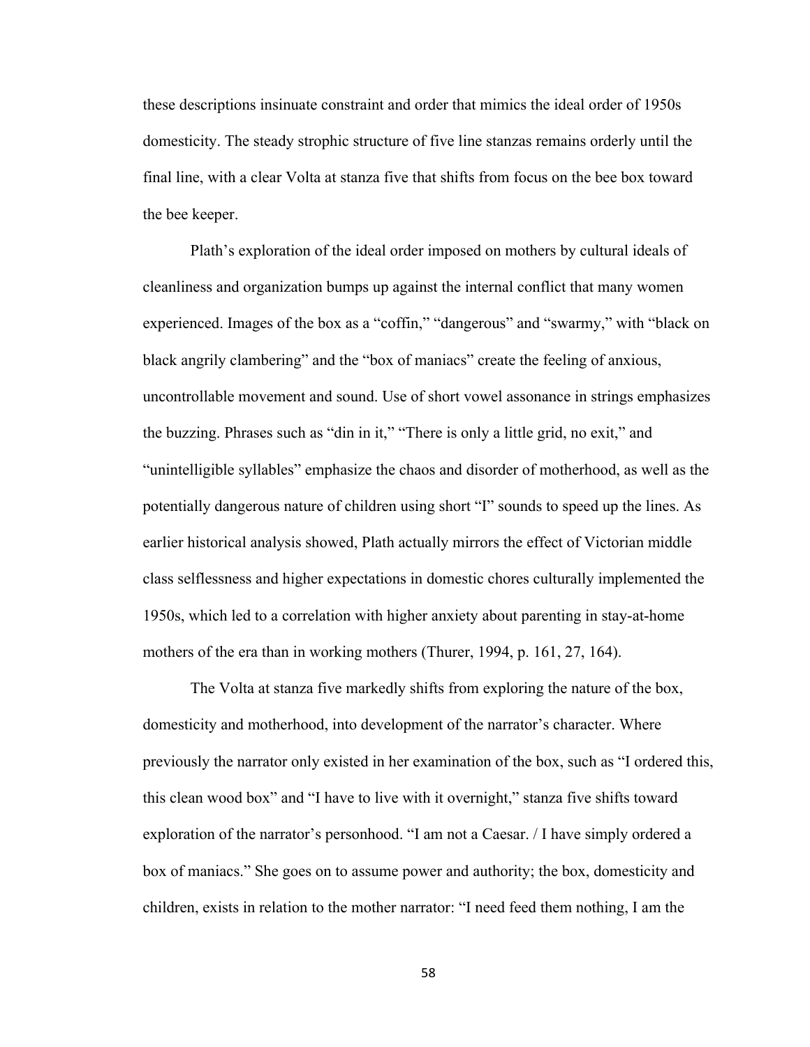these descriptions insinuate constraint and order that mimics the ideal order of 1950s domesticity. The steady strophic structure of five line stanzas remains orderly until the final line, with a clear Volta at stanza five that shifts from focus on the bee box toward the bee keeper.

Plath's exploration of the ideal order imposed on mothers by cultural ideals of cleanliness and organization bumps up against the internal conflict that many women experienced. Images of the box as a "coffin," "dangerous" and "swarmy," with "black on black angrily clambering" and the "box of maniacs" create the feeling of anxious, uncontrollable movement and sound. Use of short vowel assonance in strings emphasizes the buzzing. Phrases such as "din in it," "There is only a little grid, no exit," and "unintelligible syllables" emphasize the chaos and disorder of motherhood, as well as the potentially dangerous nature of children using short "I" sounds to speed up the lines. As earlier historical analysis showed, Plath actually mirrors the effect of Victorian middle class selflessness and higher expectations in domestic chores culturally implemented the 1950s, which led to a correlation with higher anxiety about parenting in stay-at-home mothers of the era than in working mothers (Thurer, 1994, p. 161, 27, 164).

The Volta at stanza five markedly shifts from exploring the nature of the box, domesticity and motherhood, into development of the narrator's character. Where previously the narrator only existed in her examination of the box, such as "I ordered this, this clean wood box" and "I have to live with it overnight," stanza five shifts toward exploration of the narrator's personhood. "I am not a Caesar. / I have simply ordered a box of maniacs." She goes on to assume power and authority; the box, domesticity and children, exists in relation to the mother narrator: "I need feed them nothing, I am the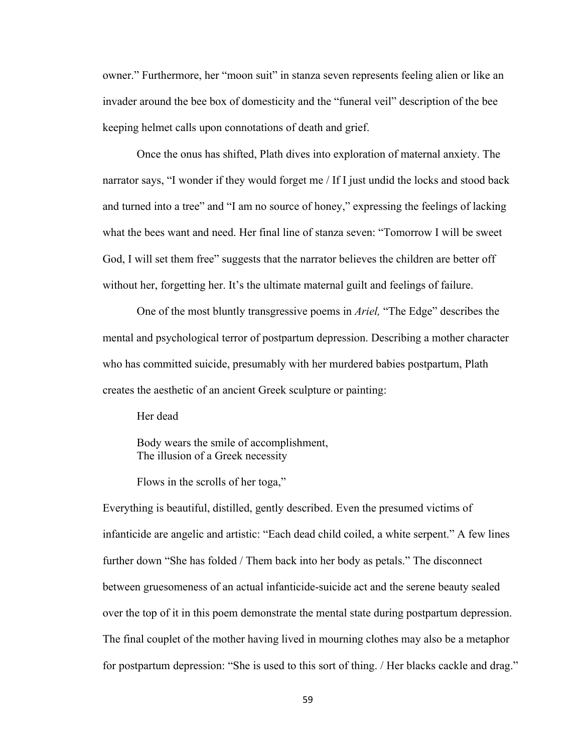owner." Furthermore, her "moon suit" in stanza seven represents feeling alien or like an invader around the bee box of domesticity and the "funeral veil" description of the bee keeping helmet calls upon connotations of death and grief.

Once the onus has shifted, Plath dives into exploration of maternal anxiety. The narrator says, "I wonder if they would forget me / If I just undid the locks and stood back and turned into a tree" and "I am no source of honey," expressing the feelings of lacking what the bees want and need. Her final line of stanza seven: "Tomorrow I will be sweet God, I will set them free" suggests that the narrator believes the children are better off without her, forgetting her. It's the ultimate maternal guilt and feelings of failure.

One of the most bluntly transgressive poems in *Ariel,* "The Edge" describes the mental and psychological terror of postpartum depression. Describing a mother character who has committed suicide, presumably with her murdered babies postpartum, Plath creates the aesthetic of an ancient Greek sculpture or painting:

> Her dead
>
> Body wears the smile of accomplishment,
> The illusion of a Greek necessity
>
> Flows in the scrolls of her toga,"

Everything is beautiful, distilled, gently described. Even the presumed victims of infanticide are angelic and artistic: "Each dead child coiled, a white serpent." A few lines further down "She has folded / Them back into her body as petals." The disconnect between gruesomeness of an actual infanticide-suicide act and the serene beauty sealed over the top of it in this poem demonstrate the mental state during postpartum depression. The final couplet of the mother having lived in mourning clothes may also be a metaphor for postpartum depression: "She is used to this sort of thing. / Her blacks cackle and drag."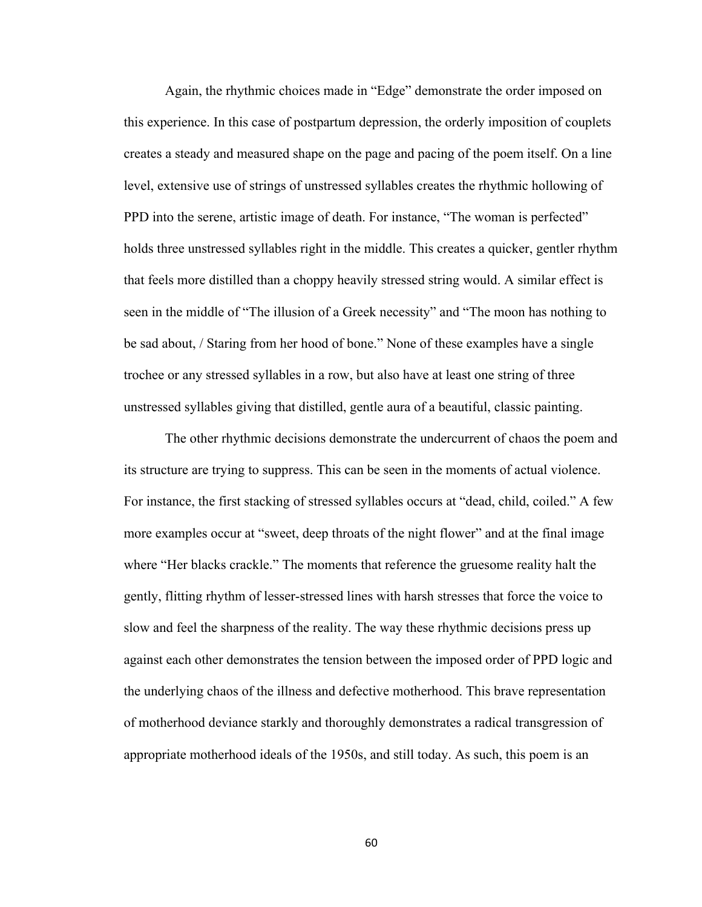Again, the rhythmic choices made in "Edge" demonstrate the order imposed on this experience. In this case of postpartum depression, the orderly imposition of couplets creates a steady and measured shape on the page and pacing of the poem itself. On a line level, extensive use of strings of unstressed syllables creates the rhythmic hollowing of PPD into the serene, artistic image of death. For instance, "The woman is perfected" holds three unstressed syllables right in the middle. This creates a quicker, gentler rhythm that feels more distilled than a choppy heavily stressed string would. A similar effect is seen in the middle of "The illusion of a Greek necessity" and "The moon has nothing to be sad about, / Staring from her hood of bone." None of these examples have a single trochee or any stressed syllables in a row, but also have at least one string of three unstressed syllables giving that distilled, gentle aura of a beautiful, classic painting.

The other rhythmic decisions demonstrate the undercurrent of chaos the poem and its structure are trying to suppress. This can be seen in the moments of actual violence. For instance, the first stacking of stressed syllables occurs at "dead, child, coiled." A few more examples occur at "sweet, deep throats of the night flower" and at the final image where "Her blacks crackle." The moments that reference the gruesome reality halt the gently, flitting rhythm of lesser-stressed lines with harsh stresses that force the voice to slow and feel the sharpness of the reality. The way these rhythmic decisions press up against each other demonstrates the tension between the imposed order of PPD logic and the underlying chaos of the illness and defective motherhood. This brave representation of motherhood deviance starkly and thoroughly demonstrates a radical transgression of appropriate motherhood ideals of the 1950s, and still today. As such, this poem is an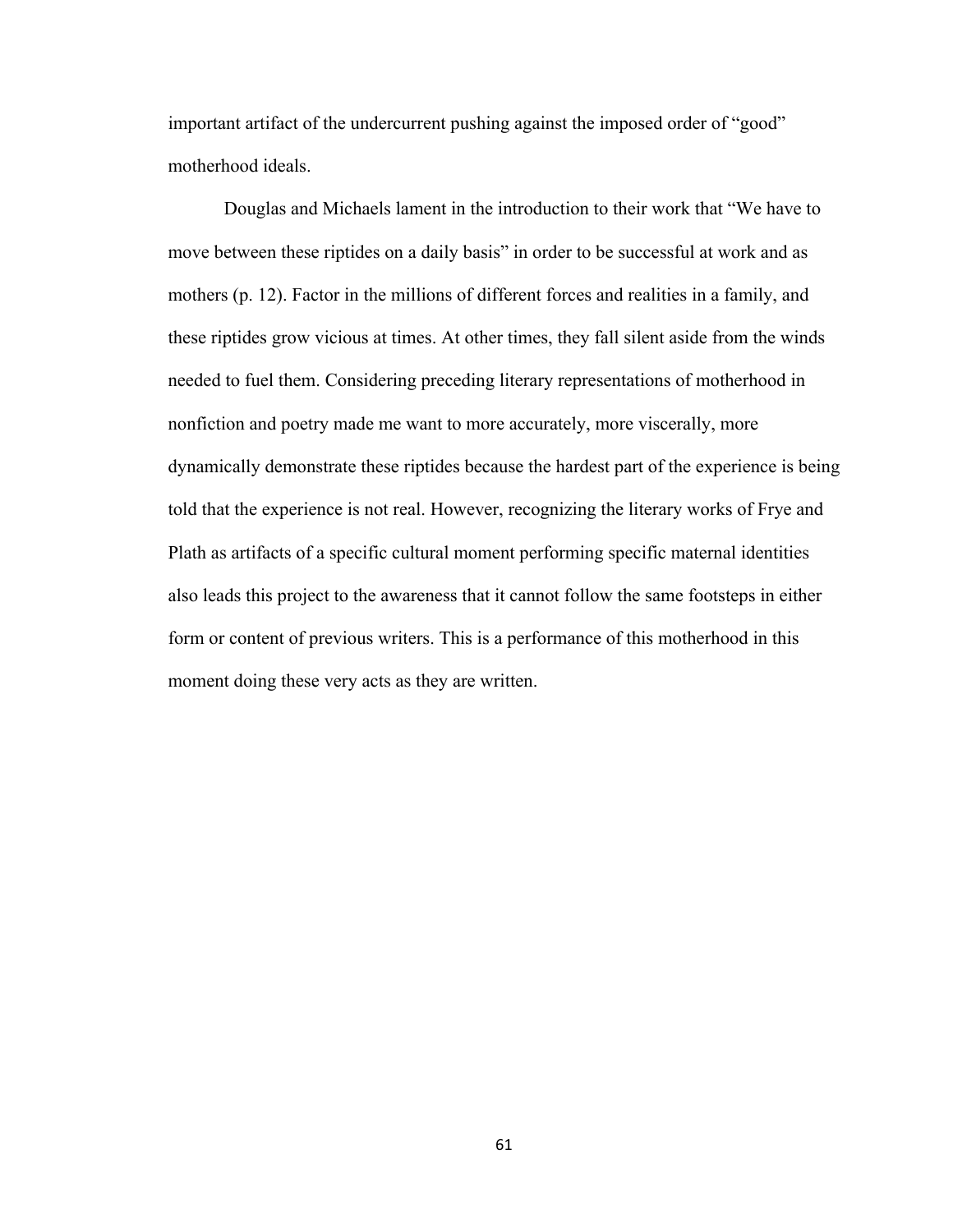important artifact of the undercurrent pushing against the imposed order of "good" motherhood ideals.

Douglas and Michaels lament in the introduction to their work that "We have to move between these riptides on a daily basis" in order to be successful at work and as mothers (p. 12). Factor in the millions of different forces and realities in a family, and these riptides grow vicious at times. At other times, they fall silent aside from the winds needed to fuel them. Considering preceding literary representations of motherhood in nonfiction and poetry made me want to more accurately, more viscerally, more dynamically demonstrate these riptides because the hardest part of the experience is being told that the experience is not real. However, recognizing the literary works of Frye and Plath as artifacts of a specific cultural moment performing specific maternal identities also leads this project to the awareness that it cannot follow the same footsteps in either form or content of previous writers. This is a performance of this motherhood in this moment doing these very acts as they are written.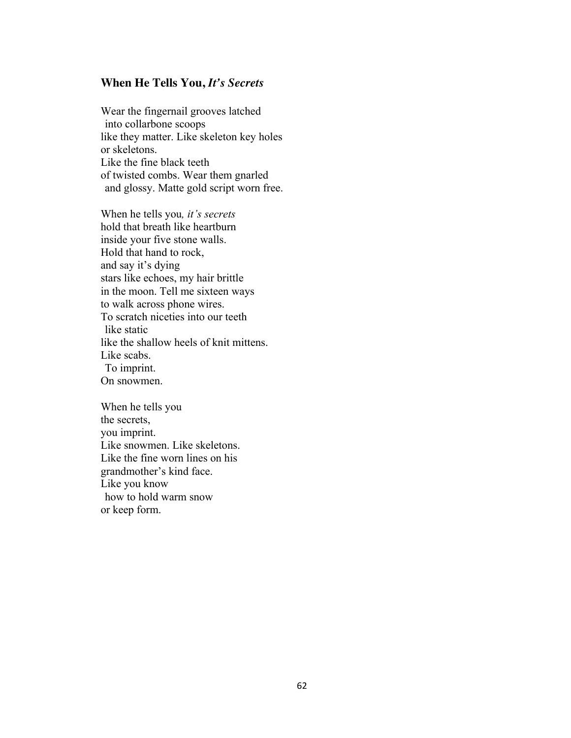### **When He Tells You,** ***It's Secrets***

Wear the fingernail grooves latched  
  into collarbone scoops  
like they matter. Like skeleton key holes  
or skeletons.  
Like the fine black teeth  
of twisted combs. Wear them gnarled  
  and glossy. Matte gold script worn free.

When he tells you*, it's secrets*  
hold that breath like heartburn  
inside your five stone walls.  
Hold that hand to rock,  
and say it's dying  
stars like echoes, my hair brittle  
in the moon. Tell me sixteen ways  
to walk across phone wires.  
To scratch niceties into our teeth  
  like static  
like the shallow heels of knit mittens.  
Like scabs.  
  To imprint.  
On snowmen.

When he tells you  
the secrets,  
you imprint.  
Like snowmen. Like skeletons.  
Like the fine worn lines on his  
grandmother's kind face.  
Like you know  
  how to hold warm snow  
or keep form.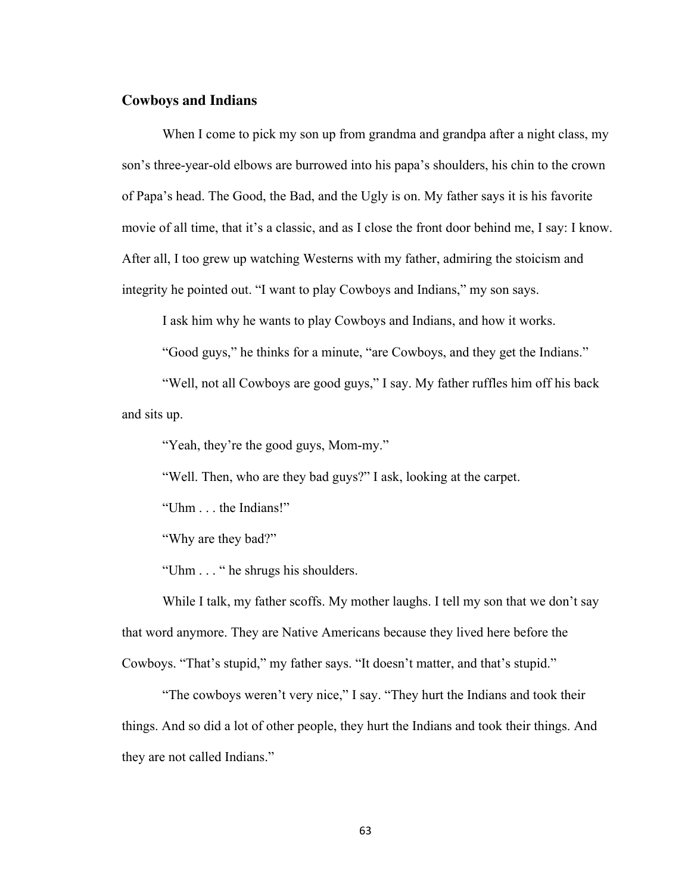## Cowboys and Indians

When I come to pick my son up from grandma and grandpa after a night class, my son's three-year-old elbows are burrowed into his papa's shoulders, his chin to the crown of Papa's head. The Good, the Bad, and the Ugly is on. My father says it is his favorite movie of all time, that it's a classic, and as I close the front door behind me, I say: I know. After all, I too grew up watching Westerns with my father, admiring the stoicism and integrity he pointed out. "I want to play Cowboys and Indians," my son says.

I ask him why he wants to play Cowboys and Indians, and how it works.

"Good guys," he thinks for a minute, "are Cowboys, and they get the Indians."

"Well, not all Cowboys are good guys," I say. My father ruffles him off his back and sits up.

"Yeah, they're the good guys, Mom-my."

"Well. Then, who are they bad guys?" I ask, looking at the carpet.

"Uhm . . . the Indians!"

"Why are they bad?"

"Uhm . . . " he shrugs his shoulders.

While I talk, my father scoffs. My mother laughs. I tell my son that we don't say that word anymore. They are Native Americans because they lived here before the Cowboys. "That's stupid," my father says. "It doesn't matter, and that's stupid."

"The cowboys weren't very nice," I say. "They hurt the Indians and took their things. And so did a lot of other people, they hurt the Indians and took their things. And they are not called Indians."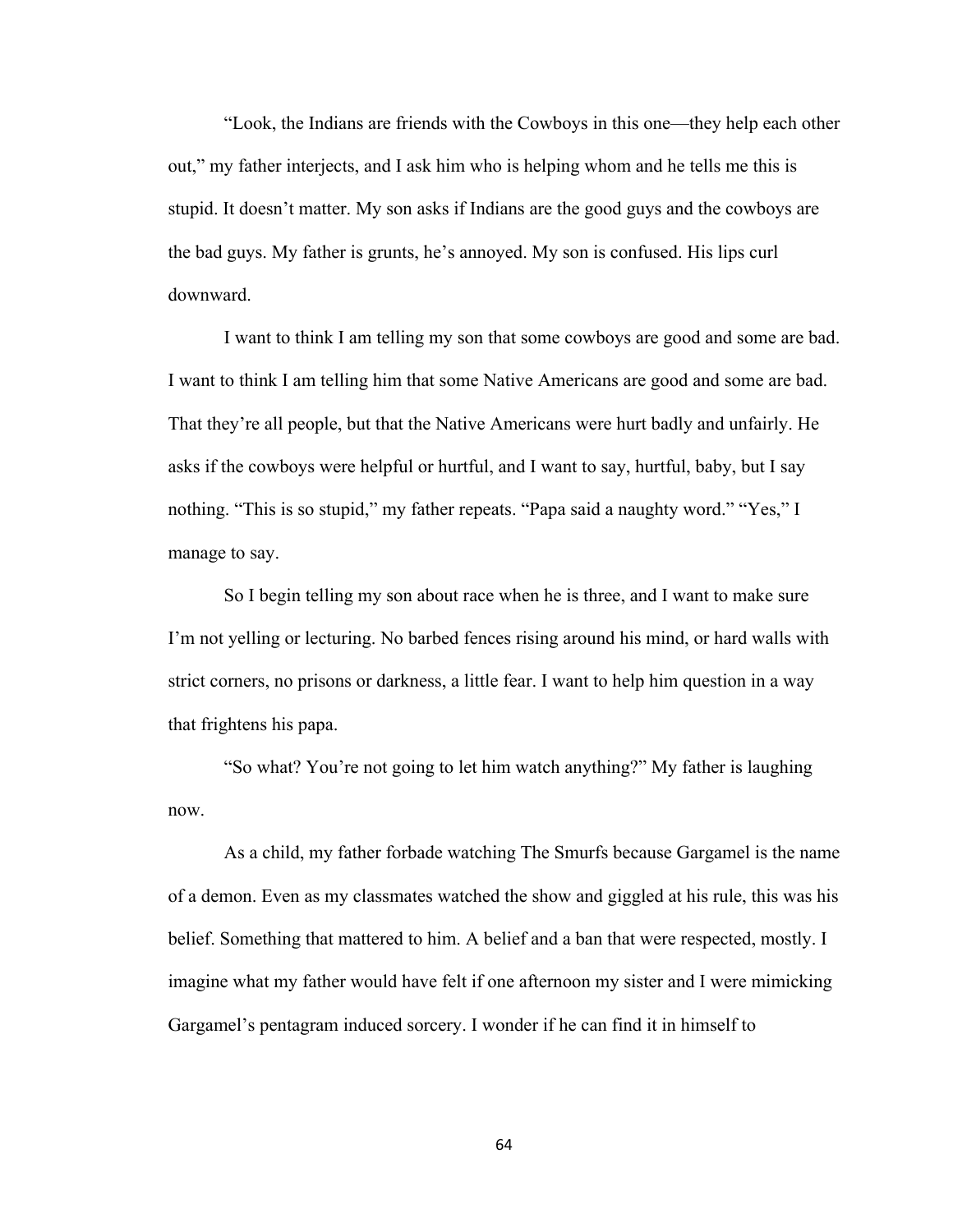"Look, the Indians are friends with the Cowboys in this one—they help each other out," my father interjects, and I ask him who is helping whom and he tells me this is stupid. It doesn't matter. My son asks if Indians are the good guys and the cowboys are the bad guys. My father is grunts, he's annoyed. My son is confused. His lips curl downward.

I want to think I am telling my son that some cowboys are good and some are bad. I want to think I am telling him that some Native Americans are good and some are bad. That they're all people, but that the Native Americans were hurt badly and unfairly. He asks if the cowboys were helpful or hurtful, and I want to say, hurtful, baby, but I say nothing. "This is so stupid," my father repeats. "Papa said a naughty word." "Yes," I manage to say.

So I begin telling my son about race when he is three, and I want to make sure I'm not yelling or lecturing. No barbed fences rising around his mind, or hard walls with strict corners, no prisons or darkness, a little fear. I want to help him question in a way that frightens his papa.

"So what? You're not going to let him watch anything?" My father is laughing now.

As a child, my father forbade watching The Smurfs because Gargamel is the name of a demon. Even as my classmates watched the show and giggled at his rule, this was his belief. Something that mattered to him. A belief and a ban that were respected, mostly. I imagine what my father would have felt if one afternoon my sister and I were mimicking Gargamel's pentagram induced sorcery. I wonder if he can find it in himself to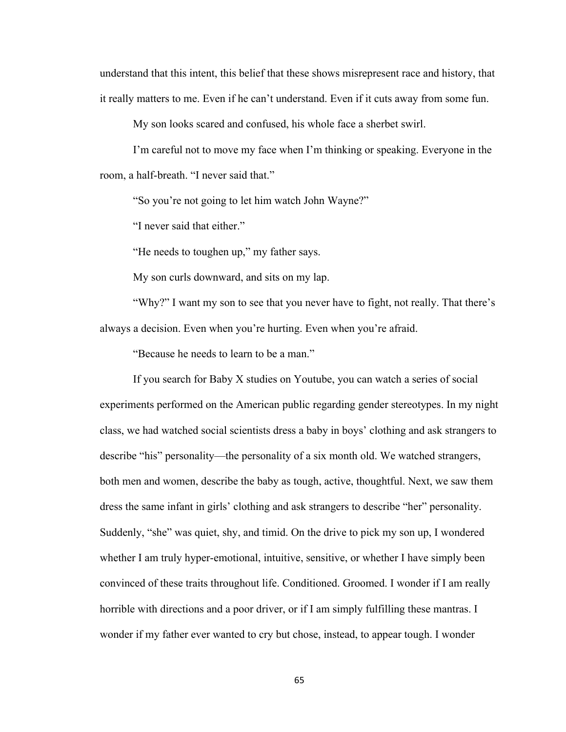understand that this intent, this belief that these shows misrepresent race and history, that it really matters to me. Even if he can't understand. Even if it cuts away from some fun.

My son looks scared and confused, his whole face a sherbet swirl.

I'm careful not to move my face when I'm thinking or speaking. Everyone in the room, a half-breath. "I never said that."

"So you're not going to let him watch John Wayne?"

"I never said that either."

"He needs to toughen up," my father says.

My son curls downward, and sits on my lap.

"Why?" I want my son to see that you never have to fight, not really. That there's always a decision. Even when you're hurting. Even when you're afraid.

"Because he needs to learn to be a man."

If you search for Baby X studies on Youtube, you can watch a series of social experiments performed on the American public regarding gender stereotypes. In my night class, we had watched social scientists dress a baby in boys' clothing and ask strangers to describe "his" personality—the personality of a six month old. We watched strangers, both men and women, describe the baby as tough, active, thoughtful. Next, we saw them dress the same infant in girls' clothing and ask strangers to describe "her" personality. Suddenly, "she" was quiet, shy, and timid. On the drive to pick my son up, I wondered whether I am truly hyper-emotional, intuitive, sensitive, or whether I have simply been convinced of these traits throughout life. Conditioned. Groomed. I wonder if I am really horrible with directions and a poor driver, or if I am simply fulfilling these mantras. I wonder if my father ever wanted to cry but chose, instead, to appear tough. I wonder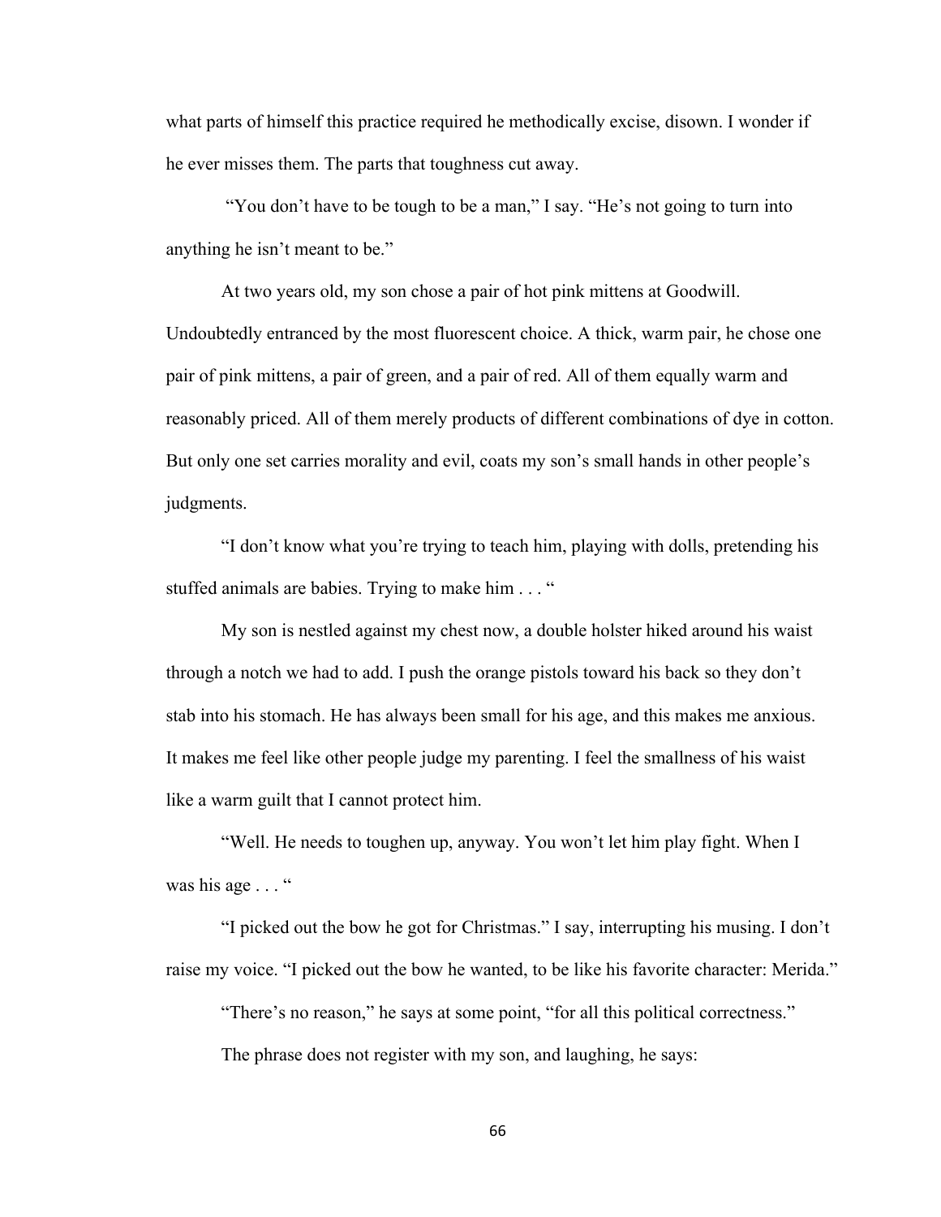what parts of himself this practice required he methodically excise, disown. I wonder if he ever misses them. The parts that toughness cut away.

"You don't have to be tough to be a man," I say. "He's not going to turn into anything he isn't meant to be."

At two years old, my son chose a pair of hot pink mittens at Goodwill. Undoubtedly entranced by the most fluorescent choice. A thick, warm pair, he chose one pair of pink mittens, a pair of green, and a pair of red. All of them equally warm and reasonably priced. All of them merely products of different combinations of dye in cotton. But only one set carries morality and evil, coats my son's small hands in other people's judgments.

"I don't know what you're trying to teach him, playing with dolls, pretending his stuffed animals are babies. Trying to make him . . . "

My son is nestled against my chest now, a double holster hiked around his waist through a notch we had to add. I push the orange pistols toward his back so they don't stab into his stomach. He has always been small for his age, and this makes me anxious. It makes me feel like other people judge my parenting. I feel the smallness of his waist like a warm guilt that I cannot protect him.

"Well. He needs to toughen up, anyway. You won't let him play fight. When I was his age . . . "

"I picked out the bow he got for Christmas." I say, interrupting his musing. I don't raise my voice. "I picked out the bow he wanted, to be like his favorite character: Merida."

"There's no reason," he says at some point, "for all this political correctness."

The phrase does not register with my son, and laughing, he says: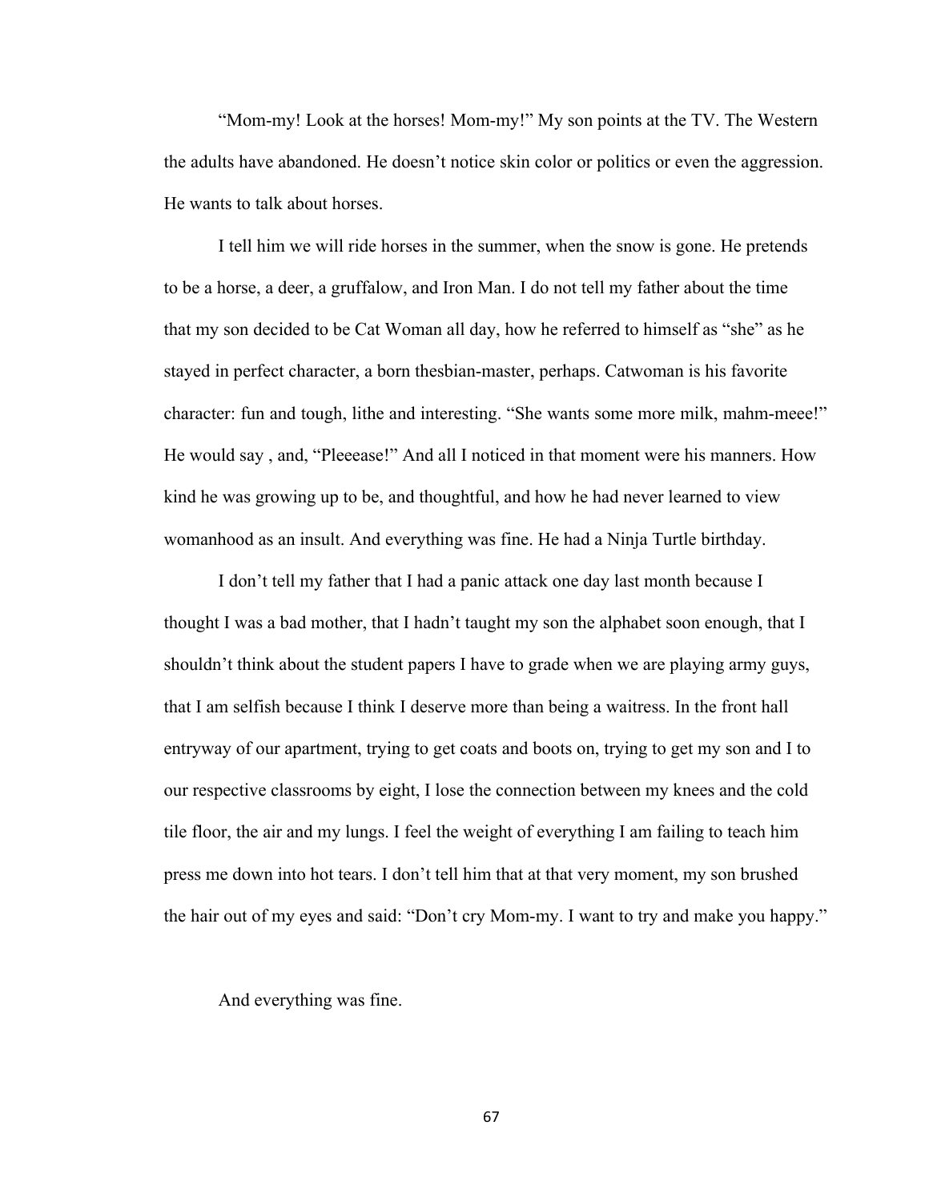"Mom-my! Look at the horses! Mom-my!" My son points at the TV. The Western the adults have abandoned. He doesn't notice skin color or politics or even the aggression. He wants to talk about horses.

I tell him we will ride horses in the summer, when the snow is gone. He pretends to be a horse, a deer, a gruffalow, and Iron Man. I do not tell my father about the time that my son decided to be Cat Woman all day, how he referred to himself as "she" as he stayed in perfect character, a born thesbian-master, perhaps. Catwoman is his favorite character: fun and tough, lithe and interesting. "She wants some more milk, mahm-meee!" He would say , and, "Pleeease!" And all I noticed in that moment were his manners. How kind he was growing up to be, and thoughtful, and how he had never learned to view womanhood as an insult. And everything was fine. He had a Ninja Turtle birthday.

I don't tell my father that I had a panic attack one day last month because I thought I was a bad mother, that I hadn't taught my son the alphabet soon enough, that I shouldn't think about the student papers I have to grade when we are playing army guys, that I am selfish because I think I deserve more than being a waitress. In the front hall entryway of our apartment, trying to get coats and boots on, trying to get my son and I to our respective classrooms by eight, I lose the connection between my knees and the cold tile floor, the air and my lungs. I feel the weight of everything I am failing to teach him press me down into hot tears. I don't tell him that at that very moment, my son brushed the hair out of my eyes and said: "Don't cry Mom-my. I want to try and make you happy."

And everything was fine.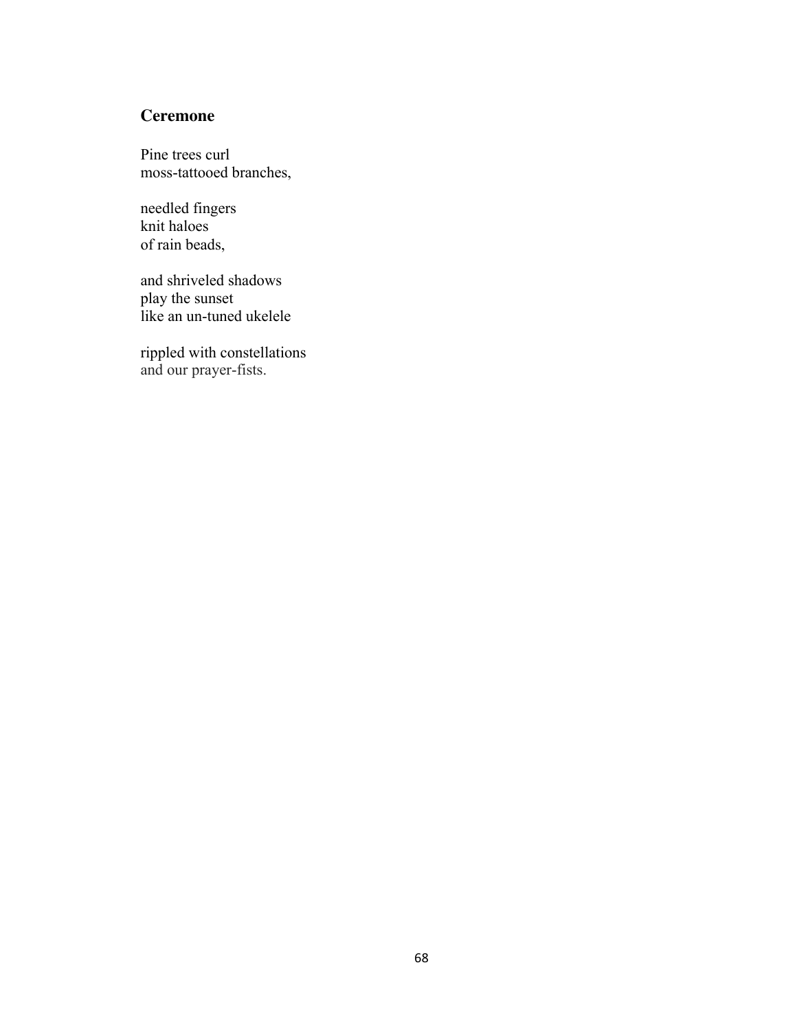## Ceremone

Pine trees curl  
moss-tattooed branches,

needled fingers  
knit haloes  
of rain beads,

and shriveled shadows  
play the sunset  
like an un-tuned ukelele

rippled with constellations  
and our prayer-fists.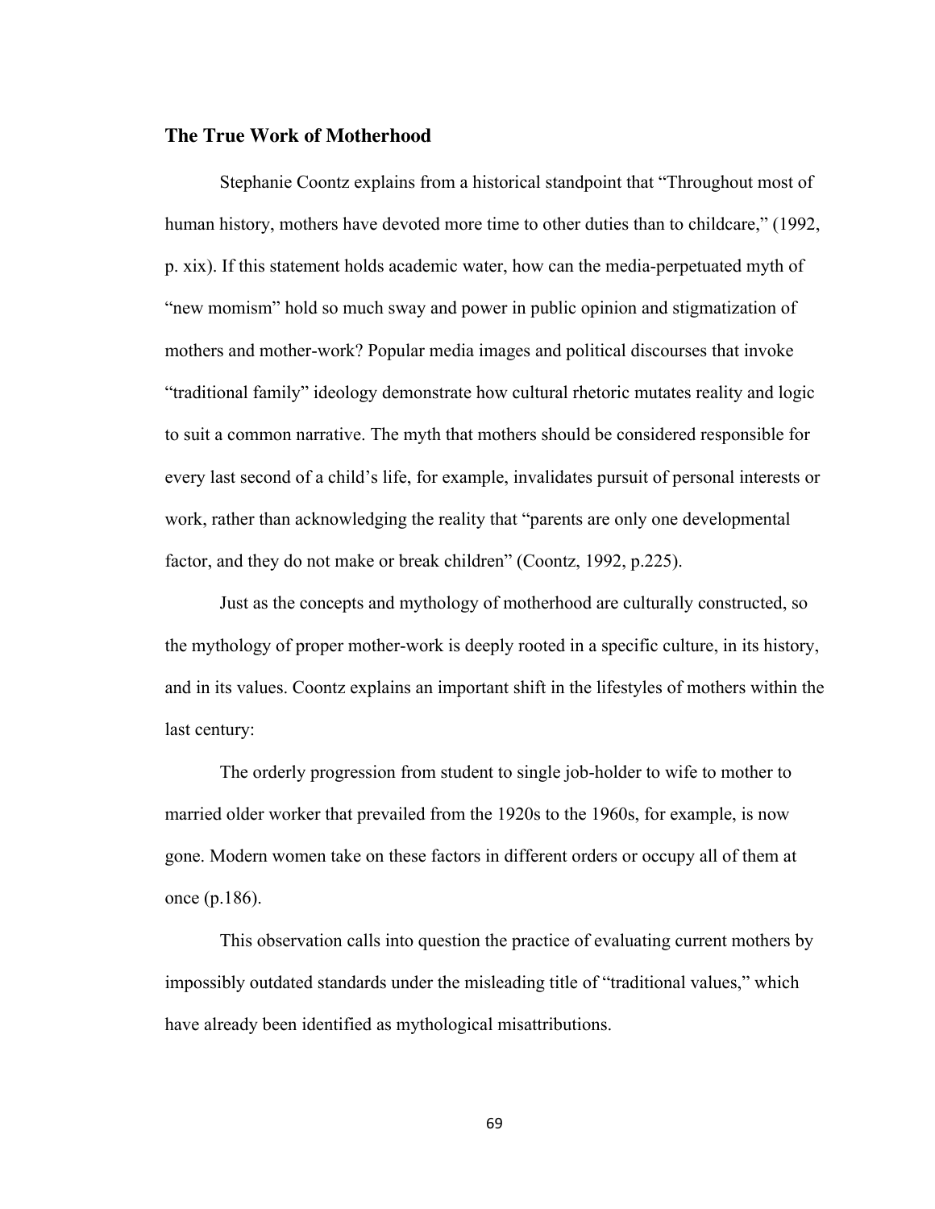### The True Work of Motherhood

Stephanie Coontz explains from a historical standpoint that "Throughout most of human history, mothers have devoted more time to other duties than to childcare," (1992, p. xix). If this statement holds academic water, how can the media-perpetuated myth of "new momism" hold so much sway and power in public opinion and stigmatization of mothers and mother-work? Popular media images and political discourses that invoke "traditional family" ideology demonstrate how cultural rhetoric mutates reality and logic to suit a common narrative. The myth that mothers should be considered responsible for every last second of a child's life, for example, invalidates pursuit of personal interests or work, rather than acknowledging the reality that "parents are only one developmental factor, and they do not make or break children" (Coontz, 1992, p.225).

Just as the concepts and mythology of motherhood are culturally constructed, so the mythology of proper mother-work is deeply rooted in a specific culture, in its history, and in its values. Coontz explains an important shift in the lifestyles of mothers within the last century:

> The orderly progression from student to single job-holder to wife to mother to married older worker that prevailed from the 1920s to the 1960s, for example, is now gone. Modern women take on these factors in different orders or occupy all of them at once (p.186).

This observation calls into question the practice of evaluating current mothers by impossibly outdated standards under the misleading title of "traditional values," which have already been identified as mythological misattributions.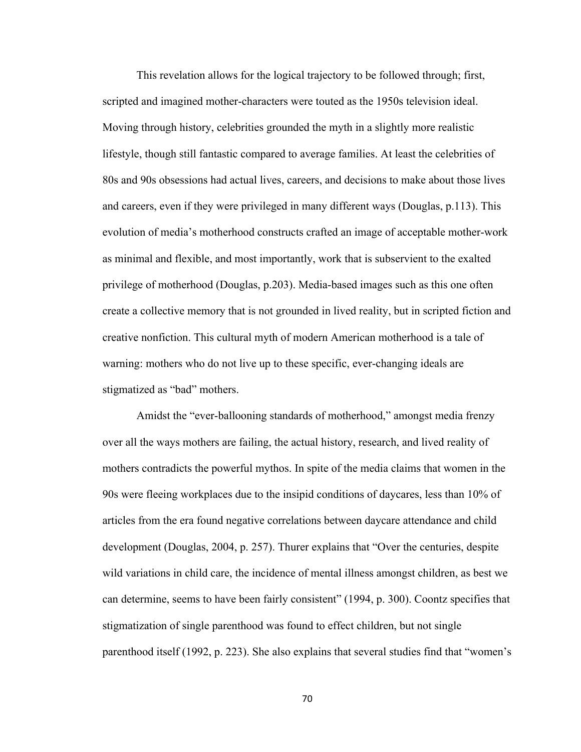This revelation allows for the logical trajectory to be followed through; first, scripted and imagined mother-characters were touted as the 1950s television ideal. Moving through history, celebrities grounded the myth in a slightly more realistic lifestyle, though still fantastic compared to average families. At least the celebrities of 80s and 90s obsessions had actual lives, careers, and decisions to make about those lives and careers, even if they were privileged in many different ways (Douglas, p.113). This evolution of media's motherhood constructs crafted an image of acceptable mother-work as minimal and flexible, and most importantly, work that is subservient to the exalted privilege of motherhood (Douglas, p.203). Media-based images such as this one often create a collective memory that is not grounded in lived reality, but in scripted fiction and creative nonfiction. This cultural myth of modern American motherhood is a tale of warning: mothers who do not live up to these specific, ever-changing ideals are stigmatized as "bad" mothers.

Amidst the "ever-ballooning standards of motherhood," amongst media frenzy over all the ways mothers are failing, the actual history, research, and lived reality of mothers contradicts the powerful mythos. In spite of the media claims that women in the 90s were fleeing workplaces due to the insipid conditions of daycares, less than 10% of articles from the era found negative correlations between daycare attendance and child development (Douglas, 2004, p. 257). Thurer explains that "Over the centuries, despite wild variations in child care, the incidence of mental illness amongst children, as best we can determine, seems to have been fairly consistent" (1994, p. 300). Coontz specifies that stigmatization of single parenthood was found to effect children, but not single parenthood itself (1992, p. 223). She also explains that several studies find that "women's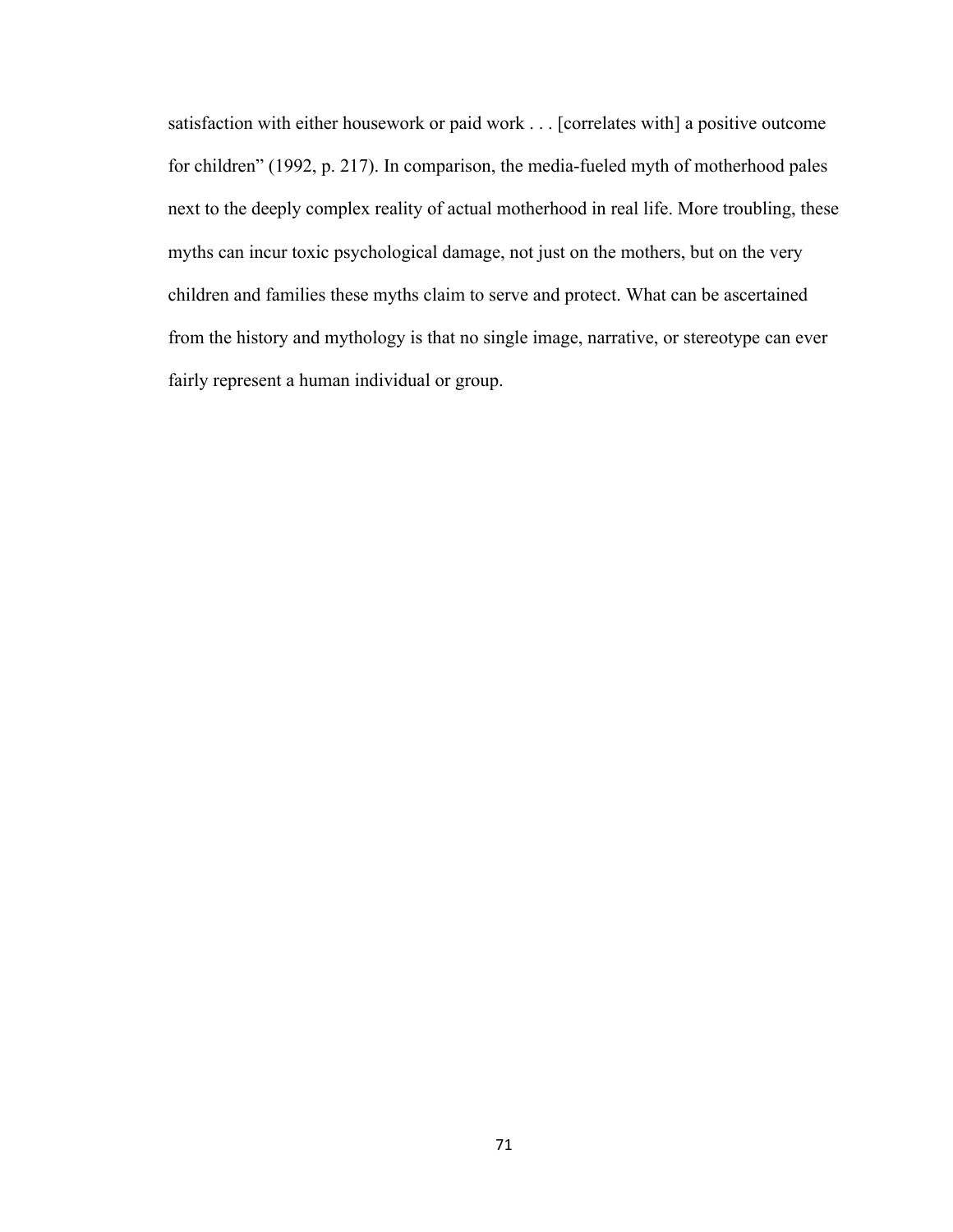satisfaction with either housework or paid work . . . [correlates with] a positive outcome for children" (1992, p. 217). In comparison, the media-fueled myth of motherhood pales next to the deeply complex reality of actual motherhood in real life. More troubling, these myths can incur toxic psychological damage, not just on the mothers, but on the very children and families these myths claim to serve and protect. What can be ascertained from the history and mythology is that no single image, narrative, or stereotype can ever fairly represent a human individual or group.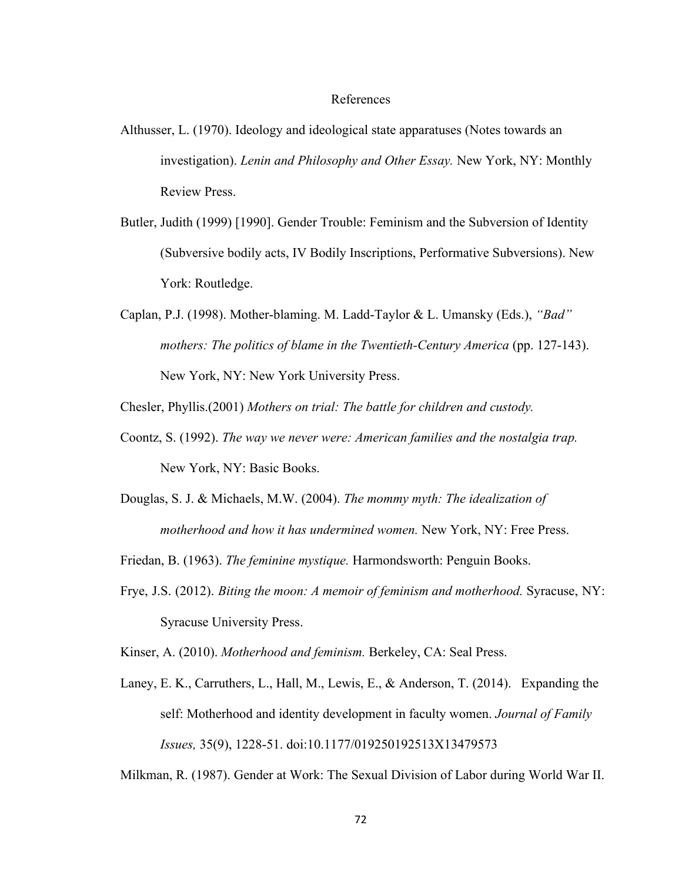# References

Althusser, L. (1970). Ideology and ideological state apparatuses (Notes towards an investigation). *Lenin and Philosophy and Other Essay.* New York, NY: Monthly Review Press.

Butler, Judith (1999) [1990]. Gender Trouble: Feminism and the Subversion of Identity (Subversive bodily acts, IV Bodily Inscriptions, Performative Subversions). New York: Routledge.

Caplan, P.J. (1998). Mother-blaming. M. Ladd-Taylor & L. Umansky (Eds.), *"Bad" mothers: The politics of blame in the Twentieth-Century America* (pp. 127-143). New York, NY: New York University Press.

Chesler, Phyllis.(2001) *Mothers on trial: The battle for children and custody.*

Coontz, S. (1992). *The way we never were: American families and the nostalgia trap.* New York, NY: Basic Books.

Douglas, S. J. & Michaels, M.W. (2004). *The mommy myth: The idealization of motherhood and how it has undermined women.* New York, NY: Free Press.

Friedan, B. (1963). *The feminine mystique.* Harmondsworth: Penguin Books.

Frye, J.S. (2012). *Biting the moon: A memoir of feminism and motherhood.* Syracuse, NY: Syracuse University Press.

Kinser, A. (2010). *Motherhood and feminism.* Berkeley, CA: Seal Press.

Laney, E. K., Carruthers, L., Hall, M., Lewis, E., & Anderson, T. (2014). Expanding the self: Motherhood and identity development in faculty women. *Journal of Family Issues,* 35(9), 1228-51. doi:10.1177/019250192513X13479573

Milkman, R. (1987). Gender at Work: The Sexual Division of Labor during World War II.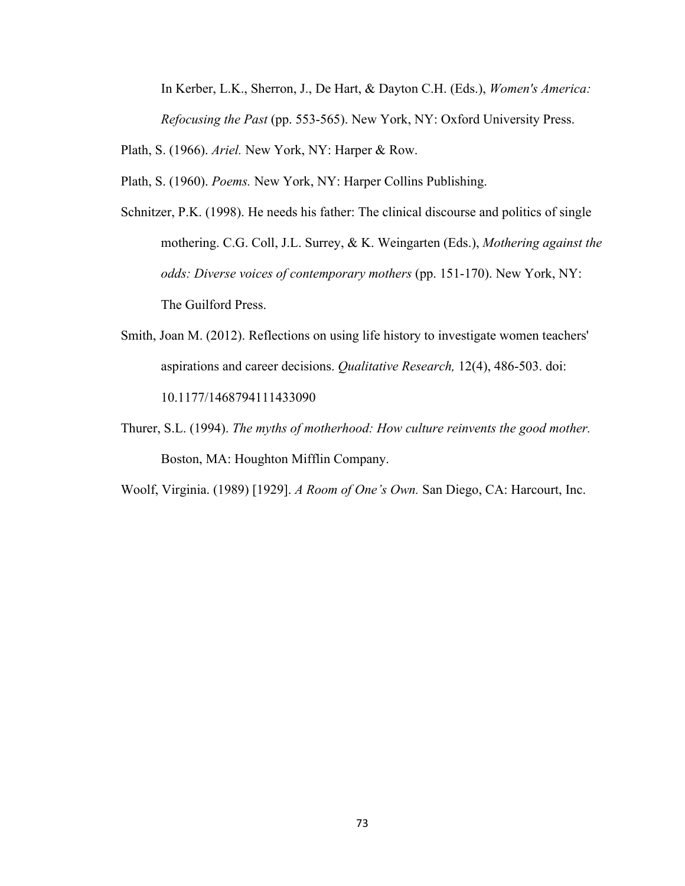In Kerber, L.K., Sherron, J., De Hart, & Dayton C.H. (Eds.), *Women's America: Refocusing the Past* (pp. 553-565). New York, NY: Oxford University Press.

Plath, S. (1966). *Ariel.* New York, NY: Harper & Row.

Plath, S. (1960). *Poems.* New York, NY: Harper Collins Publishing.

Schnitzer, P.K. (1998). He needs his father: The clinical discourse and politics of single mothering. C.G. Coll, J.L. Surrey, & K. Weingarten (Eds.), *Mothering against the odds: Diverse voices of contemporary mothers* (pp. 151-170). New York, NY: The Guilford Press.

Smith, Joan M. (2012). Reflections on using life history to investigate women teachers' aspirations and career decisions. *Qualitative Research,* 12(4), 486-503. doi: 10.1177/1468794111433090

Thurer, S.L. (1994). *The myths of motherhood: How culture reinvents the good mother.* Boston, MA: Houghton Mifflin Company.

Woolf, Virginia. (1989) [1929]. *A Room of One's Own.* San Diego, CA: Harcourt, Inc.